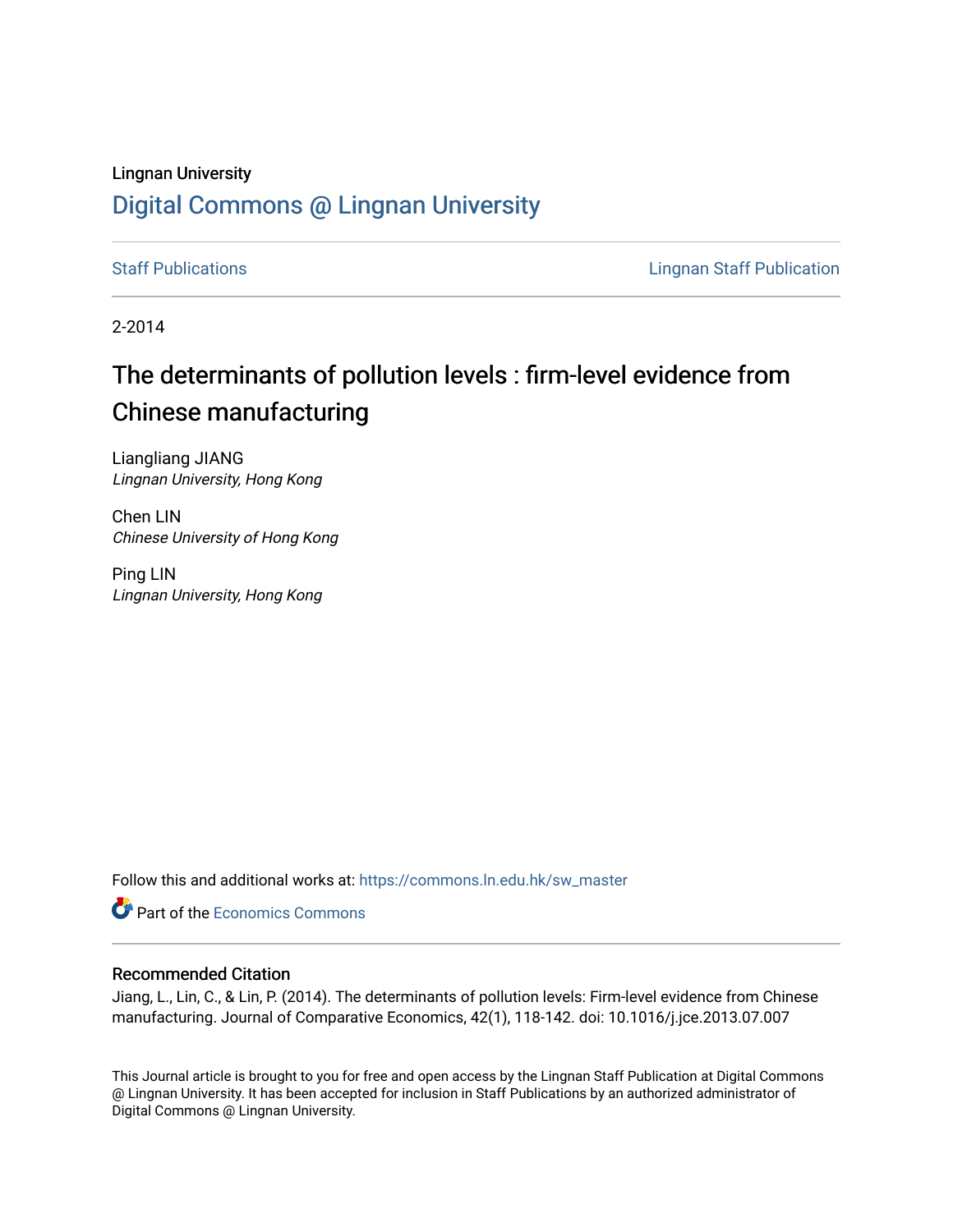Lingnan University

# Digital Commons @ Lingnan University

Staff Publications | Lingnan Staff Publication

2-2014

## The determinants of pollution levels : firm-level evidence from Chinese manufacturing

Liangliang JIANG
*Lingnan University, Hong Kong*

Chen LIN
*Chinese University of Hong Kong*

Ping LIN
*Lingnan University, Hong Kong*

Follow this and additional works at: https://commons.ln.edu.hk/sw_master

Part of the Economics Commons

### Recommended Citation

Jiang, L., Lin, C., & Lin, P. (2014). The determinants of pollution levels: Firm-level evidence from Chinese manufacturing. Journal of Comparative Economics, 42(1), 118-142. doi: 10.1016/j.jce.2013.07.007

This Journal article is brought to you for free and open access by the Lingnan Staff Publication at Digital Commons @ Lingnan University. It has been accepted for inclusion in Staff Publications by an authorized administrator of Digital Commons @ Lingnan University.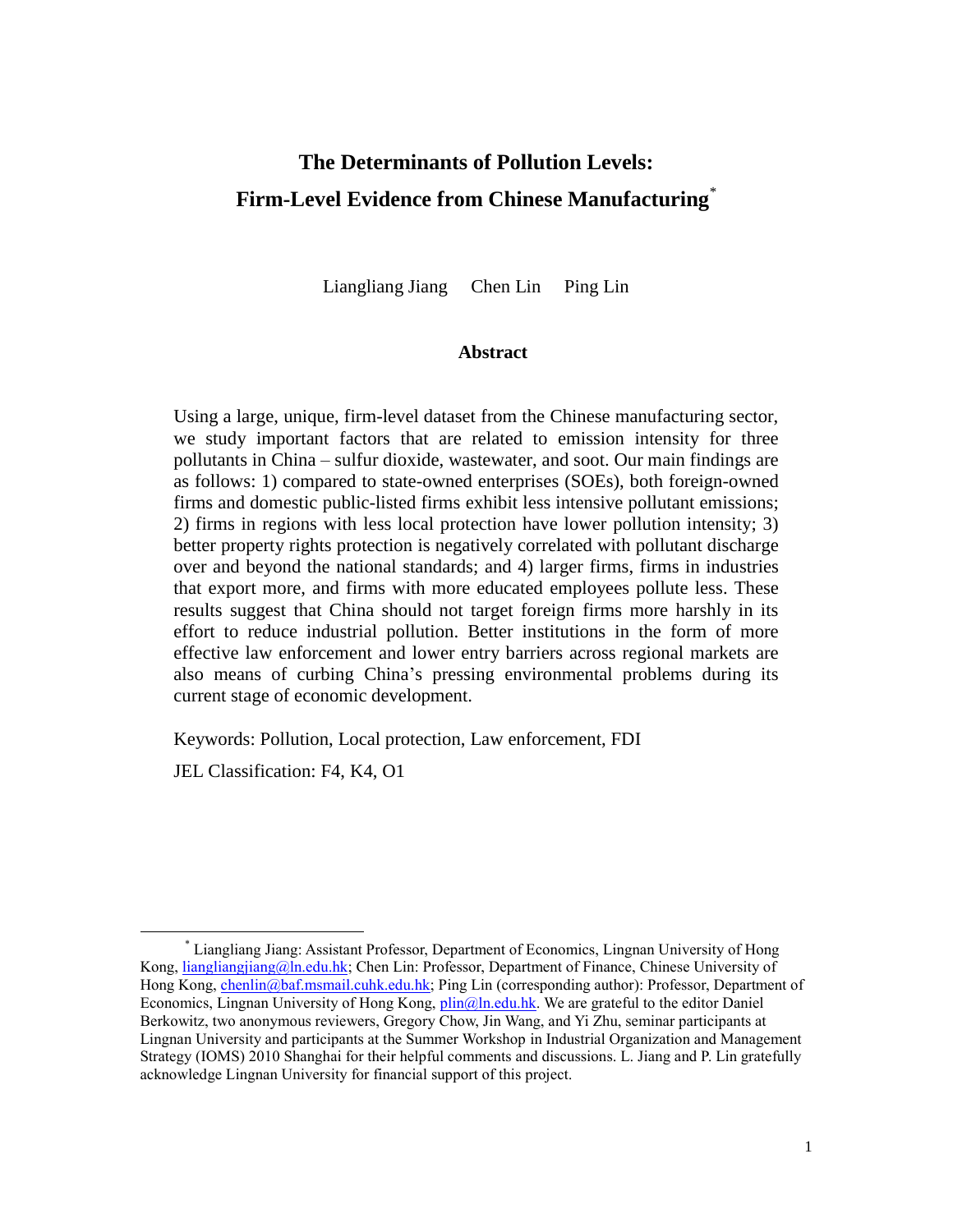# The Determinants of Pollution Levels: Firm-Level Evidence from Chinese Manufacturing*

Liangliang Jiang Chen Lin Ping Lin

## Abstract

Using a large, unique, firm-level dataset from the Chinese manufacturing sector, we study important factors that are related to emission intensity for three pollutants in China – sulfur dioxide, wastewater, and soot. Our main findings are as follows: 1) compared to state-owned enterprises (SOEs), both foreign-owned firms and domestic public-listed firms exhibit less intensive pollutant emissions; 2) firms in regions with less local protection have lower pollution intensity; 3) better property rights protection is negatively correlated with pollutant discharge over and beyond the national standards; and 4) larger firms, firms in industries that export more, and firms with more educated employees pollute less. These results suggest that China should not target foreign firms more harshly in its effort to reduce industrial pollution. Better institutions in the form of more effective law enforcement and lower entry barriers across regional markets are also means of curbing China's pressing environmental problems during its current stage of economic development.

Keywords: Pollution, Local protection, Law enforcement, FDI

JEL Classification: F4, K4, O1

---

* Liangliang Jiang: Assistant Professor, Department of Economics, Lingnan University of Hong Kong, liangliangjiang@ln.edu.hk; Chen Lin: Professor, Department of Finance, Chinese University of Hong Kong, chenlin@baf.msmail.cuhk.edu.hk; Ping Lin (corresponding author): Professor, Department of Economics, Lingnan University of Hong Kong, plin@ln.edu.hk. We are grateful to the editor Daniel Berkowitz, two anonymous reviewers, Gregory Chow, Jin Wang, and Yi Zhu, seminar participants at Lingnan University and participants at the Summer Workshop in Industrial Organization and Management Strategy (IOMS) 2010 Shanghai for their helpful comments and discussions. L. Jiang and P. Lin gratefully acknowledge Lingnan University for financial support of this project.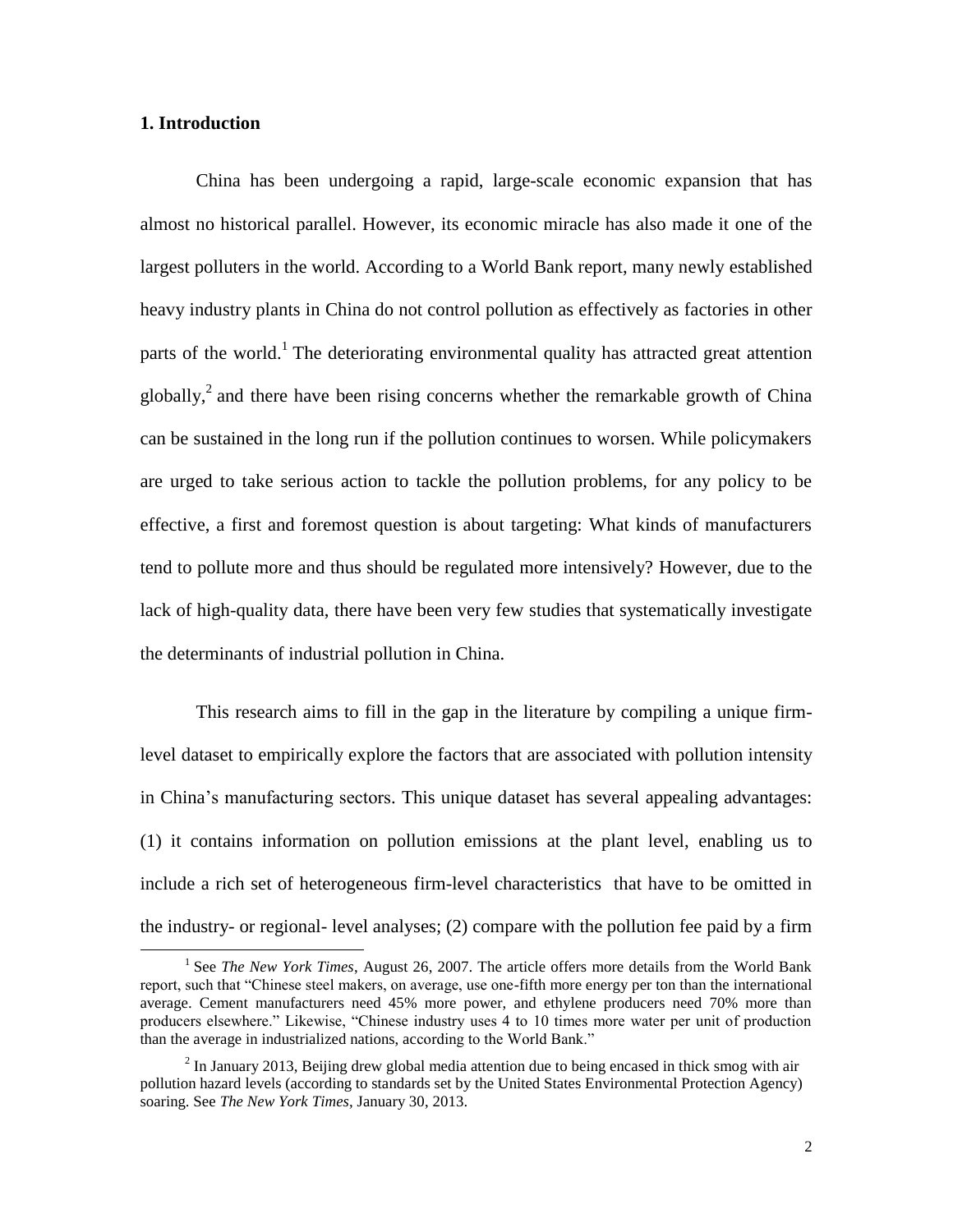## 1. Introduction

China has been undergoing a rapid, large-scale economic expansion that has almost no historical parallel. However, its economic miracle has also made it one of the largest polluters in the world. According to a World Bank report, many newly established heavy industry plants in China do not control pollution as effectively as factories in other parts of the world.[1] The deteriorating environmental quality has attracted great attention globally,[2] and there have been rising concerns whether the remarkable growth of China can be sustained in the long run if the pollution continues to worsen. While policymakers are urged to take serious action to tackle the pollution problems, for any policy to be effective, a first and foremost question is about targeting: What kinds of manufacturers tend to pollute more and thus should be regulated more intensively? However, due to the lack of high-quality data, there have been very few studies that systematically investigate the determinants of industrial pollution in China.

This research aims to fill in the gap in the literature by compiling a unique firm-level dataset to empirically explore the factors that are associated with pollution intensity in China's manufacturing sectors. This unique dataset has several appealing advantages: (1) it contains information on pollution emissions at the plant level, enabling us to include a rich set of heterogeneous firm-level characteristics that have to be omitted in the industry- or regional- level analyses; (2) compare with the pollution fee paid by a firm

[1] See *The New York Times*, August 26, 2007. The article offers more details from the World Bank report, such that "Chinese steel makers, on average, use one-fifth more energy per ton than the international average. Cement manufacturers need 45% more power, and ethylene producers need 70% more than producers elsewhere." Likewise, "Chinese industry uses 4 to 10 times more water per unit of production than the average in industrialized nations, according to the World Bank."

[2] In January 2013, Beijing drew global media attention due to being encased in thick smog with air pollution hazard levels (according to standards set by the United States Environmental Protection Agency) soaring. See *The New York Times*, January 30, 2013.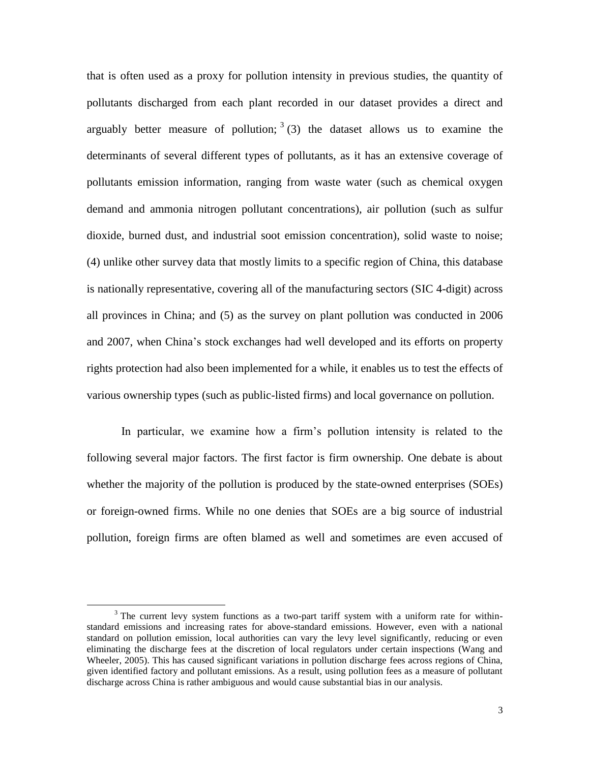that is often used as a proxy for pollution intensity in previous studies, the quantity of pollutants discharged from each plant recorded in our dataset provides a direct and arguably better measure of pollution;[3] (3) the dataset allows us to examine the determinants of several different types of pollutants, as it has an extensive coverage of pollutants emission information, ranging from waste water (such as chemical oxygen demand and ammonia nitrogen pollutant concentrations), air pollution (such as sulfur dioxide, burned dust, and industrial soot emission concentration), solid waste to noise; (4) unlike other survey data that mostly limits to a specific region of China, this database is nationally representative, covering all of the manufacturing sectors (SIC 4-digit) across all provinces in China; and (5) as the survey on plant pollution was conducted in 2006 and 2007, when China's stock exchanges had well developed and its efforts on property rights protection had also been implemented for a while, it enables us to test the effects of various ownership types (such as public-listed firms) and local governance on pollution.

In particular, we examine how a firm's pollution intensity is related to the following several major factors. The first factor is firm ownership. One debate is about whether the majority of the pollution is produced by the state-owned enterprises (SOEs) or foreign-owned firms. While no one denies that SOEs are a big source of industrial pollution, foreign firms are often blamed as well and sometimes are even accused of

[3] The current levy system functions as a two-part tariff system with a uniform rate for within-standard emissions and increasing rates for above-standard emissions. However, even with a national standard on pollution emission, local authorities can vary the levy level significantly, reducing or even eliminating the discharge fees at the discretion of local regulators under certain inspections (Wang and Wheeler, 2005). This has caused significant variations in pollution discharge fees across regions of China, given identified factory and pollutant emissions. As a result, using pollution fees as a measure of pollutant discharge across China is rather ambiguous and would cause substantial bias in our analysis.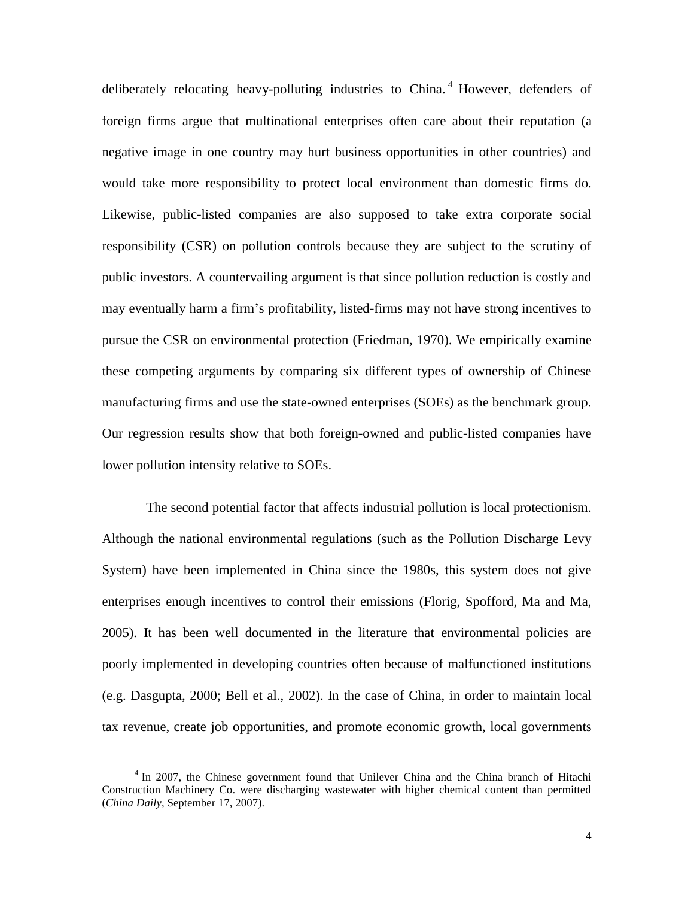deliberately relocating heavy-polluting industries to China.[4] However, defenders of foreign firms argue that multinational enterprises often care about their reputation (a negative image in one country may hurt business opportunities in other countries) and would take more responsibility to protect local environment than domestic firms do. Likewise, public-listed companies are also supposed to take extra corporate social responsibility (CSR) on pollution controls because they are subject to the scrutiny of public investors. A countervailing argument is that since pollution reduction is costly and may eventually harm a firm's profitability, listed-firms may not have strong incentives to pursue the CSR on environmental protection (Friedman, 1970). We empirically examine these competing arguments by comparing six different types of ownership of Chinese manufacturing firms and use the state-owned enterprises (SOEs) as the benchmark group. Our regression results show that both foreign-owned and public-listed companies have lower pollution intensity relative to SOEs.

The second potential factor that affects industrial pollution is local protectionism. Although the national environmental regulations (such as the Pollution Discharge Levy System) have been implemented in China since the 1980s, this system does not give enterprises enough incentives to control their emissions (Florig, Spofford, Ma and Ma, 2005). It has been well documented in the literature that environmental policies are poorly implemented in developing countries often because of malfunctioned institutions (e.g. Dasgupta, 2000; Bell et al., 2002). In the case of China, in order to maintain local tax revenue, create job opportunities, and promote economic growth, local governments

[4] In 2007, the Chinese government found that Unilever China and the China branch of Hitachi Construction Machinery Co. were discharging wastewater with higher chemical content than permitted (*China Daily*, September 17, 2007).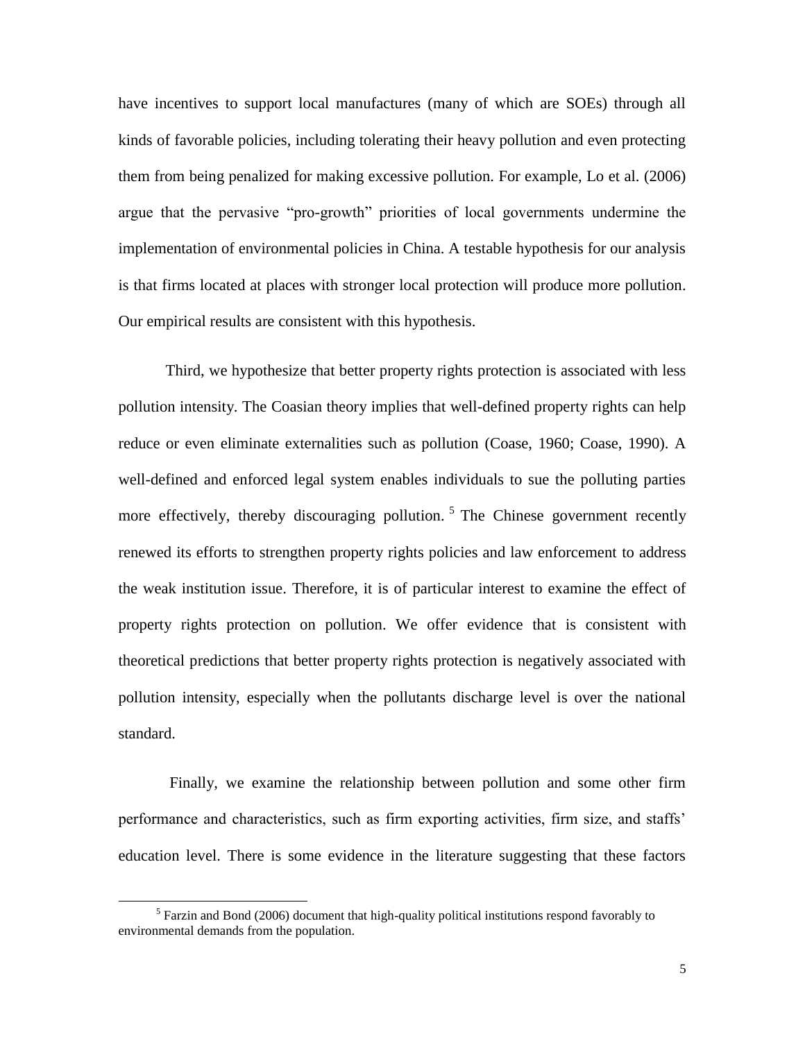have incentives to support local manufactures (many of which are SOEs) through all kinds of favorable policies, including tolerating their heavy pollution and even protecting them from being penalized for making excessive pollution. For example, Lo et al. (2006) argue that the pervasive "pro-growth" priorities of local governments undermine the implementation of environmental policies in China. A testable hypothesis for our analysis is that firms located at places with stronger local protection will produce more pollution. Our empirical results are consistent with this hypothesis.

Third, we hypothesize that better property rights protection is associated with less pollution intensity. The Coasian theory implies that well-defined property rights can help reduce or even eliminate externalities such as pollution (Coase, 1960; Coase, 1990). A well-defined and enforced legal system enables individuals to sue the polluting parties more effectively, thereby discouraging pollution. [5] The Chinese government recently renewed its efforts to strengthen property rights policies and law enforcement to address the weak institution issue. Therefore, it is of particular interest to examine the effect of property rights protection on pollution. We offer evidence that is consistent with theoretical predictions that better property rights protection is negatively associated with pollution intensity, especially when the pollutants discharge level is over the national standard.

Finally, we examine the relationship between pollution and some other firm performance and characteristics, such as firm exporting activities, firm size, and staffs' education level. There is some evidence in the literature suggesting that these factors

[5] Farzin and Bond (2006) document that high-quality political institutions respond favorably to environmental demands from the population.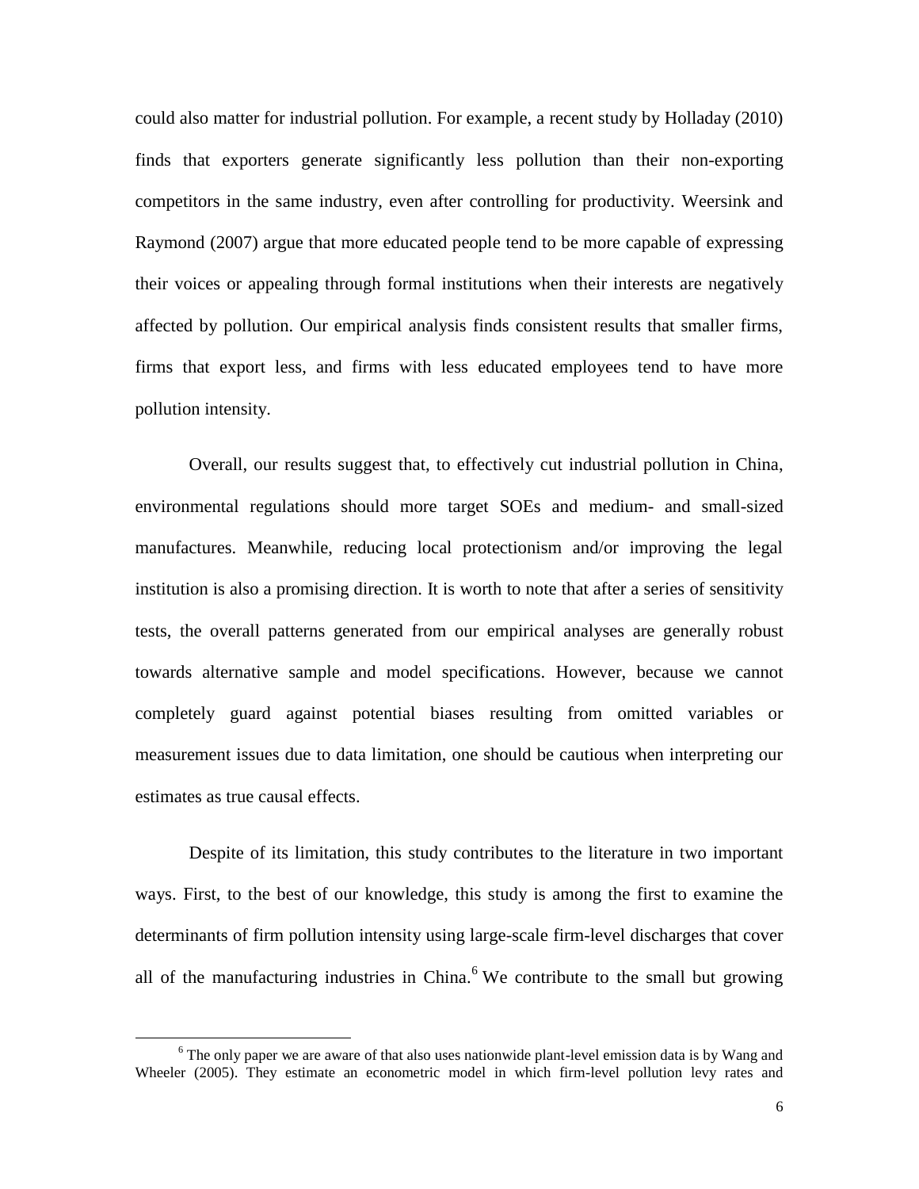could also matter for industrial pollution. For example, a recent study by Holladay (2010) finds that exporters generate significantly less pollution than their non-exporting competitors in the same industry, even after controlling for productivity. Weersink and Raymond (2007) argue that more educated people tend to be more capable of expressing their voices or appealing through formal institutions when their interests are negatively affected by pollution. Our empirical analysis finds consistent results that smaller firms, firms that export less, and firms with less educated employees tend to have more pollution intensity.

Overall, our results suggest that, to effectively cut industrial pollution in China, environmental regulations should more target SOEs and medium- and small-sized manufactures. Meanwhile, reducing local protectionism and/or improving the legal institution is also a promising direction. It is worth to note that after a series of sensitivity tests, the overall patterns generated from our empirical analyses are generally robust towards alternative sample and model specifications. However, because we cannot completely guard against potential biases resulting from omitted variables or measurement issues due to data limitation, one should be cautious when interpreting our estimates as true causal effects.

Despite of its limitation, this study contributes to the literature in two important ways. First, to the best of our knowledge, this study is among the first to examine the determinants of firm pollution intensity using large-scale firm-level discharges that cover all of the manufacturing industries in China.[6] We contribute to the small but growing

---

[6] The only paper we are aware of that also uses nationwide plant-level emission data is by Wang and Wheeler (2005). They estimate an econometric model in which firm-level pollution levy rates and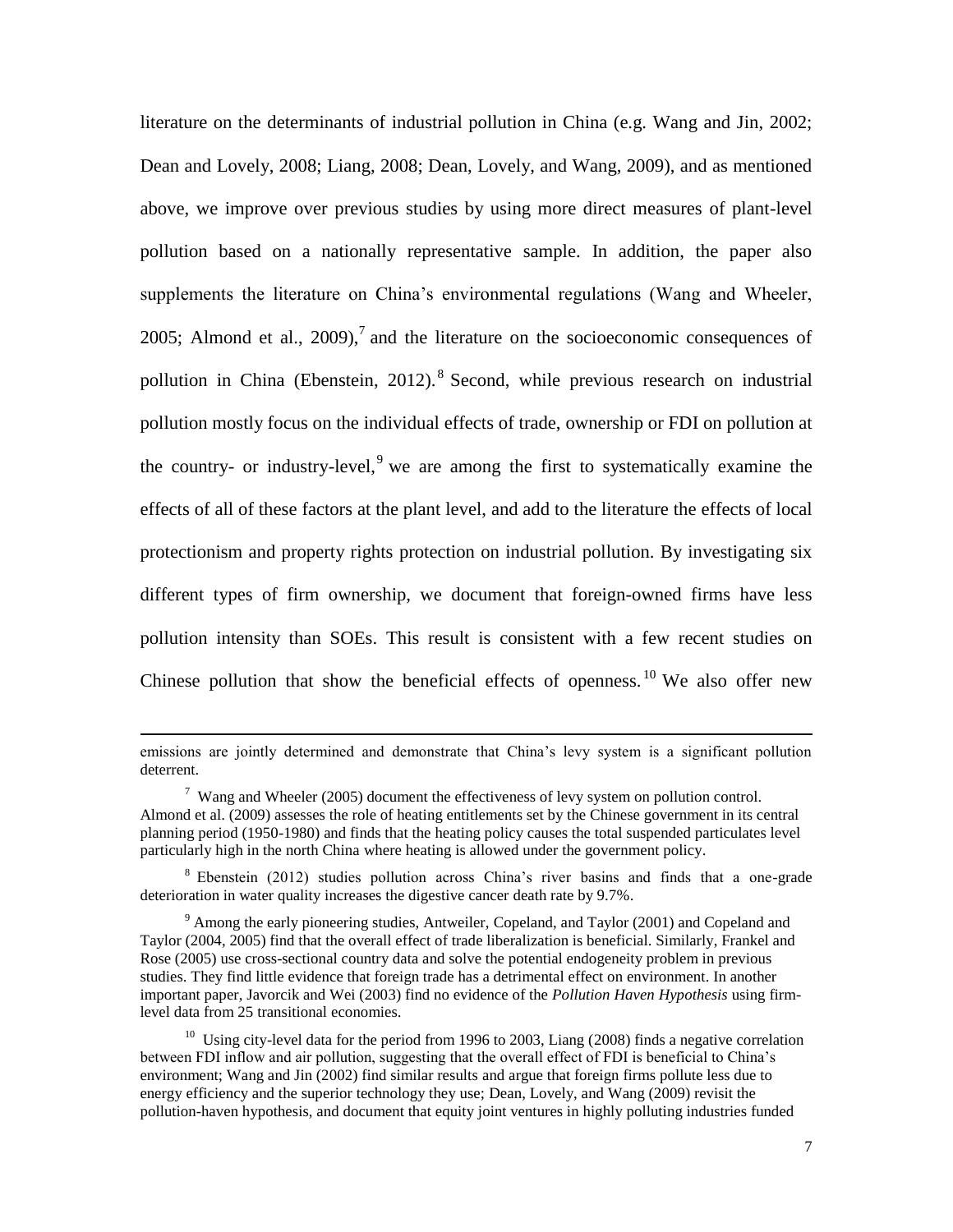literature on the determinants of industrial pollution in China (e.g. Wang and Jin, 2002; Dean and Lovely, 2008; Liang, 2008; Dean, Lovely, and Wang, 2009), and as mentioned above, we improve over previous studies by using more direct measures of plant-level pollution based on a nationally representative sample. In addition, the paper also supplements the literature on China's environmental regulations (Wang and Wheeler, 2005; Almond et al., 2009),[7] and the literature on the socioeconomic consequences of pollution in China (Ebenstein, 2012).[8] Second, while previous research on industrial pollution mostly focus on the individual effects of trade, ownership or FDI on pollution at the country- or industry-level,[9] we are among the first to systematically examine the effects of all of these factors at the plant level, and add to the literature the effects of local protectionism and property rights protection on industrial pollution. By investigating six different types of firm ownership, we document that foreign-owned firms have less pollution intensity than SOEs. This result is consistent with a few recent studies on Chinese pollution that show the beneficial effects of openness.[10] We also offer new

---

emissions are jointly determined and demonstrate that China's levy system is a significant pollution deterrent.

[7] Wang and Wheeler (2005) document the effectiveness of levy system on pollution control. Almond et al. (2009) assesses the role of heating entitlements set by the Chinese government in its central planning period (1950-1980) and finds that the heating policy causes the total suspended particulates level particularly high in the north China where heating is allowed under the government policy.

[8] Ebenstein (2012) studies pollution across China's river basins and finds that a one-grade deterioration in water quality increases the digestive cancer death rate by 9.7%.

[9] Among the early pioneering studies, Antweiler, Copeland, and Taylor (2001) and Copeland and Taylor (2004, 2005) find that the overall effect of trade liberalization is beneficial. Similarly, Frankel and Rose (2005) use cross-sectional country data and solve the potential endogeneity problem in previous studies. They find little evidence that foreign trade has a detrimental effect on environment. In another important paper, Javorcik and Wei (2003) find no evidence of the *Pollution Haven Hypothesis* using firm-level data from 25 transitional economies.

[10] Using city-level data for the period from 1996 to 2003, Liang (2008) finds a negative correlation between FDI inflow and air pollution, suggesting that the overall effect of FDI is beneficial to China's environment; Wang and Jin (2002) find similar results and argue that foreign firms pollute less due to energy efficiency and the superior technology they use; Dean, Lovely, and Wang (2009) revisit the pollution-haven hypothesis, and document that equity joint ventures in highly polluting industries funded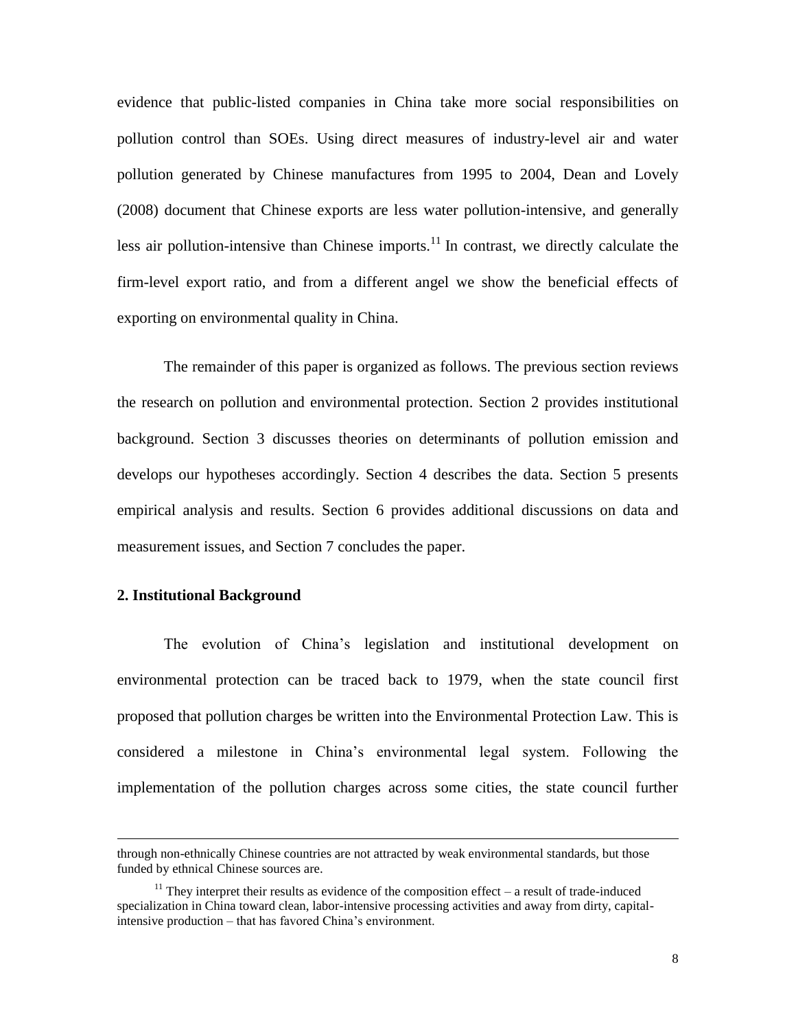evidence that public-listed companies in China take more social responsibilities on pollution control than SOEs. Using direct measures of industry-level air and water pollution generated by Chinese manufactures from 1995 to 2004, Dean and Lovely (2008) document that Chinese exports are less water pollution-intensive, and generally less air pollution-intensive than Chinese imports.[11] In contrast, we directly calculate the firm-level export ratio, and from a different angel we show the beneficial effects of exporting on environmental quality in China.

The remainder of this paper is organized as follows. The previous section reviews the research on pollution and environmental protection. Section 2 provides institutional background. Section 3 discusses theories on determinants of pollution emission and develops our hypotheses accordingly. Section 4 describes the data. Section 5 presents empirical analysis and results. Section 6 provides additional discussions on data and measurement issues, and Section 7 concludes the paper.

## 2. Institutional Background

The evolution of China's legislation and institutional development on environmental protection can be traced back to 1979, when the state council first proposed that pollution charges be written into the Environmental Protection Law. This is considered a milestone in China's environmental legal system. Following the implementation of the pollution charges across some cities, the state council further

---

through non-ethnically Chinese countries are not attracted by weak environmental standards, but those funded by ethnical Chinese sources are.

[11] They interpret their results as evidence of the composition effect – a result of trade-induced specialization in China toward clean, labor-intensive processing activities and away from dirty, capital-intensive production – that has favored China's environment.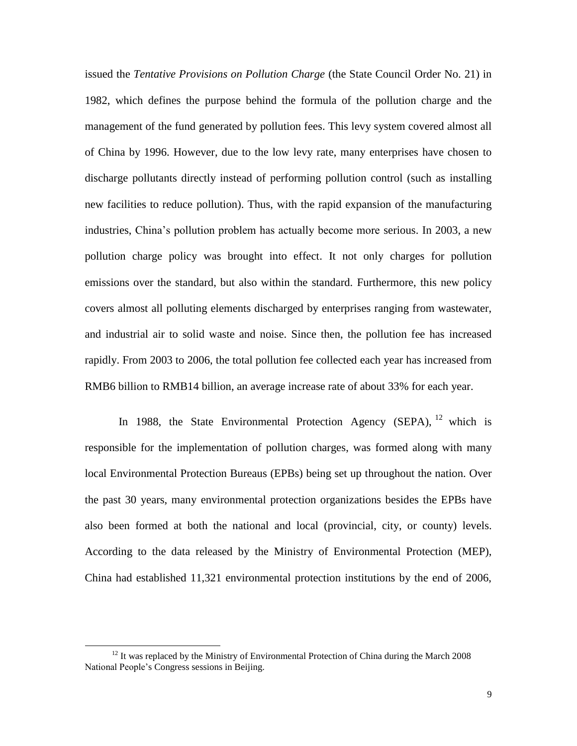issued the *Tentative Provisions on Pollution Charge* (the State Council Order No. 21) in 1982, which defines the purpose behind the formula of the pollution charge and the management of the fund generated by pollution fees. This levy system covered almost all of China by 1996. However, due to the low levy rate, many enterprises have chosen to discharge pollutants directly instead of performing pollution control (such as installing new facilities to reduce pollution). Thus, with the rapid expansion of the manufacturing industries, China's pollution problem has actually become more serious. In 2003, a new pollution charge policy was brought into effect. It not only charges for pollution emissions over the standard, but also within the standard. Furthermore, this new policy covers almost all polluting elements discharged by enterprises ranging from wastewater, and industrial air to solid waste and noise. Since then, the pollution fee has increased rapidly. From 2003 to 2006, the total pollution fee collected each year has increased from RMB6 billion to RMB14 billion, an average increase rate of about 33% for each year.

In 1988, the State Environmental Protection Agency (SEPA), [12] which is responsible for the implementation of pollution charges, was formed along with many local Environmental Protection Bureaus (EPBs) being set up throughout the nation. Over the past 30 years, many environmental protection organizations besides the EPBs have also been formed at both the national and local (provincial, city, or county) levels. According to the data released by the Ministry of Environmental Protection (MEP), China had established 11,321 environmental protection institutions by the end of 2006,

---

[12] It was replaced by the Ministry of Environmental Protection of China during the March 2008 National People's Congress sessions in Beijing.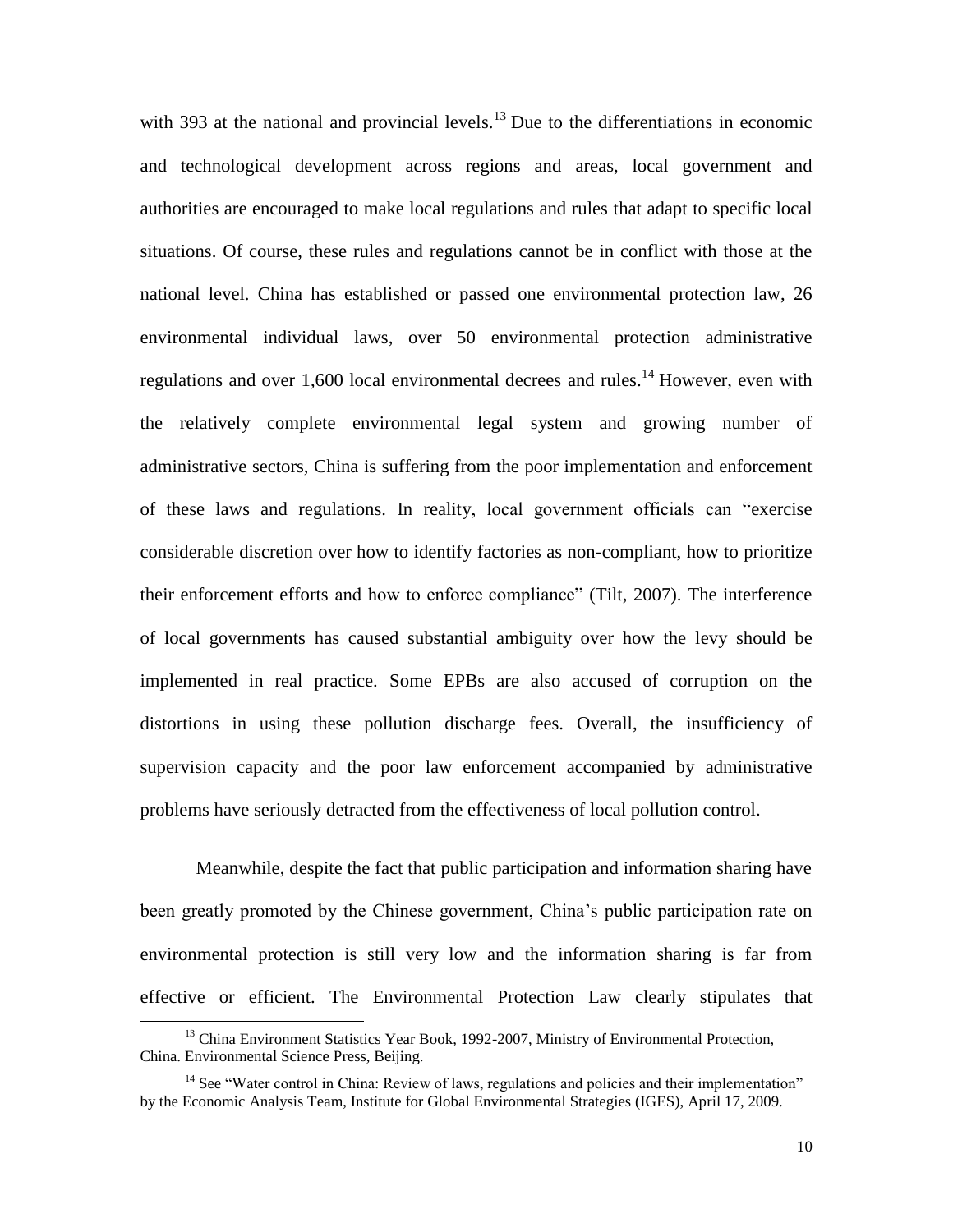with 393 at the national and provincial levels.[13] Due to the differentiations in economic and technological development across regions and areas, local government and authorities are encouraged to make local regulations and rules that adapt to specific local situations. Of course, these rules and regulations cannot be in conflict with those at the national level. China has established or passed one environmental protection law, 26 environmental individual laws, over 50 environmental protection administrative regulations and over 1,600 local environmental decrees and rules.[14] However, even with the relatively complete environmental legal system and growing number of administrative sectors, China is suffering from the poor implementation and enforcement of these laws and regulations. In reality, local government officials can "exercise considerable discretion over how to identify factories as non-compliant, how to prioritize their enforcement efforts and how to enforce compliance" (Tilt, 2007). The interference of local governments has caused substantial ambiguity over how the levy should be implemented in real practice. Some EPBs are also accused of corruption on the distortions in using these pollution discharge fees. Overall, the insufficiency of supervision capacity and the poor law enforcement accompanied by administrative problems have seriously detracted from the effectiveness of local pollution control.

Meanwhile, despite the fact that public participation and information sharing have been greatly promoted by the Chinese government, China's public participation rate on environmental protection is still very low and the information sharing is far from effective or efficient. The Environmental Protection Law clearly stipulates that

[13] China Environment Statistics Year Book, 1992-2007, Ministry of Environmental Protection, China. Environmental Science Press, Beijing.

[14] See "Water control in China: Review of laws, regulations and policies and their implementation" by the Economic Analysis Team, Institute for Global Environmental Strategies (IGES), April 17, 2009.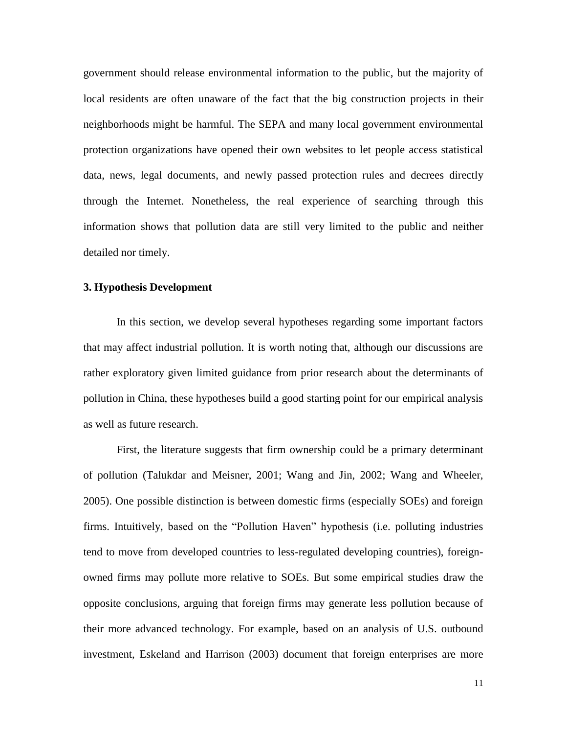government should release environmental information to the public, but the majority of local residents are often unaware of the fact that the big construction projects in their neighborhoods might be harmful. The SEPA and many local government environmental protection organizations have opened their own websites to let people access statistical data, news, legal documents, and newly passed protection rules and decrees directly through the Internet. Nonetheless, the real experience of searching through this information shows that pollution data are still very limited to the public and neither detailed nor timely.

### 3. Hypothesis Development

In this section, we develop several hypotheses regarding some important factors that may affect industrial pollution. It is worth noting that, although our discussions are rather exploratory given limited guidance from prior research about the determinants of pollution in China, these hypotheses build a good starting point for our empirical analysis as well as future research.

First, the literature suggests that firm ownership could be a primary determinant of pollution (Talukdar and Meisner, 2001; Wang and Jin, 2002; Wang and Wheeler, 2005). One possible distinction is between domestic firms (especially SOEs) and foreign firms. Intuitively, based on the "Pollution Haven" hypothesis (i.e. polluting industries tend to move from developed countries to less-regulated developing countries), foreign-owned firms may pollute more relative to SOEs. But some empirical studies draw the opposite conclusions, arguing that foreign firms may generate less pollution because of their more advanced technology. For example, based on an analysis of U.S. outbound investment, Eskeland and Harrison (2003) document that foreign enterprises are more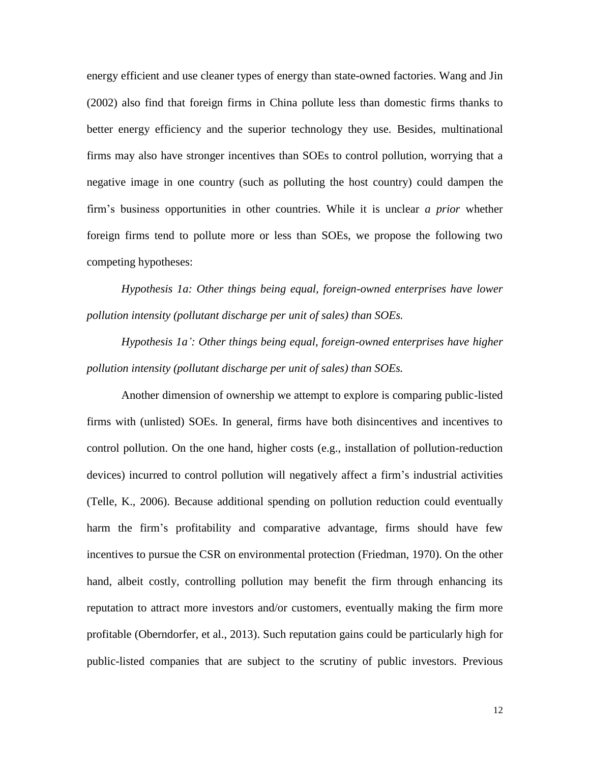energy efficient and use cleaner types of energy than state-owned factories. Wang and Jin (2002) also find that foreign firms in China pollute less than domestic firms thanks to better energy efficiency and the superior technology they use. Besides, multinational firms may also have stronger incentives than SOEs to control pollution, worrying that a negative image in one country (such as polluting the host country) could dampen the firm's business opportunities in other countries. While it is unclear *a prior* whether foreign firms tend to pollute more or less than SOEs, we propose the following two competing hypotheses:

*Hypothesis 1a: Other things being equal, foreign-owned enterprises have lower pollution intensity (pollutant discharge per unit of sales) than SOEs.*

*Hypothesis 1a': Other things being equal, foreign-owned enterprises have higher pollution intensity (pollutant discharge per unit of sales) than SOEs.*

Another dimension of ownership we attempt to explore is comparing public-listed firms with (unlisted) SOEs. In general, firms have both disincentives and incentives to control pollution. On the one hand, higher costs (e.g., installation of pollution-reduction devices) incurred to control pollution will negatively affect a firm's industrial activities (Telle, K., 2006). Because additional spending on pollution reduction could eventually harm the firm's profitability and comparative advantage, firms should have few incentives to pursue the CSR on environmental protection (Friedman, 1970). On the other hand, albeit costly, controlling pollution may benefit the firm through enhancing its reputation to attract more investors and/or customers, eventually making the firm more profitable (Oberndorfer, et al., 2013). Such reputation gains could be particularly high for public-listed companies that are subject to the scrutiny of public investors. Previous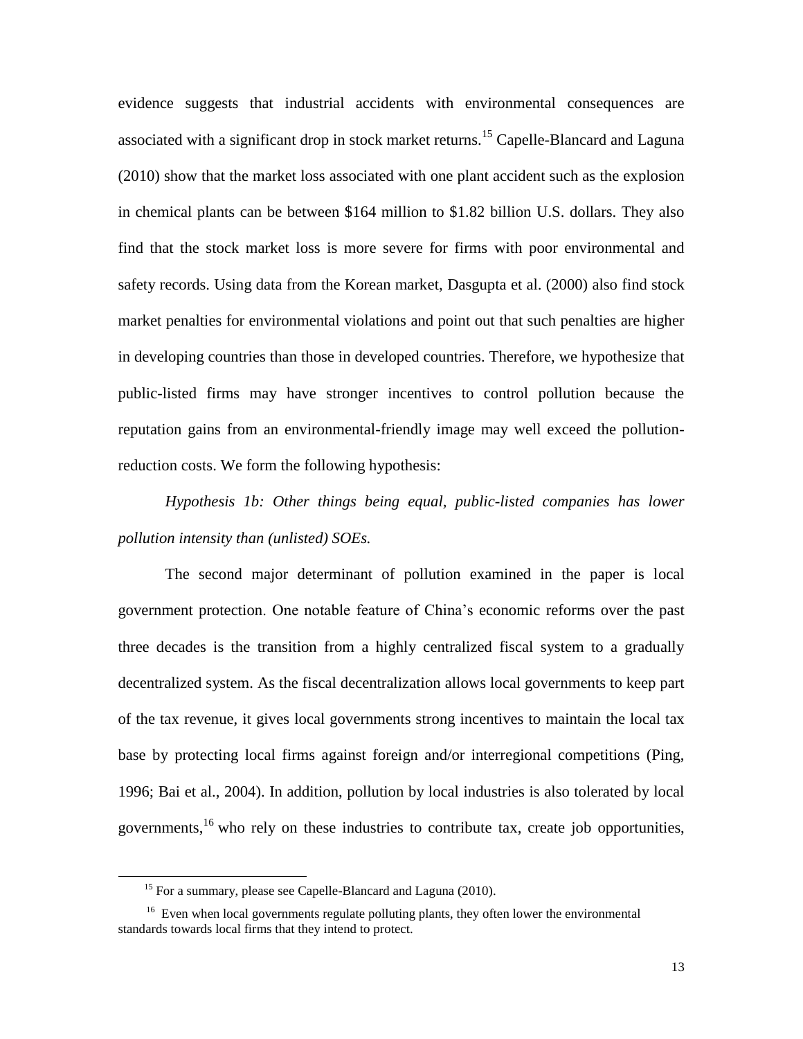evidence suggests that industrial accidents with environmental consequences are associated with a significant drop in stock market returns.[15] Capelle-Blancard and Laguna (2010) show that the market loss associated with one plant accident such as the explosion in chemical plants can be between \$164 million to \$1.82 billion U.S. dollars. They also find that the stock market loss is more severe for firms with poor environmental and safety records. Using data from the Korean market, Dasgupta et al. (2000) also find stock market penalties for environmental violations and point out that such penalties are higher in developing countries than those in developed countries. Therefore, we hypothesize that public-listed firms may have stronger incentives to control pollution because the reputation gains from an environmental-friendly image may well exceed the pollution-reduction costs. We form the following hypothesis:

*Hypothesis 1b: Other things being equal, public-listed companies has lower pollution intensity than (unlisted) SOEs.*

The second major determinant of pollution examined in the paper is local government protection. One notable feature of China's economic reforms over the past three decades is the transition from a highly centralized fiscal system to a gradually decentralized system. As the fiscal decentralization allows local governments to keep part of the tax revenue, it gives local governments strong incentives to maintain the local tax base by protecting local firms against foreign and/or interregional competitions (Ping, 1996; Bai et al., 2004). In addition, pollution by local industries is also tolerated by local governments,[16] who rely on these industries to contribute tax, create job opportunities,

[15] For a summary, please see Capelle-Blancard and Laguna (2010).

[16] Even when local governments regulate polluting plants, they often lower the environmental standards towards local firms that they intend to protect.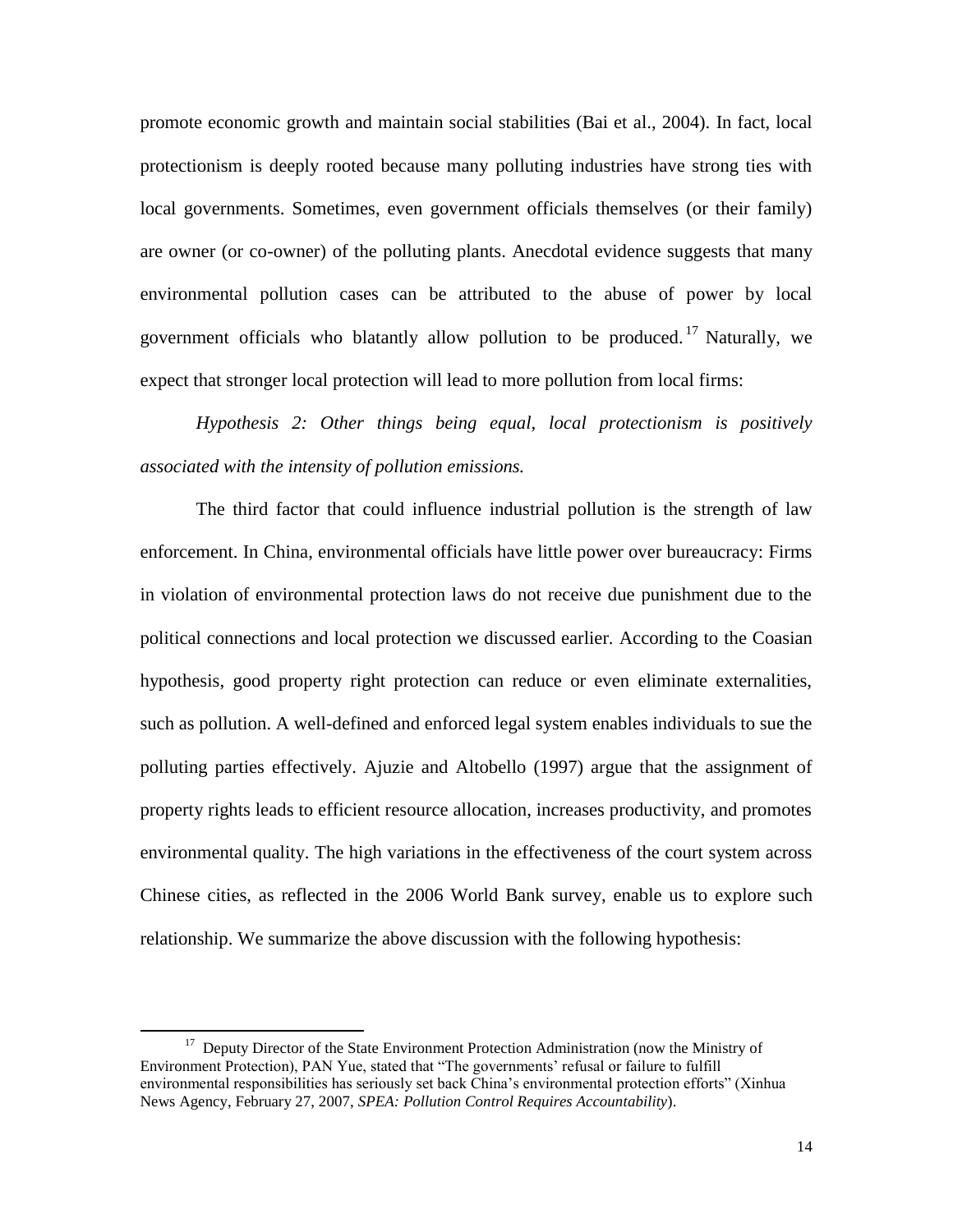promote economic growth and maintain social stabilities (Bai et al., 2004). In fact, local protectionism is deeply rooted because many polluting industries have strong ties with local governments. Sometimes, even government officials themselves (or their family) are owner (or co-owner) of the polluting plants. Anecdotal evidence suggests that many environmental pollution cases can be attributed to the abuse of power by local government officials who blatantly allow pollution to be produced.[17] Naturally, we expect that stronger local protection will lead to more pollution from local firms:

*Hypothesis 2: Other things being equal, local protectionism is positively associated with the intensity of pollution emissions.*

The third factor that could influence industrial pollution is the strength of law enforcement. In China, environmental officials have little power over bureaucracy: Firms in violation of environmental protection laws do not receive due punishment due to the political connections and local protection we discussed earlier. According to the Coasian hypothesis, good property right protection can reduce or even eliminate externalities, such as pollution. A well-defined and enforced legal system enables individuals to sue the polluting parties effectively. Ajuzie and Altobello (1997) argue that the assignment of property rights leads to efficient resource allocation, increases productivity, and promotes environmental quality. The high variations in the effectiveness of the court system across Chinese cities, as reflected in the 2006 World Bank survey, enable us to explore such relationship. We summarize the above discussion with the following hypothesis:

[17] Deputy Director of the State Environment Protection Administration (now the Ministry of Environment Protection), PAN Yue, stated that "The governments' refusal or failure to fulfill environmental responsibilities has seriously set back China's environmental protection efforts" (Xinhua News Agency, February 27, 2007, *SPEA: Pollution Control Requires Accountability*).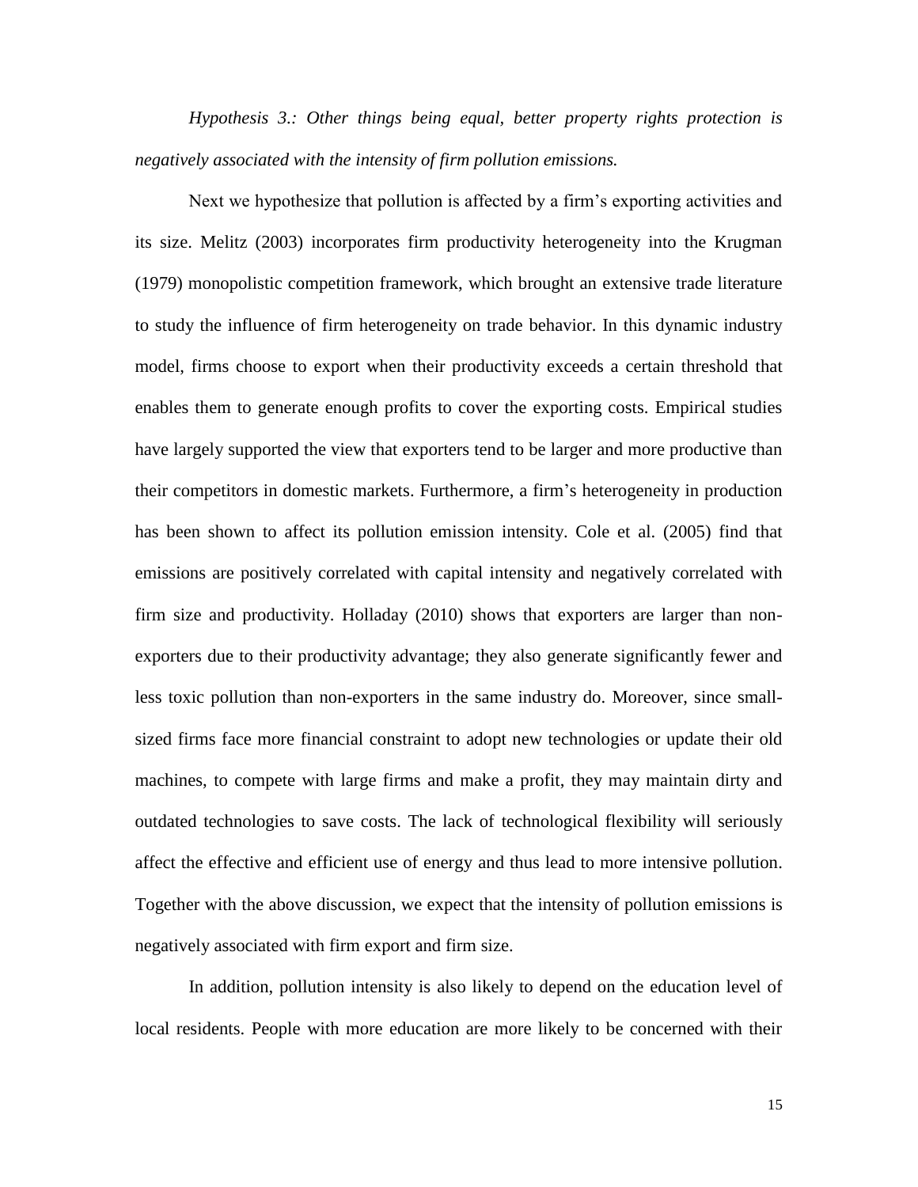*Hypothesis 3.: Other things being equal, better property rights protection is negatively associated with the intensity of firm pollution emissions.*

Next we hypothesize that pollution is affected by a firm's exporting activities and its size. Melitz (2003) incorporates firm productivity heterogeneity into the Krugman (1979) monopolistic competition framework, which brought an extensive trade literature to study the influence of firm heterogeneity on trade behavior. In this dynamic industry model, firms choose to export when their productivity exceeds a certain threshold that enables them to generate enough profits to cover the exporting costs. Empirical studies have largely supported the view that exporters tend to be larger and more productive than their competitors in domestic markets. Furthermore, a firm's heterogeneity in production has been shown to affect its pollution emission intensity. Cole et al. (2005) find that emissions are positively correlated with capital intensity and negatively correlated with firm size and productivity. Holladay (2010) shows that exporters are larger than non-exporters due to their productivity advantage; they also generate significantly fewer and less toxic pollution than non-exporters in the same industry do. Moreover, since small-sized firms face more financial constraint to adopt new technologies or update their old machines, to compete with large firms and make a profit, they may maintain dirty and outdated technologies to save costs. The lack of technological flexibility will seriously affect the effective and efficient use of energy and thus lead to more intensive pollution. Together with the above discussion, we expect that the intensity of pollution emissions is negatively associated with firm export and firm size.

In addition, pollution intensity is also likely to depend on the education level of local residents. People with more education are more likely to be concerned with their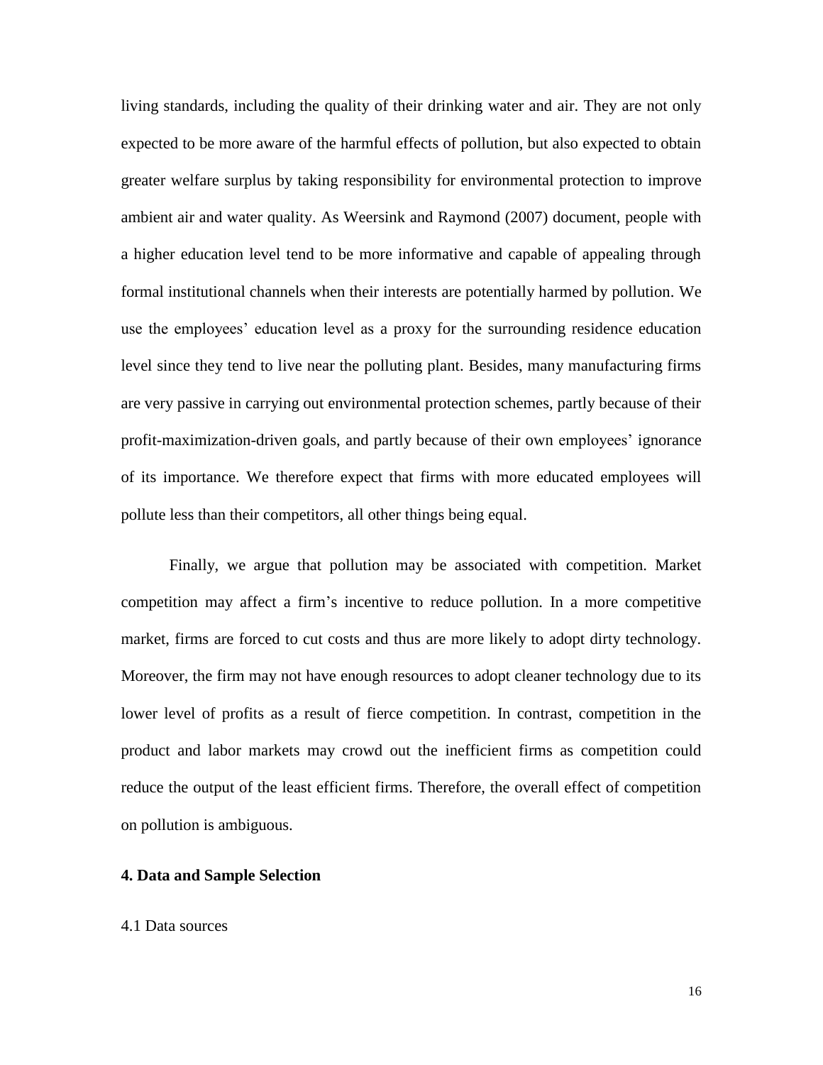living standards, including the quality of their drinking water and air. They are not only expected to be more aware of the harmful effects of pollution, but also expected to obtain greater welfare surplus by taking responsibility for environmental protection to improve ambient air and water quality. As Weersink and Raymond (2007) document, people with a higher education level tend to be more informative and capable of appealing through formal institutional channels when their interests are potentially harmed by pollution. We use the employees' education level as a proxy for the surrounding residence education level since they tend to live near the polluting plant. Besides, many manufacturing firms are very passive in carrying out environmental protection schemes, partly because of their profit-maximization-driven goals, and partly because of their own employees' ignorance of its importance. We therefore expect that firms with more educated employees will pollute less than their competitors, all other things being equal.

Finally, we argue that pollution may be associated with competition. Market competition may affect a firm's incentive to reduce pollution. In a more competitive market, firms are forced to cut costs and thus are more likely to adopt dirty technology. Moreover, the firm may not have enough resources to adopt cleaner technology due to its lower level of profits as a result of fierce competition. In contrast, competition in the product and labor markets may crowd out the inefficient firms as competition could reduce the output of the least efficient firms. Therefore, the overall effect of competition on pollution is ambiguous.

## 4. Data and Sample Selection

### 4.1 Data sources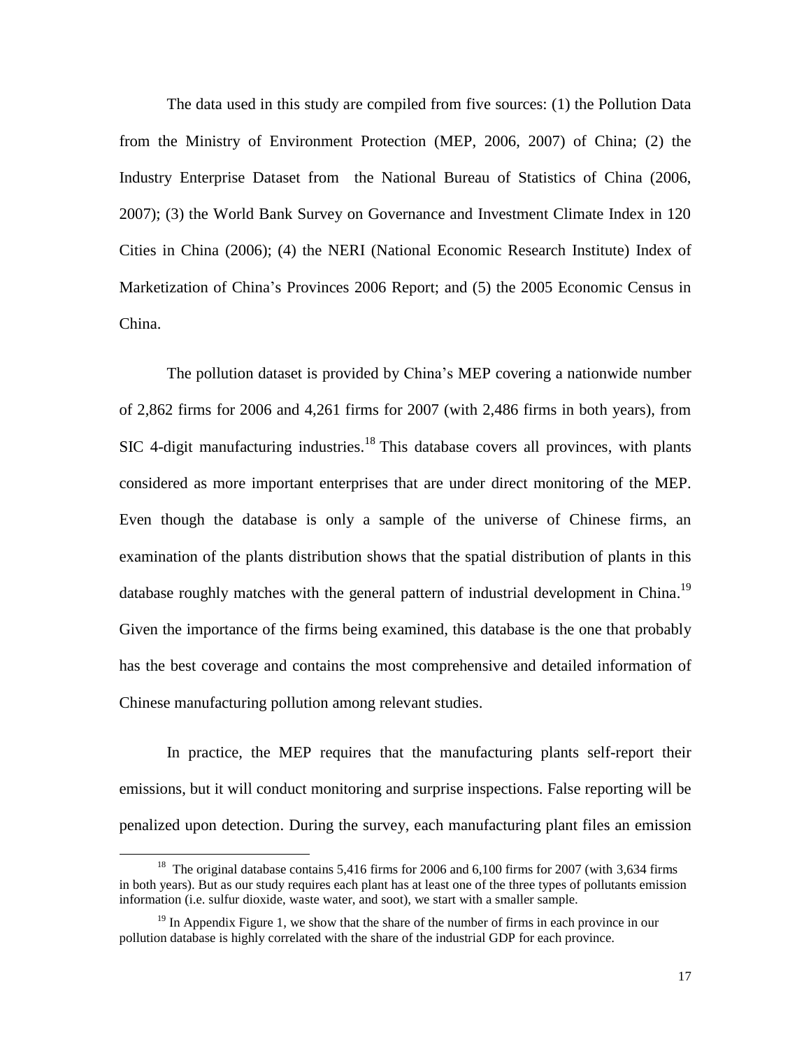The data used in this study are compiled from five sources: (1) the Pollution Data from the Ministry of Environment Protection (MEP, 2006, 2007) of China; (2) the Industry Enterprise Dataset from the National Bureau of Statistics of China (2006, 2007); (3) the World Bank Survey on Governance and Investment Climate Index in 120 Cities in China (2006); (4) the NERI (National Economic Research Institute) Index of Marketization of China's Provinces 2006 Report; and (5) the 2005 Economic Census in China.

The pollution dataset is provided by China's MEP covering a nationwide number of 2,862 firms for 2006 and 4,261 firms for 2007 (with 2,486 firms in both years), from SIC 4-digit manufacturing industries.[18] This database covers all provinces, with plants considered as more important enterprises that are under direct monitoring of the MEP. Even though the database is only a sample of the universe of Chinese firms, an examination of the plants distribution shows that the spatial distribution of plants in this database roughly matches with the general pattern of industrial development in China.[19] Given the importance of the firms being examined, this database is the one that probably has the best coverage and contains the most comprehensive and detailed information of Chinese manufacturing pollution among relevant studies.

In practice, the MEP requires that the manufacturing plants self-report their emissions, but it will conduct monitoring and surprise inspections. False reporting will be penalized upon detection. During the survey, each manufacturing plant files an emission

[18] The original database contains 5,416 firms for 2006 and 6,100 firms for 2007 (with 3,634 firms in both years). But as our study requires each plant has at least one of the three types of pollutants emission information (i.e. sulfur dioxide, waste water, and soot), we start with a smaller sample.

[19] In Appendix Figure 1, we show that the share of the number of firms in each province in our pollution database is highly correlated with the share of the industrial GDP for each province.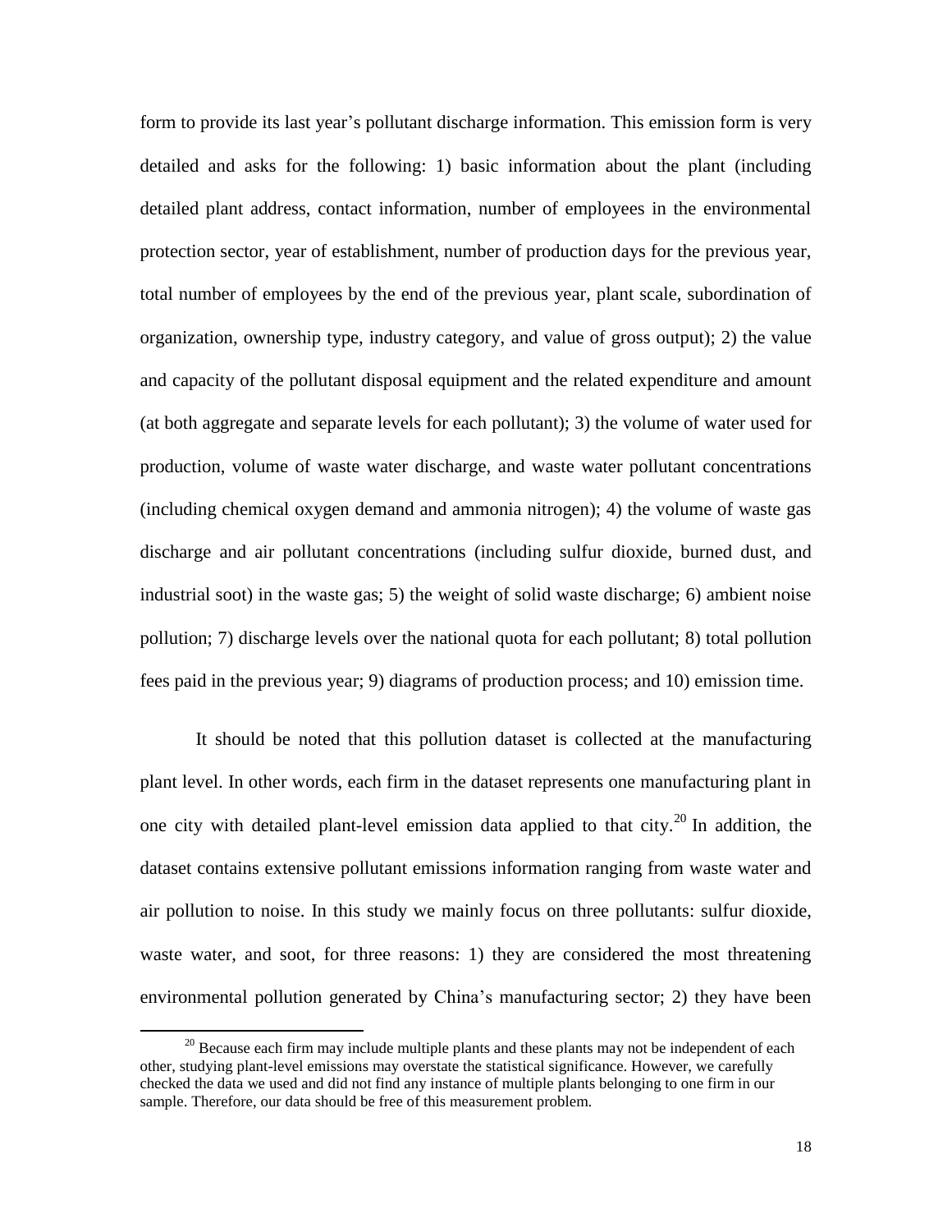form to provide its last year's pollutant discharge information. This emission form is very detailed and asks for the following: 1) basic information about the plant (including detailed plant address, contact information, number of employees in the environmental protection sector, year of establishment, number of production days for the previous year, total number of employees by the end of the previous year, plant scale, subordination of organization, ownership type, industry category, and value of gross output); 2) the value and capacity of the pollutant disposal equipment and the related expenditure and amount (at both aggregate and separate levels for each pollutant); 3) the volume of water used for production, volume of waste water discharge, and waste water pollutant concentrations (including chemical oxygen demand and ammonia nitrogen); 4) the volume of waste gas discharge and air pollutant concentrations (including sulfur dioxide, burned dust, and industrial soot) in the waste gas; 5) the weight of solid waste discharge; 6) ambient noise pollution; 7) discharge levels over the national quota for each pollutant; 8) total pollution fees paid in the previous year; 9) diagrams of production process; and 10) emission time.

It should be noted that this pollution dataset is collected at the manufacturing plant level. In other words, each firm in the dataset represents one manufacturing plant in one city with detailed plant-level emission data applied to that city.[20] In addition, the dataset contains extensive pollutant emissions information ranging from waste water and air pollution to noise. In this study we mainly focus on three pollutants: sulfur dioxide, waste water, and soot, for three reasons: 1) they are considered the most threatening environmental pollution generated by China's manufacturing sector; 2) they have been

[20] Because each firm may include multiple plants and these plants may not be independent of each other, studying plant-level emissions may overstate the statistical significance. However, we carefully checked the data we used and did not find any instance of multiple plants belonging to one firm in our sample. Therefore, our data should be free of this measurement problem.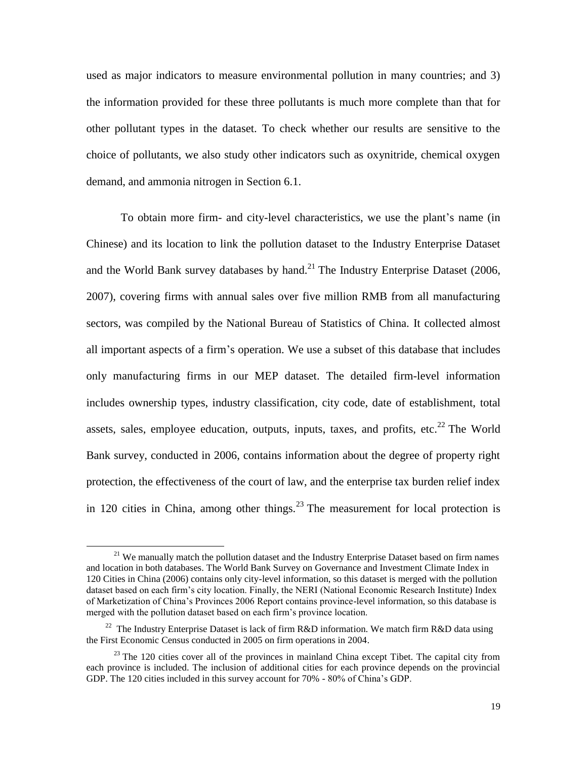used as major indicators to measure environmental pollution in many countries; and 3) the information provided for these three pollutants is much more complete than that for other pollutant types in the dataset. To check whether our results are sensitive to the choice of pollutants, we also study other indicators such as oxynitride, chemical oxygen demand, and ammonia nitrogen in Section 6.1.

To obtain more firm- and city-level characteristics, we use the plant's name (in Chinese) and its location to link the pollution dataset to the Industry Enterprise Dataset and the World Bank survey databases by hand.[21] The Industry Enterprise Dataset (2006, 2007), covering firms with annual sales over five million RMB from all manufacturing sectors, was compiled by the National Bureau of Statistics of China. It collected almost all important aspects of a firm's operation. We use a subset of this database that includes only manufacturing firms in our MEP dataset. The detailed firm-level information includes ownership types, industry classification, city code, date of establishment, total assets, sales, employee education, outputs, inputs, taxes, and profits, etc.[22] The World Bank survey, conducted in 2006, contains information about the degree of property right protection, the effectiveness of the court of law, and the enterprise tax burden relief index in 120 cities in China, among other things.[23] The measurement for local protection is

[21] We manually match the pollution dataset and the Industry Enterprise Dataset based on firm names and location in both databases. The World Bank Survey on Governance and Investment Climate Index in 120 Cities in China (2006) contains only city-level information, so this dataset is merged with the pollution dataset based on each firm's city location. Finally, the NERI (National Economic Research Institute) Index of Marketization of China's Provinces 2006 Report contains province-level information, so this database is merged with the pollution dataset based on each firm's province location.

[22] The Industry Enterprise Dataset is lack of firm R&D information. We match firm R&D data using the First Economic Census conducted in 2005 on firm operations in 2004.

[23] The 120 cities cover all of the provinces in mainland China except Tibet. The capital city from each province is included. The inclusion of additional cities for each province depends on the provincial GDP. The 120 cities included in this survey account for 70% - 80% of China's GDP.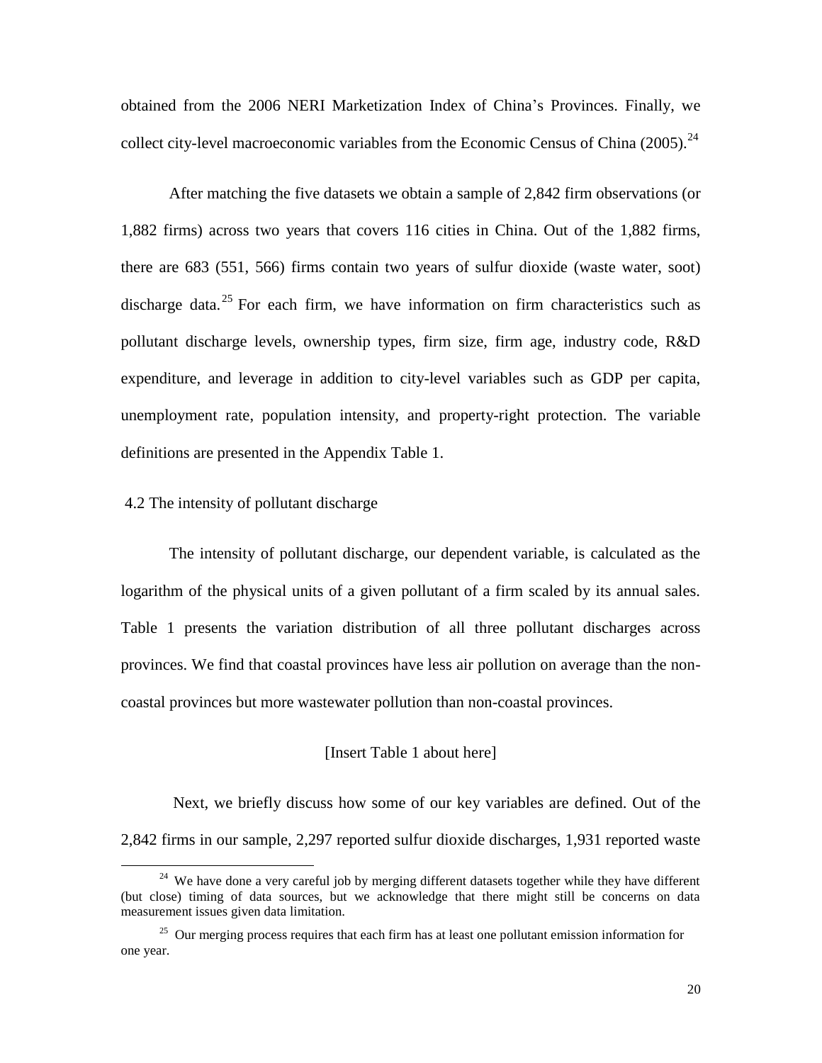obtained from the 2006 NERI Marketization Index of China's Provinces. Finally, we collect city-level macroeconomic variables from the Economic Census of China (2005).[24]

After matching the five datasets we obtain a sample of 2,842 firm observations (or 1,882 firms) across two years that covers 116 cities in China. Out of the 1,882 firms, there are 683 (551, 566) firms contain two years of sulfur dioxide (waste water, soot) discharge data.[25] For each firm, we have information on firm characteristics such as pollutant discharge levels, ownership types, firm size, firm age, industry code, R&D expenditure, and leverage in addition to city-level variables such as GDP per capita, unemployment rate, population intensity, and property-right protection. The variable definitions are presented in the Appendix Table 1.

### 4.2 The intensity of pollutant discharge

The intensity of pollutant discharge, our dependent variable, is calculated as the logarithm of the physical units of a given pollutant of a firm scaled by its annual sales. Table 1 presents the variation distribution of all three pollutant discharges across provinces. We find that coastal provinces have less air pollution on average than the non-coastal provinces but more wastewater pollution than non-coastal provinces.

[Insert Table 1 about here]

Next, we briefly discuss how some of our key variables are defined. Out of the 2,842 firms in our sample, 2,297 reported sulfur dioxide discharges, 1,931 reported waste

---

[24] We have done a very careful job by merging different datasets together while they have different (but close) timing of data sources, but we acknowledge that there might still be concerns on data measurement issues given data limitation.

[25] Our merging process requires that each firm has at least one pollutant emission information for one year.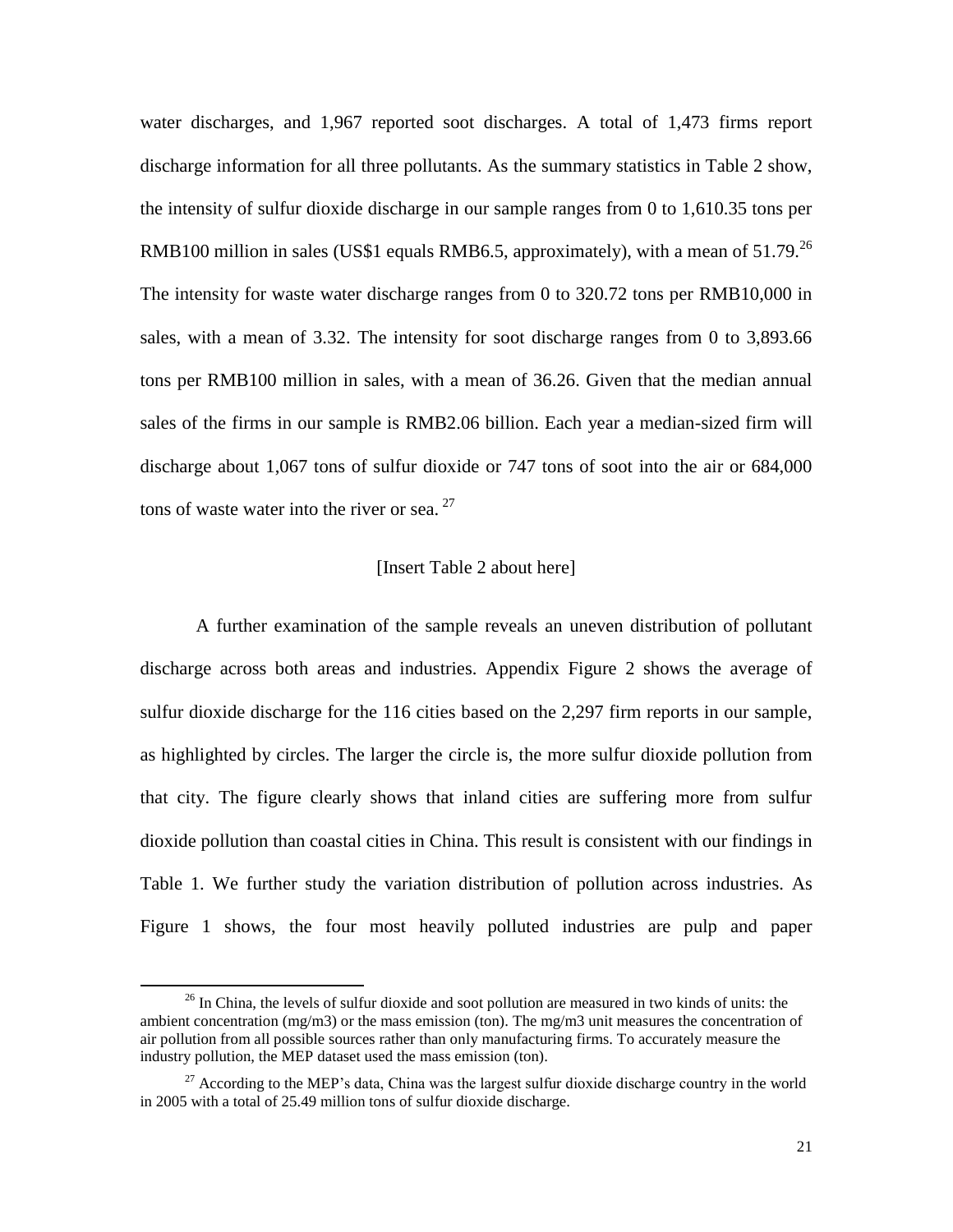water discharges, and 1,967 reported soot discharges. A total of 1,473 firms report discharge information for all three pollutants. As the summary statistics in Table 2 show, the intensity of sulfur dioxide discharge in our sample ranges from 0 to 1,610.35 tons per RMB100 million in sales (US$1 equals RMB6.5, approximately), with a mean of 51.79.[26] The intensity for waste water discharge ranges from 0 to 320.72 tons per RMB10,000 in sales, with a mean of 3.32. The intensity for soot discharge ranges from 0 to 3,893.66 tons per RMB100 million in sales, with a mean of 36.26. Given that the median annual sales of the firms in our sample is RMB2.06 billion. Each year a median-sized firm will discharge about 1,067 tons of sulfur dioxide or 747 tons of soot into the air or 684,000 tons of waste water into the river or sea.[27]

[Insert Table 2 about here]

A further examination of the sample reveals an uneven distribution of pollutant discharge across both areas and industries. Appendix Figure 2 shows the average of sulfur dioxide discharge for the 116 cities based on the 2,297 firm reports in our sample, as highlighted by circles. The larger the circle is, the more sulfur dioxide pollution from that city. The figure clearly shows that inland cities are suffering more from sulfur dioxide pollution than coastal cities in China. This result is consistent with our findings in Table 1. We further study the variation distribution of pollution across industries. As Figure 1 shows, the four most heavily polluted industries are pulp and paper

[26] In China, the levels of sulfur dioxide and soot pollution are measured in two kinds of units: the ambient concentration (mg/m3) or the mass emission (ton). The mg/m3 unit measures the concentration of air pollution from all possible sources rather than only manufacturing firms. To accurately measure the industry pollution, the MEP dataset used the mass emission (ton).

[27] According to the MEP's data, China was the largest sulfur dioxide discharge country in the world in 2005 with a total of 25.49 million tons of sulfur dioxide discharge.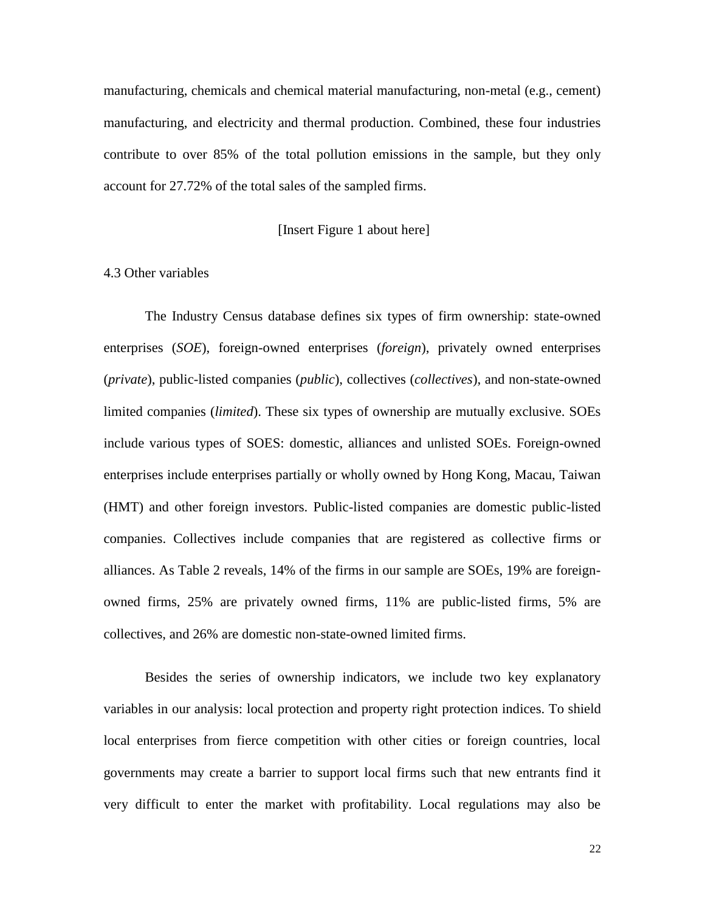manufacturing, chemicals and chemical material manufacturing, non-metal (e.g., cement) manufacturing, and electricity and thermal production. Combined, these four industries contribute to over 85% of the total pollution emissions in the sample, but they only account for 27.72% of the total sales of the sampled firms.

[Insert Figure 1 about here]

4.3 Other variables

The Industry Census database defines six types of firm ownership: state-owned enterprises (*SOE*), foreign-owned enterprises (*foreign*), privately owned enterprises (*private*), public-listed companies (*public*), collectives (*collectives*), and non-state-owned limited companies (*limited*). These six types of ownership are mutually exclusive. SOEs include various types of SOES: domestic, alliances and unlisted SOEs. Foreign-owned enterprises include enterprises partially or wholly owned by Hong Kong, Macau, Taiwan (HMT) and other foreign investors. Public-listed companies are domestic public-listed companies. Collectives include companies that are registered as collective firms or alliances. As Table 2 reveals, 14% of the firms in our sample are SOEs, 19% are foreign-owned firms, 25% are privately owned firms, 11% are public-listed firms, 5% are collectives, and 26% are domestic non-state-owned limited firms.

Besides the series of ownership indicators, we include two key explanatory variables in our analysis: local protection and property right protection indices. To shield local enterprises from fierce competition with other cities or foreign countries, local governments may create a barrier to support local firms such that new entrants find it very difficult to enter the market with profitability. Local regulations may also be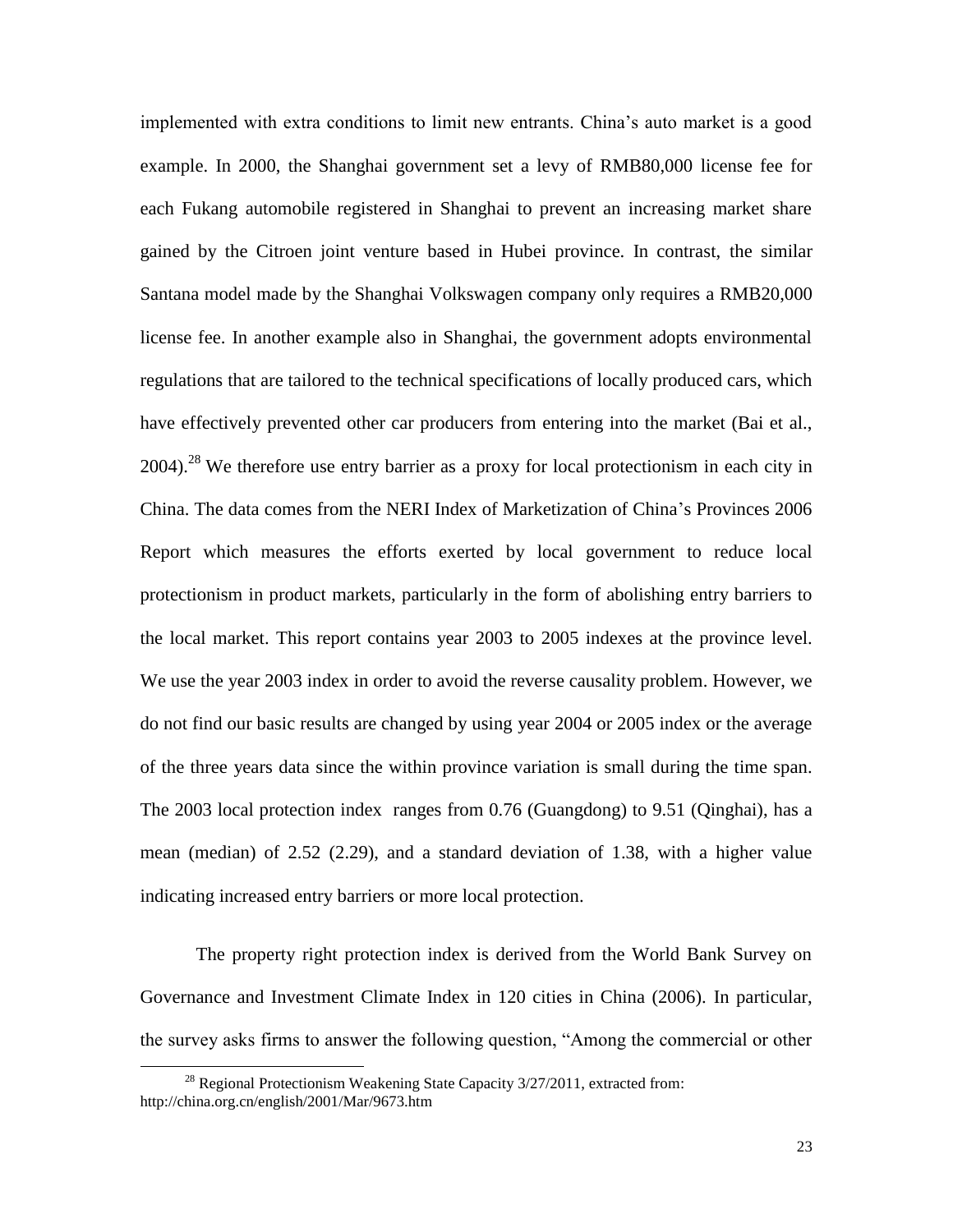implemented with extra conditions to limit new entrants. China's auto market is a good example. In 2000, the Shanghai government set a levy of RMB80,000 license fee for each Fukang automobile registered in Shanghai to prevent an increasing market share gained by the Citroen joint venture based in Hubei province. In contrast, the similar Santana model made by the Shanghai Volkswagen company only requires a RMB20,000 license fee. In another example also in Shanghai, the government adopts environmental regulations that are tailored to the technical specifications of locally produced cars, which have effectively prevented other car producers from entering into the market (Bai et al., 2004).[28] We therefore use entry barrier as a proxy for local protectionism in each city in China. The data comes from the NERI Index of Marketization of China's Provinces 2006 Report which measures the efforts exerted by local government to reduce local protectionism in product markets, particularly in the form of abolishing entry barriers to the local market. This report contains year 2003 to 2005 indexes at the province level. We use the year 2003 index in order to avoid the reverse causality problem. However, we do not find our basic results are changed by using year 2004 or 2005 index or the average of the three years data since the within province variation is small during the time span. The 2003 local protection index ranges from 0.76 (Guangdong) to 9.51 (Qinghai), has a mean (median) of 2.52 (2.29), and a standard deviation of 1.38, with a higher value indicating increased entry barriers or more local protection.

The property right protection index is derived from the World Bank Survey on Governance and Investment Climate Index in 120 cities in China (2006). In particular, the survey asks firms to answer the following question, "Among the commercial or other

[28] Regional Protectionism Weakening State Capacity 3/27/2011, extracted from: http://china.org.cn/english/2001/Mar/9673.htm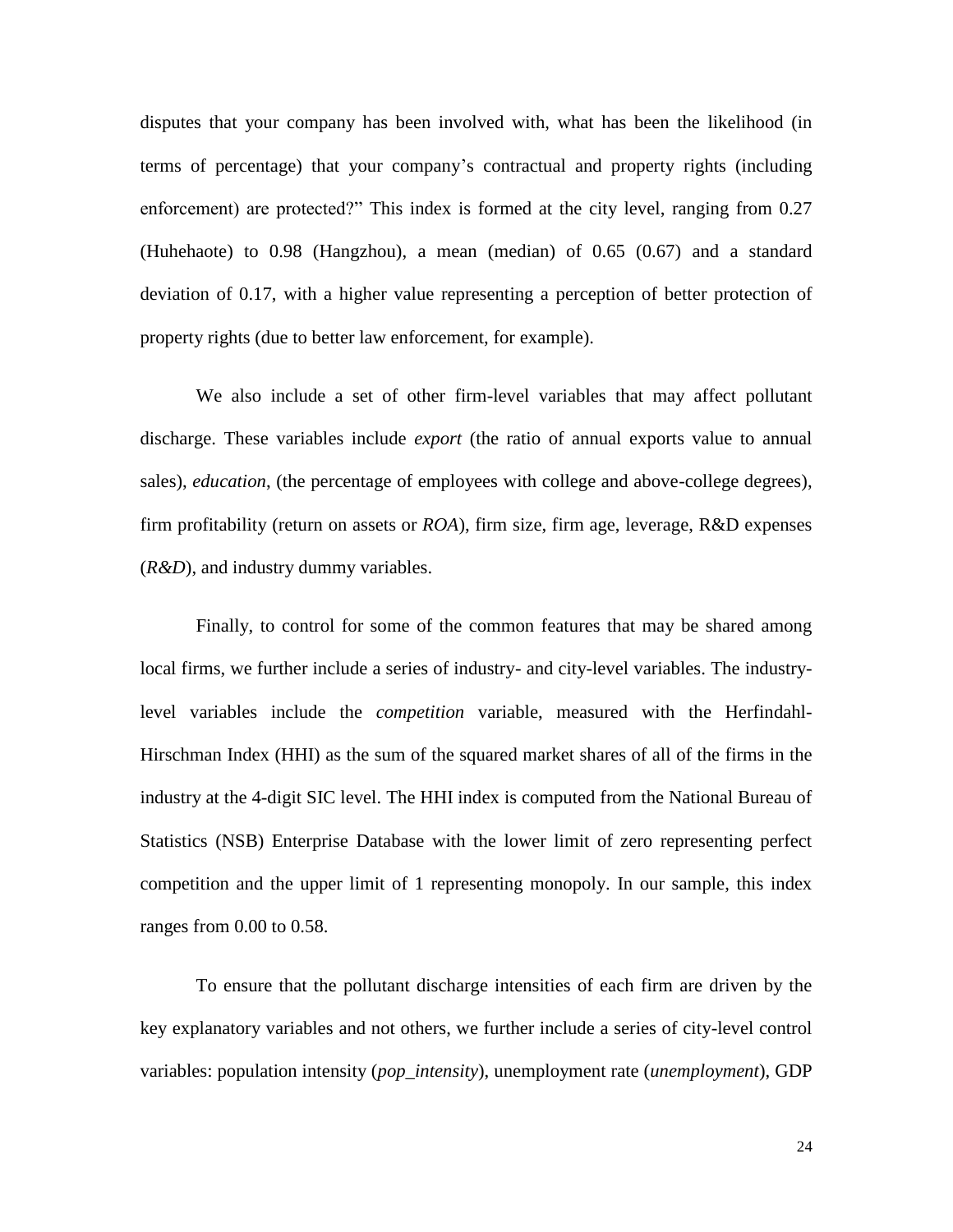disputes that your company has been involved with, what has been the likelihood (in terms of percentage) that your company's contractual and property rights (including enforcement) are protected?" This index is formed at the city level, ranging from 0.27 (Huhehaote) to 0.98 (Hangzhou), a mean (median) of 0.65 (0.67) and a standard deviation of 0.17, with a higher value representing a perception of better protection of property rights (due to better law enforcement, for example).

We also include a set of other firm-level variables that may affect pollutant discharge. These variables include *export* (the ratio of annual exports value to annual sales), *education*, (the percentage of employees with college and above-college degrees), firm profitability (return on assets or *ROA*), firm size, firm age, leverage, R&D expenses (*R&D*), and industry dummy variables.

Finally, to control for some of the common features that may be shared among local firms, we further include a series of industry- and city-level variables. The industry-level variables include the *competition* variable, measured with the Herfindahl-Hirschman Index (HHI) as the sum of the squared market shares of all of the firms in the industry at the 4-digit SIC level. The HHI index is computed from the National Bureau of Statistics (NSB) Enterprise Database with the lower limit of zero representing perfect competition and the upper limit of 1 representing monopoly. In our sample, this index ranges from 0.00 to 0.58.

To ensure that the pollutant discharge intensities of each firm are driven by the key explanatory variables and not others, we further include a series of city-level control variables: population intensity (*pop_intensity*), unemployment rate (*unemployment*), GDP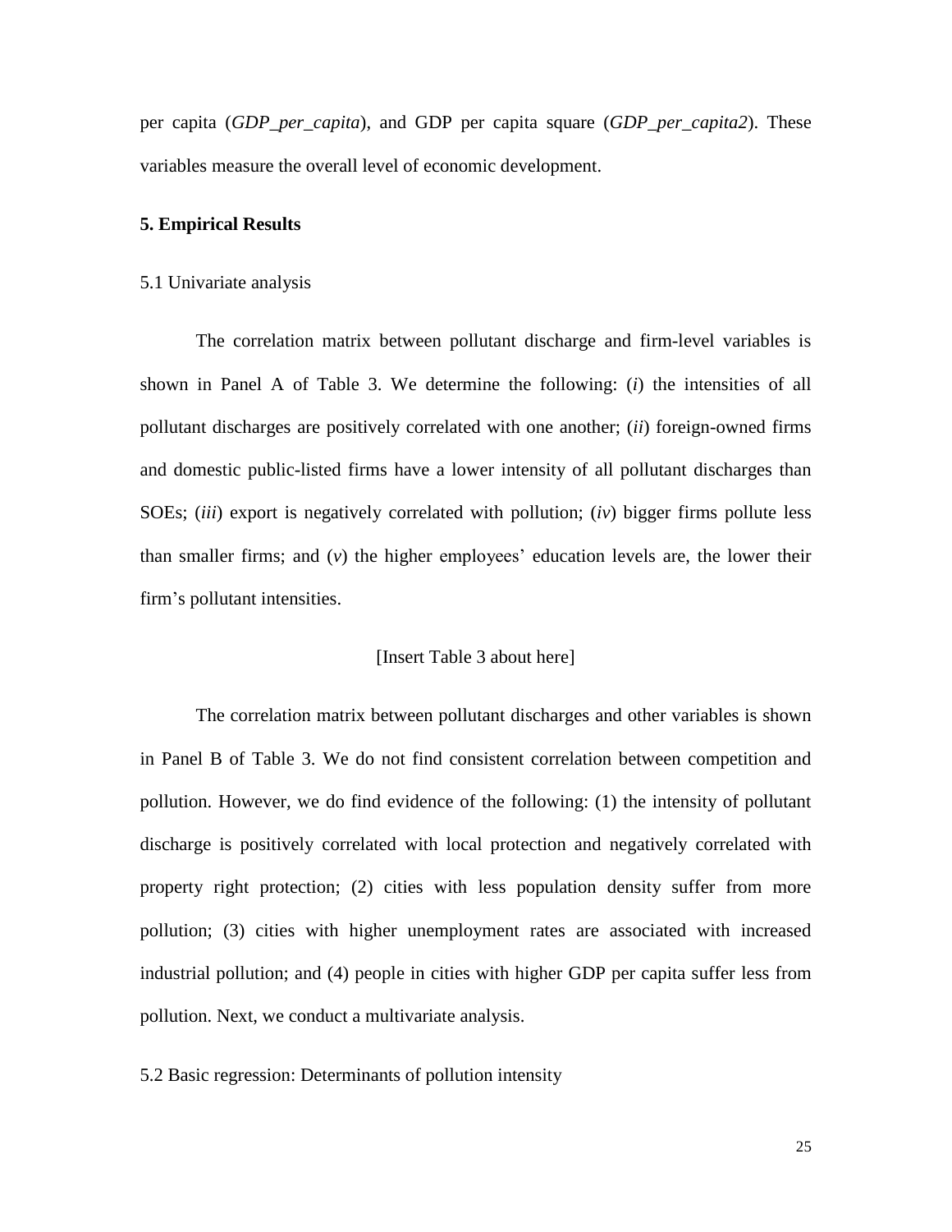per capita (*GDP_per_capita*), and GDP per capita square (*GDP_per_capita2*). These variables measure the overall level of economic development.

## 5. Empirical Results

### 5.1 Univariate analysis

The correlation matrix between pollutant discharge and firm-level variables is shown in Panel A of Table 3. We determine the following: (*i*) the intensities of all pollutant discharges are positively correlated with one another; (*ii*) foreign-owned firms and domestic public-listed firms have a lower intensity of all pollutant discharges than SOEs; (*iii*) export is negatively correlated with pollution; (*iv*) bigger firms pollute less than smaller firms; and (*v*) the higher employees' education levels are, the lower their firm's pollutant intensities.

[Insert Table 3 about here]

The correlation matrix between pollutant discharges and other variables is shown in Panel B of Table 3. We do not find consistent correlation between competition and pollution. However, we do find evidence of the following: (1) the intensity of pollutant discharge is positively correlated with local protection and negatively correlated with property right protection; (2) cities with less population density suffer from more pollution; (3) cities with higher unemployment rates are associated with increased industrial pollution; and (4) people in cities with higher GDP per capita suffer less from pollution. Next, we conduct a multivariate analysis.

### 5.2 Basic regression: Determinants of pollution intensity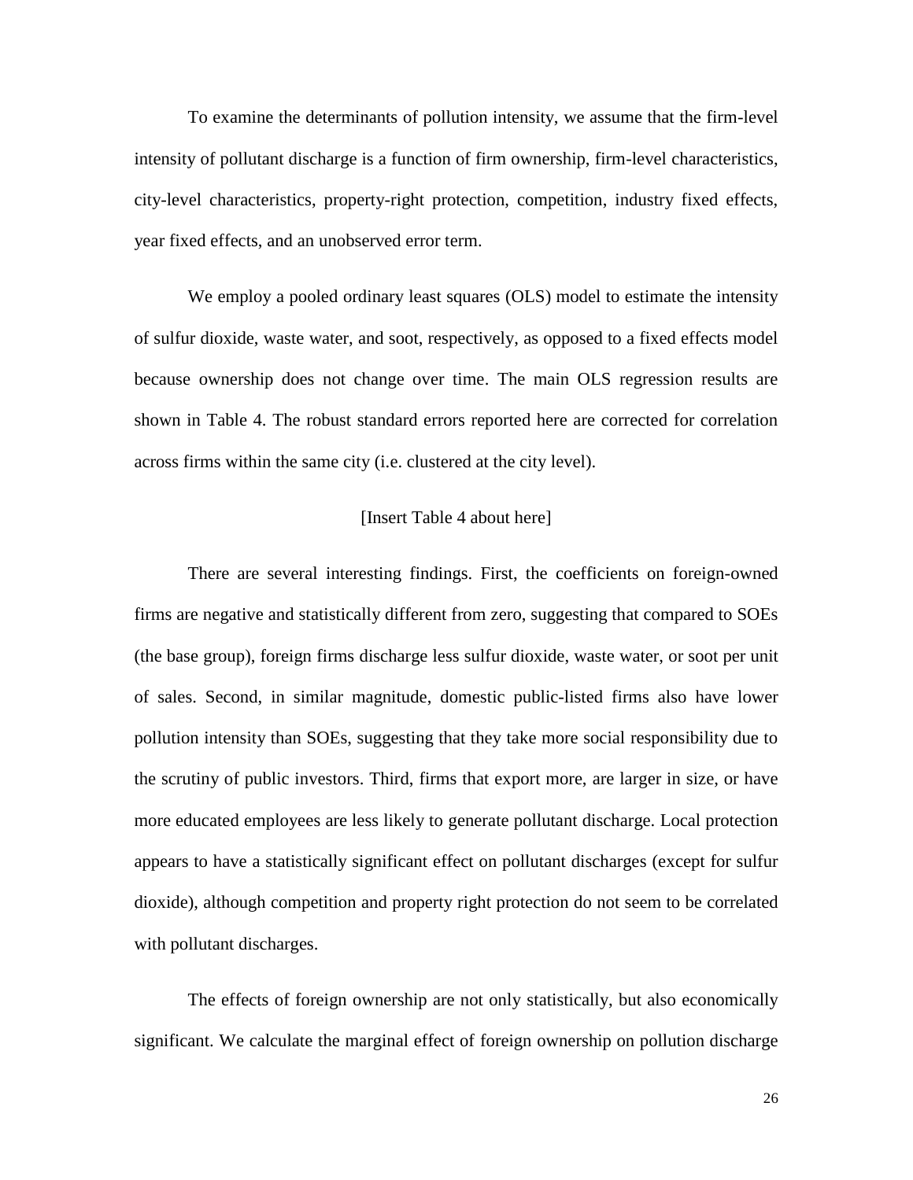To examine the determinants of pollution intensity, we assume that the firm-level intensity of pollutant discharge is a function of firm ownership, firm-level characteristics, city-level characteristics, property-right protection, competition, industry fixed effects, year fixed effects, and an unobserved error term.

We employ a pooled ordinary least squares (OLS) model to estimate the intensity of sulfur dioxide, waste water, and soot, respectively, as opposed to a fixed effects model because ownership does not change over time. The main OLS regression results are shown in Table 4. The robust standard errors reported here are corrected for correlation across firms within the same city (i.e. clustered at the city level).

[Insert Table 4 about here]

There are several interesting findings. First, the coefficients on foreign-owned firms are negative and statistically different from zero, suggesting that compared to SOEs (the base group), foreign firms discharge less sulfur dioxide, waste water, or soot per unit of sales. Second, in similar magnitude, domestic public-listed firms also have lower pollution intensity than SOEs, suggesting that they take more social responsibility due to the scrutiny of public investors. Third, firms that export more, are larger in size, or have more educated employees are less likely to generate pollutant discharge. Local protection appears to have a statistically significant effect on pollutant discharges (except for sulfur dioxide), although competition and property right protection do not seem to be correlated with pollutant discharges.

The effects of foreign ownership are not only statistically, but also economically significant. We calculate the marginal effect of foreign ownership on pollution discharge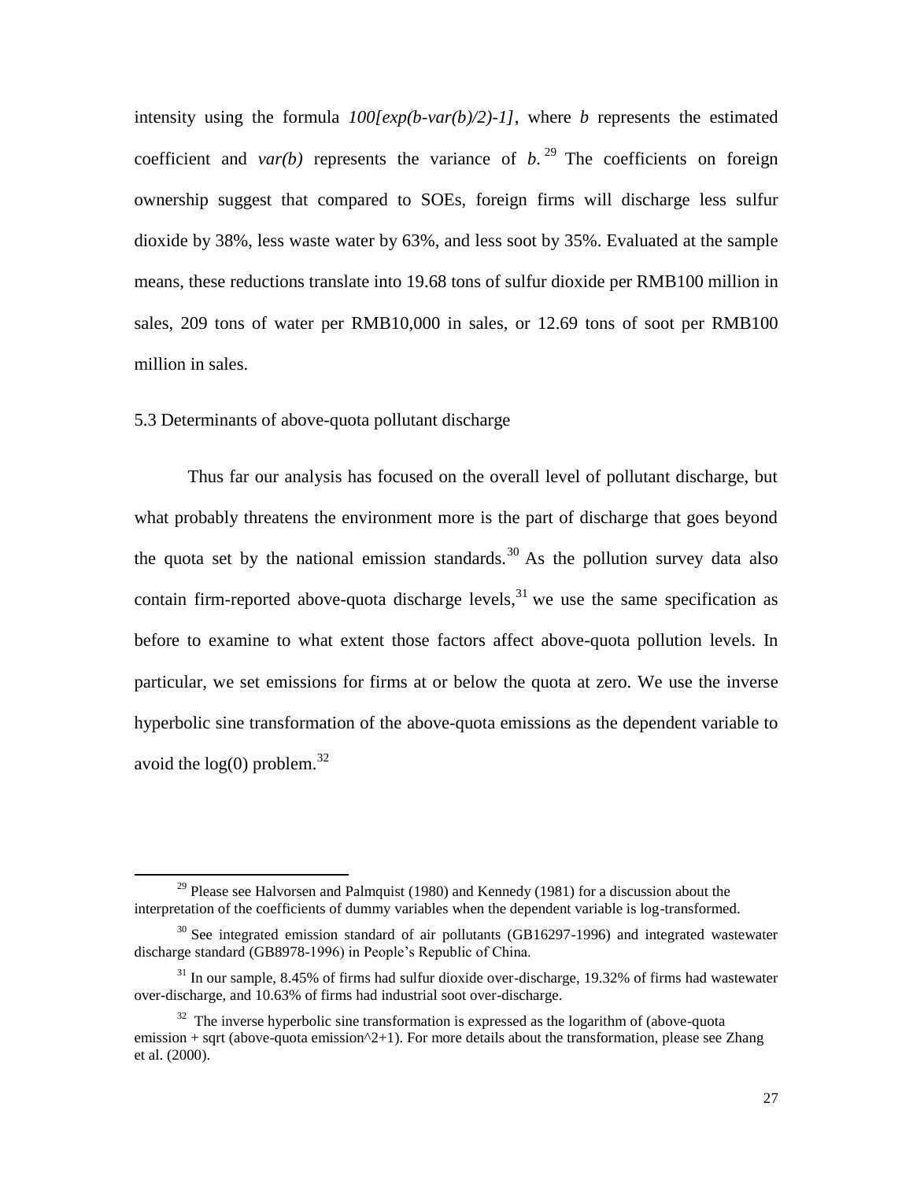intensity using the formula *100[exp(b-var(b)/2)-1]*, where *b* represents the estimated coefficient and *var(b)* represents the variance of *b*.[29] The coefficients on foreign ownership suggest that compared to SOEs, foreign firms will discharge less sulfur dioxide by 38%, less waste water by 63%, and less soot by 35%. Evaluated at the sample means, these reductions translate into 19.68 tons of sulfur dioxide per RMB100 million in sales, 209 tons of water per RMB10,000 in sales, or 12.69 tons of soot per RMB100 million in sales.

### 5.3 Determinants of above-quota pollutant discharge

Thus far our analysis has focused on the overall level of pollutant discharge, but what probably threatens the environment more is the part of discharge that goes beyond the quota set by the national emission standards.[30] As the pollution survey data also contain firm-reported above-quota discharge levels,[31] we use the same specification as before to examine to what extent those factors affect above-quota pollution levels. In particular, we set emissions for firms at or below the quota at zero. We use the inverse hyperbolic sine transformation of the above-quota emissions as the dependent variable to avoid the log(0) problem.[32]

---

[29] Please see Halvorsen and Palmquist (1980) and Kennedy (1981) for a discussion about the interpretation of the coefficients of dummy variables when the dependent variable is log-transformed.

[30] See integrated emission standard of air pollutants (GB16297-1996) and integrated wastewater discharge standard (GB8978-1996) in People's Republic of China.

[31] In our sample, 8.45% of firms had sulfur dioxide over-discharge, 19.32% of firms had wastewater over-discharge, and 10.63% of firms had industrial soot over-discharge.

[32] The inverse hyperbolic sine transformation is expressed as the logarithm of (above-quota emission + sqrt (above-quota emission^2+1). For more details about the transformation, please see Zhang et al. (2000).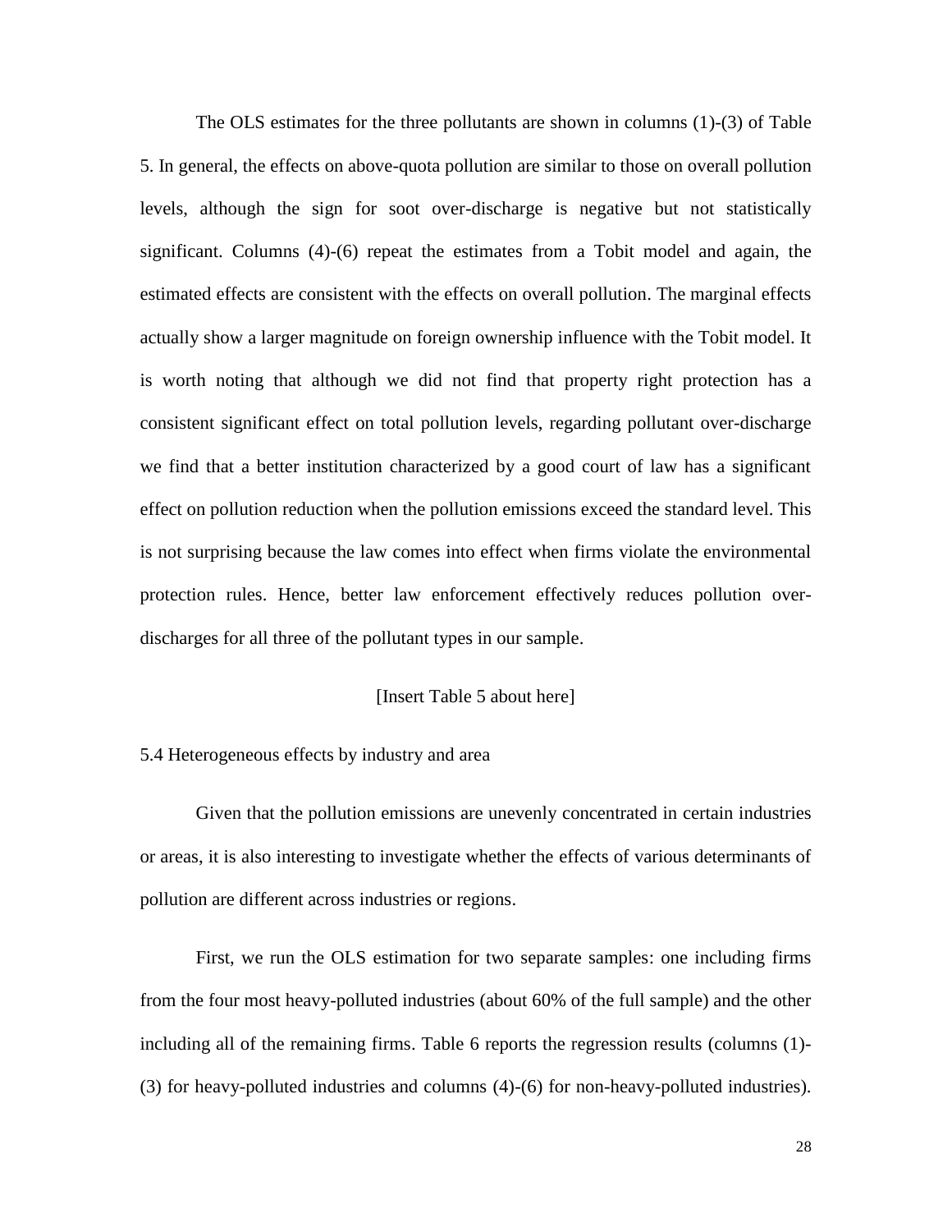The OLS estimates for the three pollutants are shown in columns (1)-(3) of Table 5. In general, the effects on above-quota pollution are similar to those on overall pollution levels, although the sign for soot over-discharge is negative but not statistically significant. Columns (4)-(6) repeat the estimates from a Tobit model and again, the estimated effects are consistent with the effects on overall pollution. The marginal effects actually show a larger magnitude on foreign ownership influence with the Tobit model. It is worth noting that although we did not find that property right protection has a consistent significant effect on total pollution levels, regarding pollutant over-discharge we find that a better institution characterized by a good court of law has a significant effect on pollution reduction when the pollution emissions exceed the standard level. This is not surprising because the law comes into effect when firms violate the environmental protection rules. Hence, better law enforcement effectively reduces pollution over-discharges for all three of the pollutant types in our sample.

[Insert Table 5 about here]

### 5.4 Heterogeneous effects by industry and area

Given that the pollution emissions are unevenly concentrated in certain industries or areas, it is also interesting to investigate whether the effects of various determinants of pollution are different across industries or regions.

First, we run the OLS estimation for two separate samples: one including firms from the four most heavy-polluted industries (about 60% of the full sample) and the other including all of the remaining firms. Table 6 reports the regression results (columns (1)-(3) for heavy-polluted industries and columns (4)-(6) for non-heavy-polluted industries).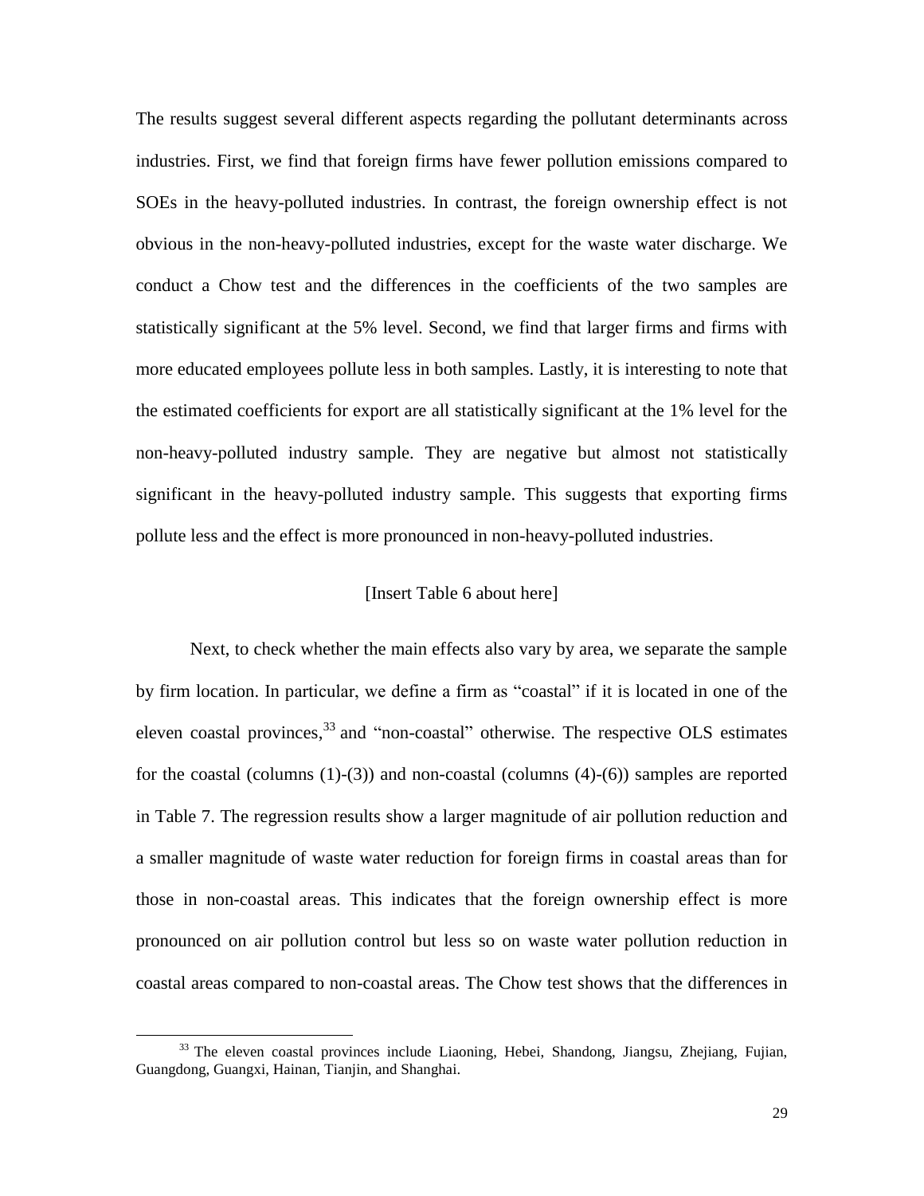The results suggest several different aspects regarding the pollutant determinants across industries. First, we find that foreign firms have fewer pollution emissions compared to SOEs in the heavy-polluted industries. In contrast, the foreign ownership effect is not obvious in the non-heavy-polluted industries, except for the waste water discharge. We conduct a Chow test and the differences in the coefficients of the two samples are statistically significant at the 5% level. Second, we find that larger firms and firms with more educated employees pollute less in both samples. Lastly, it is interesting to note that the estimated coefficients for export are all statistically significant at the 1% level for the non-heavy-polluted industry sample. They are negative but almost not statistically significant in the heavy-polluted industry sample. This suggests that exporting firms pollute less and the effect is more pronounced in non-heavy-polluted industries.

[Insert Table 6 about here]

Next, to check whether the main effects also vary by area, we separate the sample by firm location. In particular, we define a firm as "coastal" if it is located in one of the eleven coastal provinces,[33] and "non-coastal" otherwise. The respective OLS estimates for the coastal (columns (1)-(3)) and non-coastal (columns (4)-(6)) samples are reported in Table 7. The regression results show a larger magnitude of air pollution reduction and a smaller magnitude of waste water reduction for foreign firms in coastal areas than for those in non-coastal areas. This indicates that the foreign ownership effect is more pronounced on air pollution control but less so on waste water pollution reduction in coastal areas compared to non-coastal areas. The Chow test shows that the differences in

[33] The eleven coastal provinces include Liaoning, Hebei, Shandong, Jiangsu, Zhejiang, Fujian, Guangdong, Guangxi, Hainan, Tianjin, and Shanghai.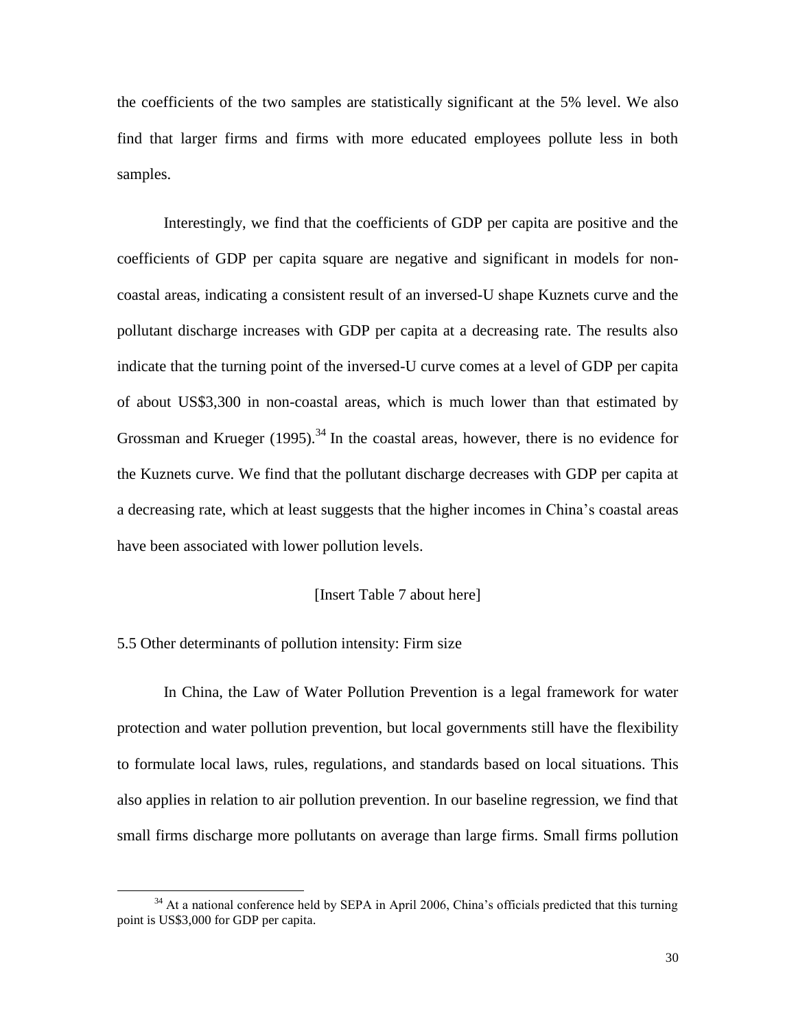the coefficients of the two samples are statistically significant at the 5% level. We also find that larger firms and firms with more educated employees pollute less in both samples.

Interestingly, we find that the coefficients of GDP per capita are positive and the coefficients of GDP per capita square are negative and significant in models for non-coastal areas, indicating a consistent result of an inversed-U shape Kuznets curve and the pollutant discharge increases with GDP per capita at a decreasing rate. The results also indicate that the turning point of the inversed-U curve comes at a level of GDP per capita of about US$3,300 in non-coastal areas, which is much lower than that estimated by Grossman and Krueger (1995).[34] In the coastal areas, however, there is no evidence for the Kuznets curve. We find that the pollutant discharge decreases with GDP per capita at a decreasing rate, which at least suggests that the higher incomes in China's coastal areas have been associated with lower pollution levels.

[Insert Table 7 about here]

### 5.5 Other determinants of pollution intensity: Firm size

In China, the Law of Water Pollution Prevention is a legal framework for water protection and water pollution prevention, but local governments still have the flexibility to formulate local laws, rules, regulations, and standards based on local situations. This also applies in relation to air pollution prevention. In our baseline regression, we find that small firms discharge more pollutants on average than large firms. Small firms pollution

---

[34] At a national conference held by SEPA in April 2006, China's officials predicted that this turning point is US$3,000 for GDP per capita.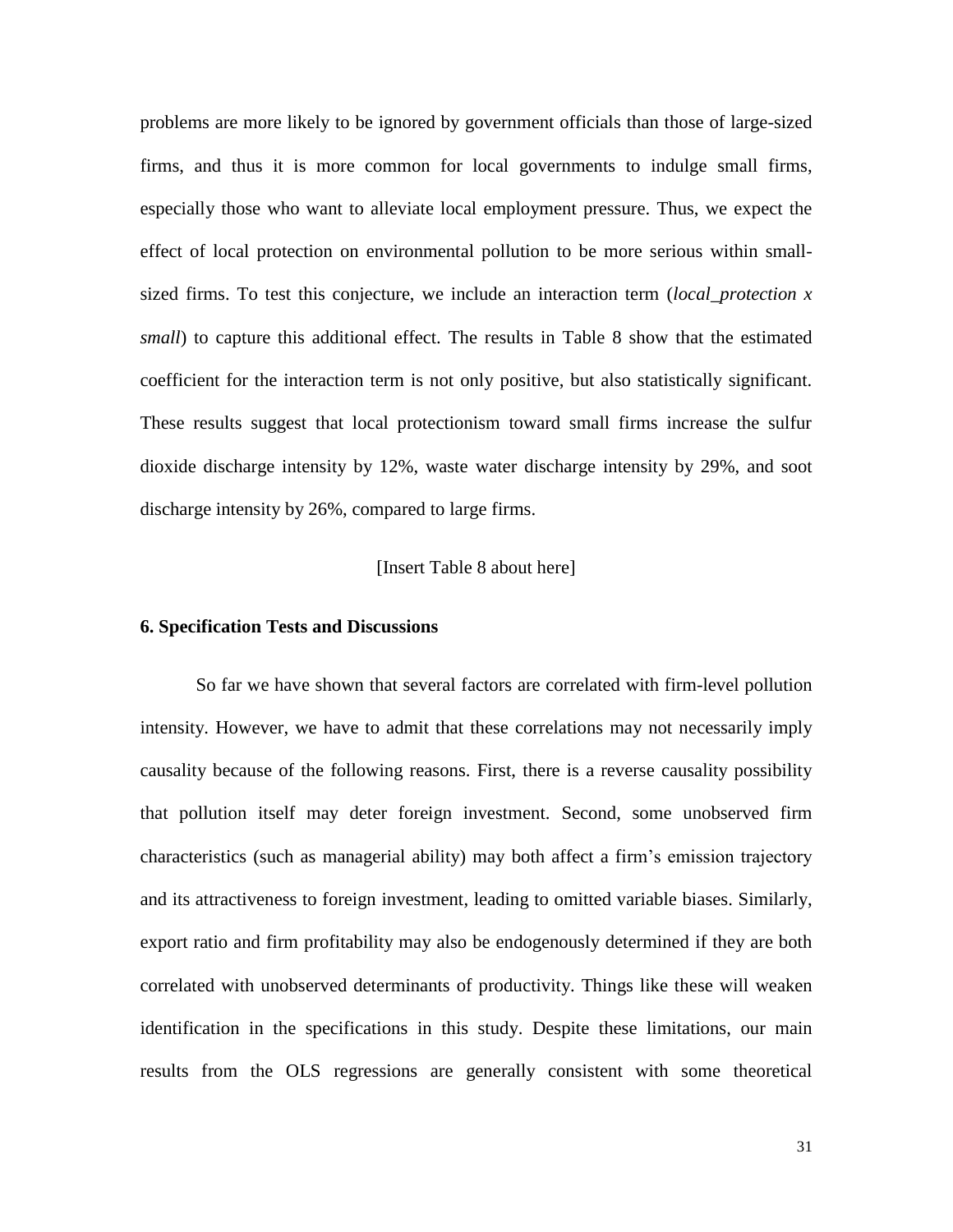problems are more likely to be ignored by government officials than those of large-sized firms, and thus it is more common for local governments to indulge small firms, especially those who want to alleviate local employment pressure. Thus, we expect the effect of local protection on environmental pollution to be more serious within small-sized firms. To test this conjecture, we include an interaction term (*local_protection x small*) to capture this additional effect. The results in Table 8 show that the estimated coefficient for the interaction term is not only positive, but also statistically significant. These results suggest that local protectionism toward small firms increase the sulfur dioxide discharge intensity by 12%, waste water discharge intensity by 29%, and soot discharge intensity by 26%, compared to large firms.

[Insert Table 8 about here]

### 6. Specification Tests and Discussions

So far we have shown that several factors are correlated with firm-level pollution intensity. However, we have to admit that these correlations may not necessarily imply causality because of the following reasons. First, there is a reverse causality possibility that pollution itself may deter foreign investment. Second, some unobserved firm characteristics (such as managerial ability) may both affect a firm's emission trajectory and its attractiveness to foreign investment, leading to omitted variable biases. Similarly, export ratio and firm profitability may also be endogenously determined if they are both correlated with unobserved determinants of productivity. Things like these will weaken identification in the specifications in this study. Despite these limitations, our main results from the OLS regressions are generally consistent with some theoretical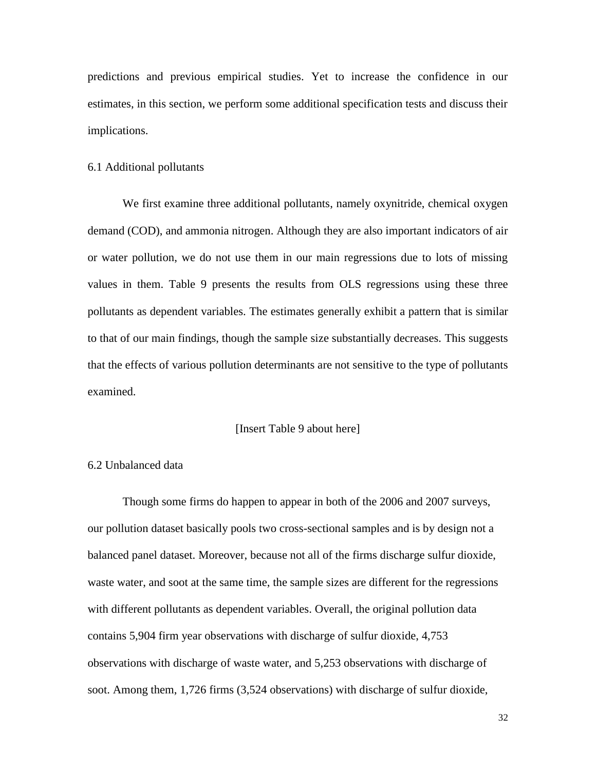predictions and previous empirical studies. Yet to increase the confidence in our estimates, in this section, we perform some additional specification tests and discuss their implications.

### 6.1 Additional pollutants

We first examine three additional pollutants, namely oxynitride, chemical oxygen demand (COD), and ammonia nitrogen. Although they are also important indicators of air or water pollution, we do not use them in our main regressions due to lots of missing values in them. Table 9 presents the results from OLS regressions using these three pollutants as dependent variables. The estimates generally exhibit a pattern that is similar to that of our main findings, though the sample size substantially decreases. This suggests that the effects of various pollution determinants are not sensitive to the type of pollutants examined.

[Insert Table 9 about here]

### 6.2 Unbalanced data

Though some firms do happen to appear in both of the 2006 and 2007 surveys, our pollution dataset basically pools two cross-sectional samples and is by design not a balanced panel dataset. Moreover, because not all of the firms discharge sulfur dioxide, waste water, and soot at the same time, the sample sizes are different for the regressions with different pollutants as dependent variables. Overall, the original pollution data contains 5,904 firm year observations with discharge of sulfur dioxide, 4,753 observations with discharge of waste water, and 5,253 observations with discharge of soot. Among them, 1,726 firms (3,524 observations) with discharge of sulfur dioxide,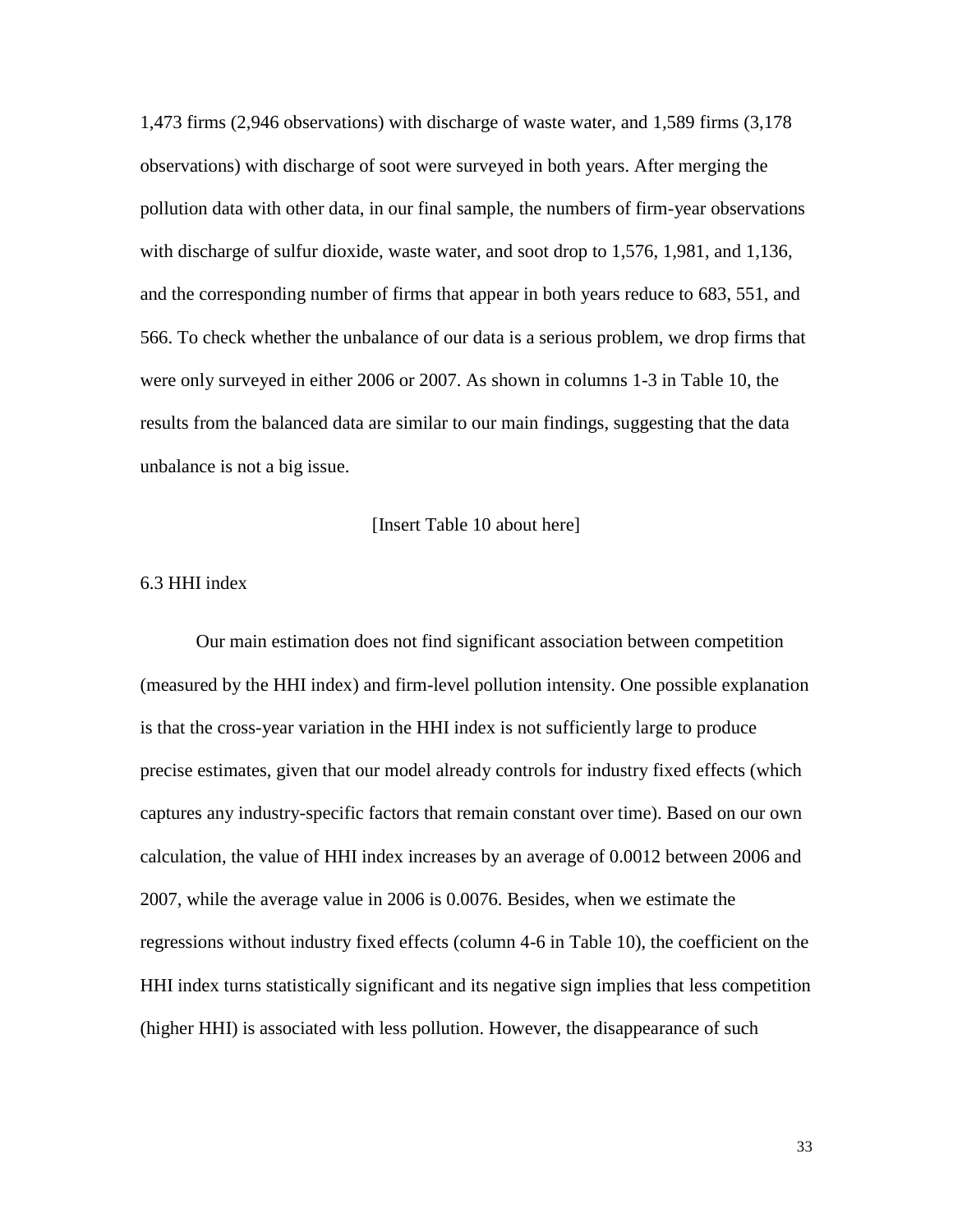1,473 firms (2,946 observations) with discharge of waste water, and 1,589 firms (3,178 observations) with discharge of soot were surveyed in both years. After merging the pollution data with other data, in our final sample, the numbers of firm-year observations with discharge of sulfur dioxide, waste water, and soot drop to 1,576, 1,981, and 1,136, and the corresponding number of firms that appear in both years reduce to 683, 551, and 566. To check whether the unbalance of our data is a serious problem, we drop firms that were only surveyed in either 2006 or 2007. As shown in columns 1-3 in Table 10, the results from the balanced data are similar to our main findings, suggesting that the data unbalance is not a big issue.

[Insert Table 10 about here]

### 6.3 HHI index

Our main estimation does not find significant association between competition (measured by the HHI index) and firm-level pollution intensity. One possible explanation is that the cross-year variation in the HHI index is not sufficiently large to produce precise estimates, given that our model already controls for industry fixed effects (which captures any industry-specific factors that remain constant over time). Based on our own calculation, the value of HHI index increases by an average of 0.0012 between 2006 and 2007, while the average value in 2006 is 0.0076. Besides, when we estimate the regressions without industry fixed effects (column 4-6 in Table 10), the coefficient on the HHI index turns statistically significant and its negative sign implies that less competition (higher HHI) is associated with less pollution. However, the disappearance of such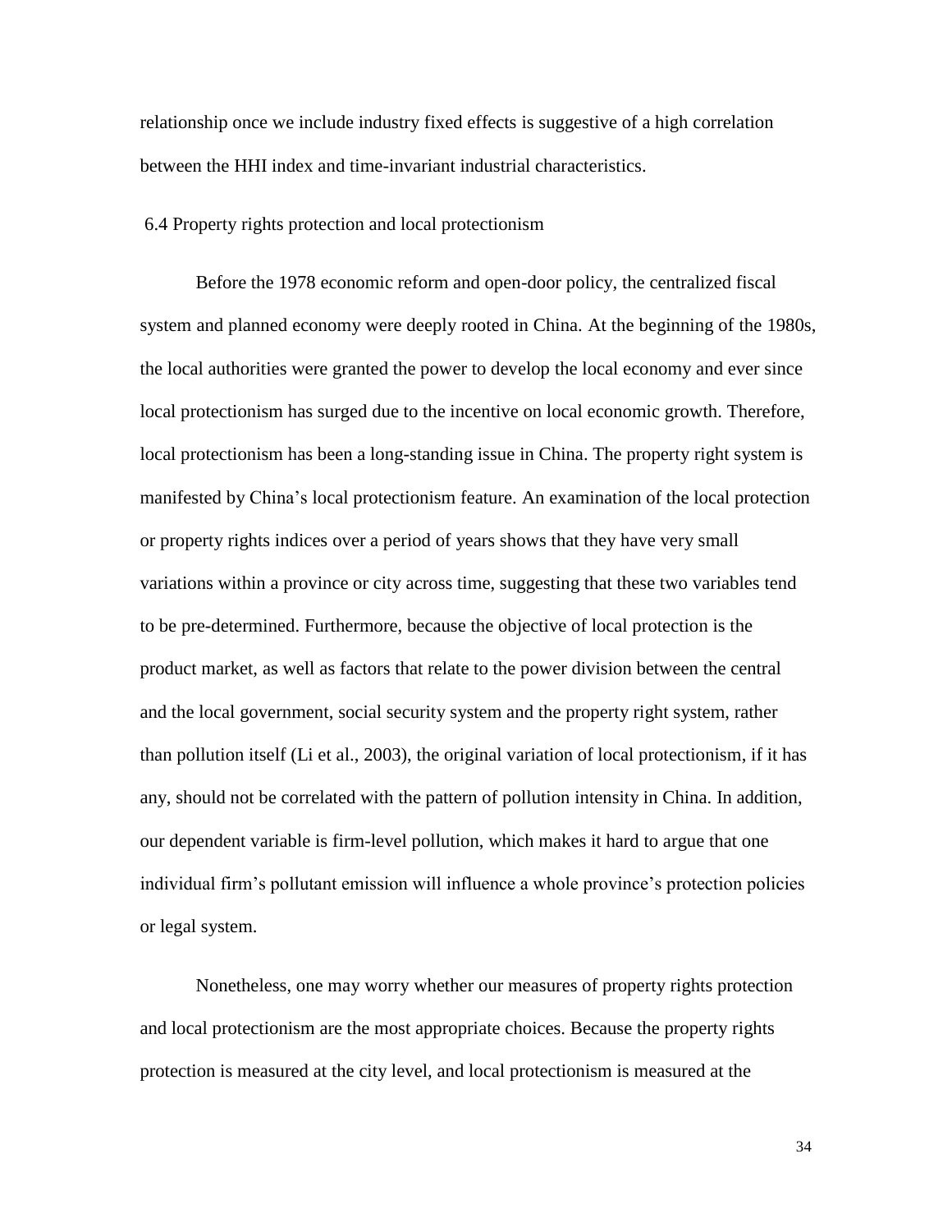relationship once we include industry fixed effects is suggestive of a high correlation between the HHI index and time-invariant industrial characteristics.

### 6.4 Property rights protection and local protectionism

Before the 1978 economic reform and open-door policy, the centralized fiscal system and planned economy were deeply rooted in China. At the beginning of the 1980s, the local authorities were granted the power to develop the local economy and ever since local protectionism has surged due to the incentive on local economic growth. Therefore, local protectionism has been a long-standing issue in China. The property right system is manifested by China's local protectionism feature. An examination of the local protection or property rights indices over a period of years shows that they have very small variations within a province or city across time, suggesting that these two variables tend to be pre-determined. Furthermore, because the objective of local protection is the product market, as well as factors that relate to the power division between the central and the local government, social security system and the property right system, rather than pollution itself (Li et al., 2003), the original variation of local protectionism, if it has any, should not be correlated with the pattern of pollution intensity in China. In addition, our dependent variable is firm-level pollution, which makes it hard to argue that one individual firm's pollutant emission will influence a whole province's protection policies or legal system.

Nonetheless, one may worry whether our measures of property rights protection and local protectionism are the most appropriate choices. Because the property rights protection is measured at the city level, and local protectionism is measured at the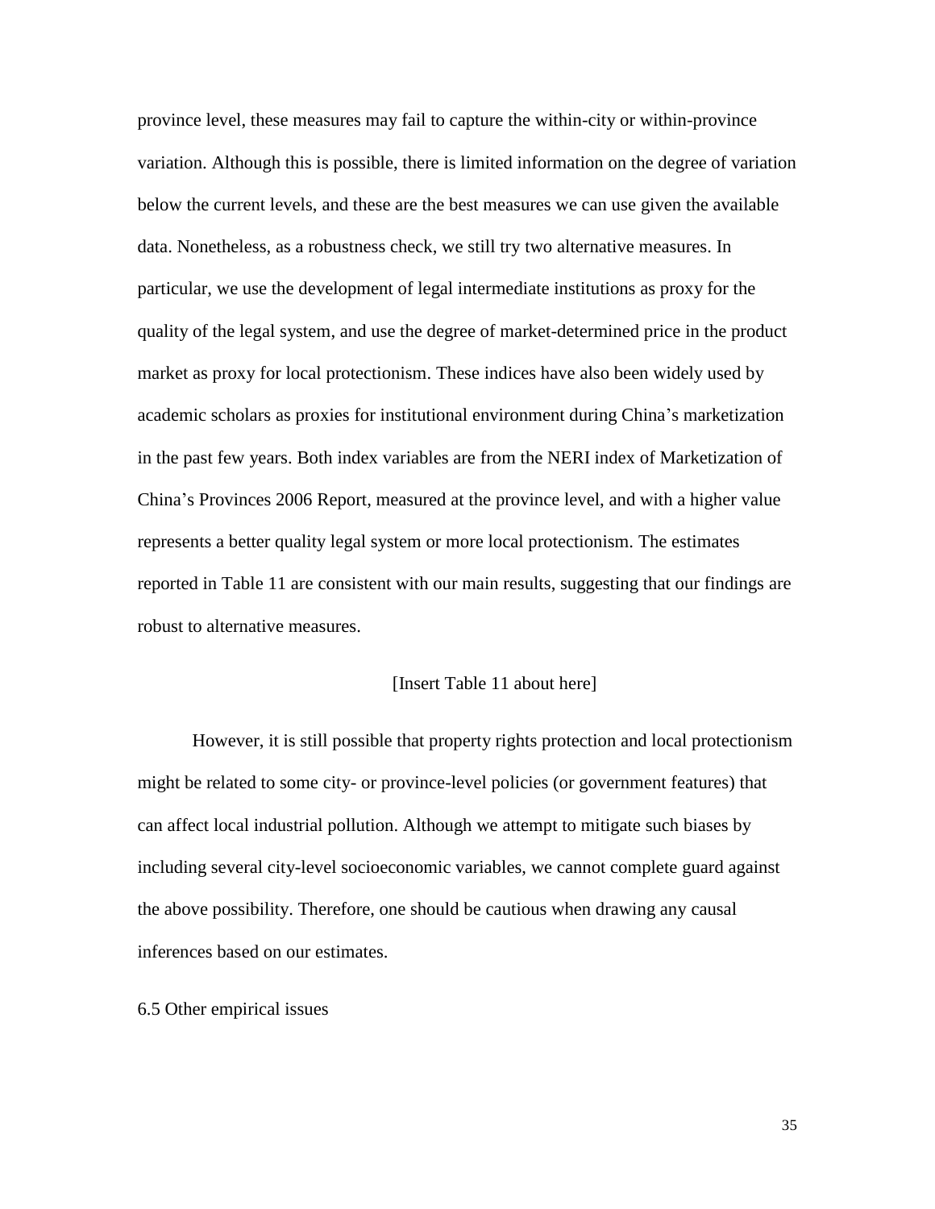province level, these measures may fail to capture the within-city or within-province variation. Although this is possible, there is limited information on the degree of variation below the current levels, and these are the best measures we can use given the available data. Nonetheless, as a robustness check, we still try two alternative measures. In particular, we use the development of legal intermediate institutions as proxy for the quality of the legal system, and use the degree of market-determined price in the product market as proxy for local protectionism. These indices have also been widely used by academic scholars as proxies for institutional environment during China's marketization in the past few years. Both index variables are from the NERI index of Marketization of China's Provinces 2006 Report, measured at the province level, and with a higher value represents a better quality legal system or more local protectionism. The estimates reported in Table 11 are consistent with our main results, suggesting that our findings are robust to alternative measures.

[Insert Table 11 about here]

However, it is still possible that property rights protection and local protectionism might be related to some city- or province-level policies (or government features) that can affect local industrial pollution. Although we attempt to mitigate such biases by including several city-level socioeconomic variables, we cannot complete guard against the above possibility. Therefore, one should be cautious when drawing any causal inferences based on our estimates.

6.5 Other empirical issues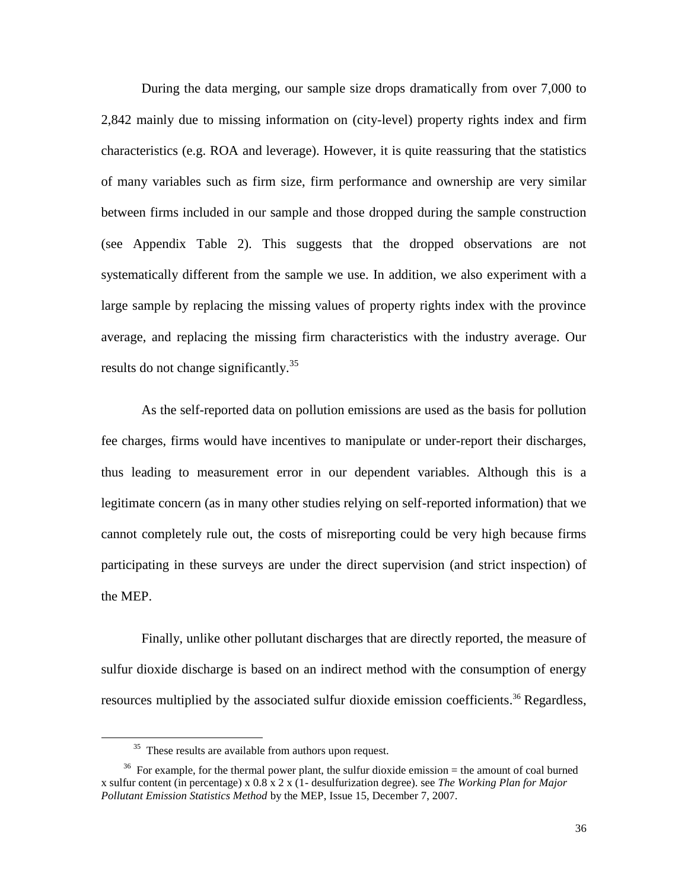During the data merging, our sample size drops dramatically from over 7,000 to 2,842 mainly due to missing information on (city-level) property rights index and firm characteristics (e.g. ROA and leverage). However, it is quite reassuring that the statistics of many variables such as firm size, firm performance and ownership are very similar between firms included in our sample and those dropped during the sample construction (see Appendix Table 2). This suggests that the dropped observations are not systematically different from the sample we use. In addition, we also experiment with a large sample by replacing the missing values of property rights index with the province average, and replacing the missing firm characteristics with the industry average. Our results do not change significantly.[35]

As the self-reported data on pollution emissions are used as the basis for pollution fee charges, firms would have incentives to manipulate or under-report their discharges, thus leading to measurement error in our dependent variables. Although this is a legitimate concern (as in many other studies relying on self-reported information) that we cannot completely rule out, the costs of misreporting could be very high because firms participating in these surveys are under the direct supervision (and strict inspection) of the MEP.

Finally, unlike other pollutant discharges that are directly reported, the measure of sulfur dioxide discharge is based on an indirect method with the consumption of energy resources multiplied by the associated sulfur dioxide emission coefficients.[36] Regardless,

---

[35] These results are available from authors upon request.

[36] For example, for the thermal power plant, the sulfur dioxide emission = the amount of coal burned x sulfur content (in percentage) x 0.8 x 2 x (1- desulfurization degree). see *The Working Plan for Major Pollutant Emission Statistics Method* by the MEP, Issue 15, December 7, 2007.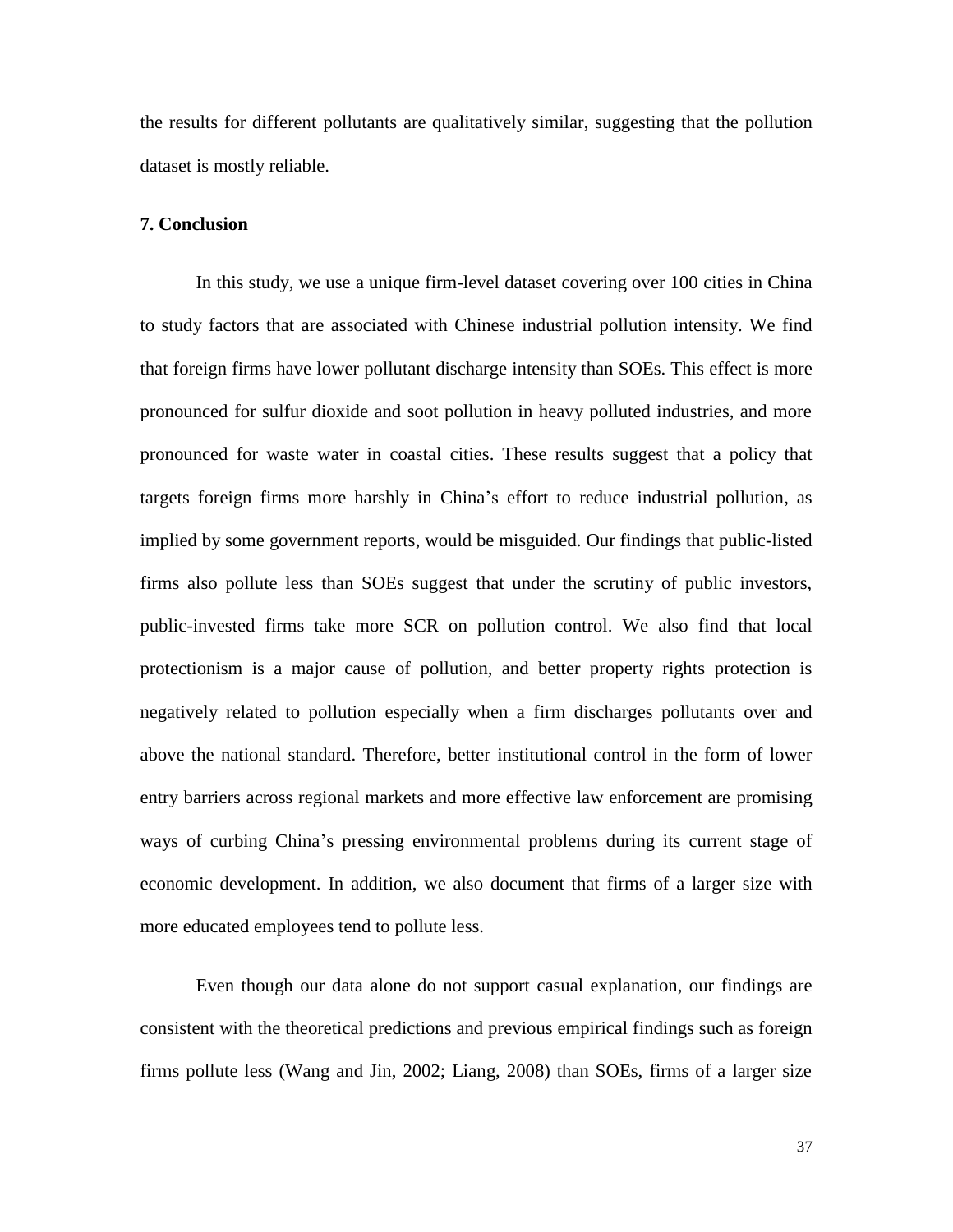the results for different pollutants are qualitatively similar, suggesting that the pollution dataset is mostly reliable.

## 7. Conclusion

In this study, we use a unique firm-level dataset covering over 100 cities in China to study factors that are associated with Chinese industrial pollution intensity. We find that foreign firms have lower pollutant discharge intensity than SOEs. This effect is more pronounced for sulfur dioxide and soot pollution in heavy polluted industries, and more pronounced for waste water in coastal cities. These results suggest that a policy that targets foreign firms more harshly in China's effort to reduce industrial pollution, as implied by some government reports, would be misguided. Our findings that public-listed firms also pollute less than SOEs suggest that under the scrutiny of public investors, public-invested firms take more SCR on pollution control. We also find that local protectionism is a major cause of pollution, and better property rights protection is negatively related to pollution especially when a firm discharges pollutants over and above the national standard. Therefore, better institutional control in the form of lower entry barriers across regional markets and more effective law enforcement are promising ways of curbing China's pressing environmental problems during its current stage of economic development. In addition, we also document that firms of a larger size with more educated employees tend to pollute less.

Even though our data alone do not support casual explanation, our findings are consistent with the theoretical predictions and previous empirical findings such as foreign firms pollute less (Wang and Jin, 2002; Liang, 2008) than SOEs, firms of a larger size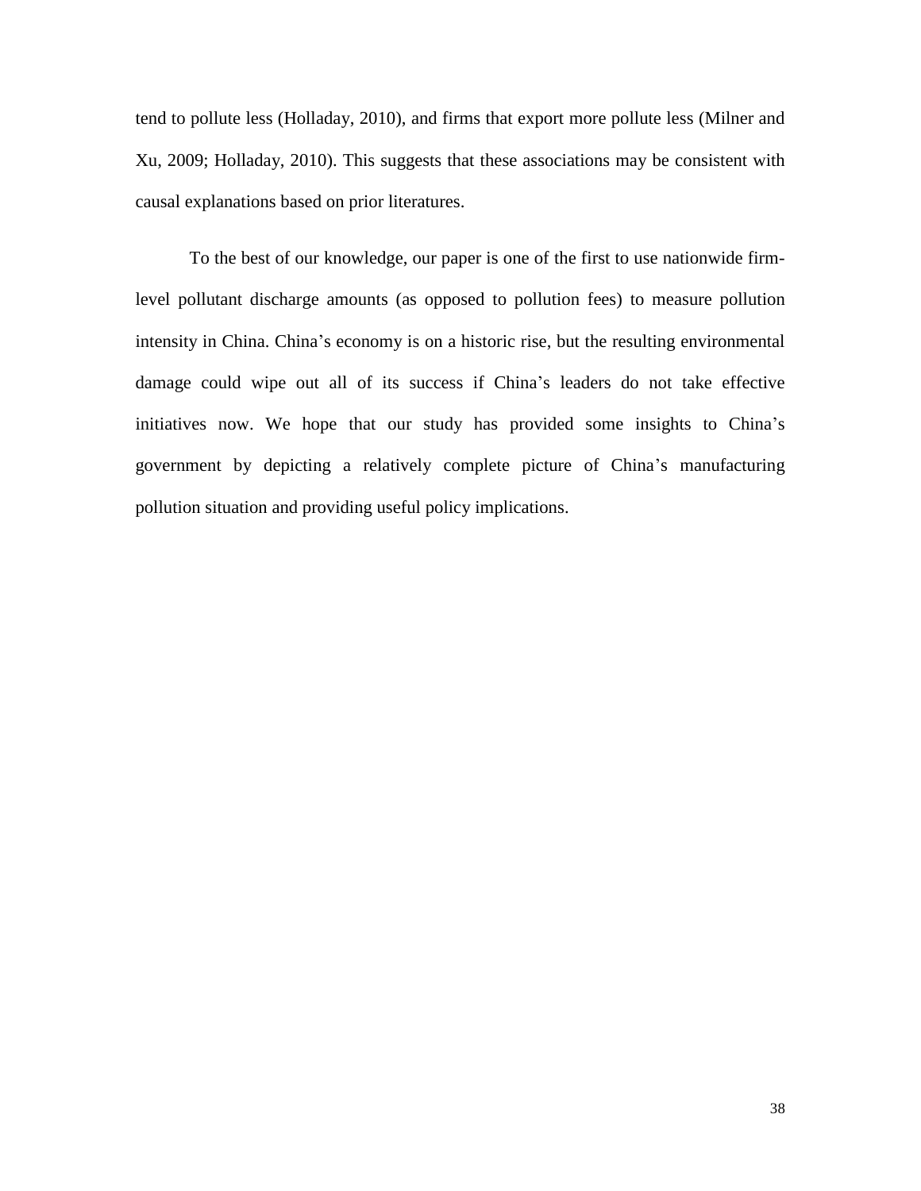tend to pollute less (Holladay, 2010), and firms that export more pollute less (Milner and Xu, 2009; Holladay, 2010). This suggests that these associations may be consistent with causal explanations based on prior literatures.

To the best of our knowledge, our paper is one of the first to use nationwide firm-level pollutant discharge amounts (as opposed to pollution fees) to measure pollution intensity in China. China's economy is on a historic rise, but the resulting environmental damage could wipe out all of its success if China's leaders do not take effective initiatives now. We hope that our study has provided some insights to China's government by depicting a relatively complete picture of China's manufacturing pollution situation and providing useful policy implications.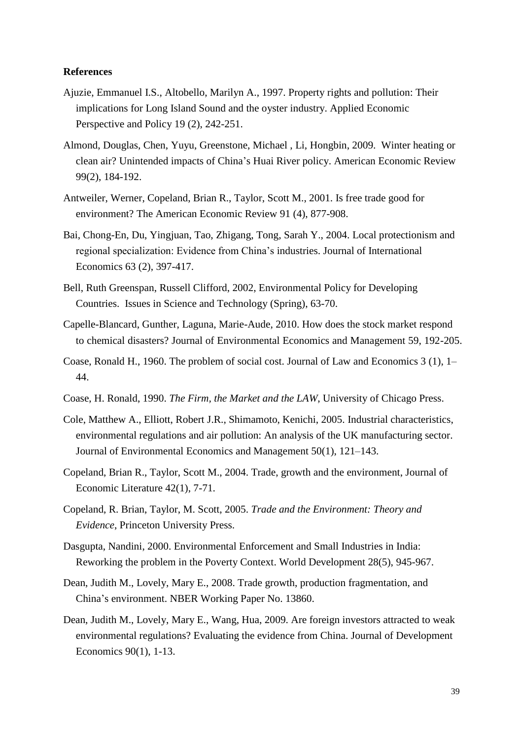**References**

Ajuzie, Emmanuel I.S., Altobello, Marilyn A., 1997. Property rights and pollution: Their implications for Long Island Sound and the oyster industry. Applied Economic Perspective and Policy 19 (2), 242-251.

Almond, Douglas, Chen, Yuyu, Greenstone, Michael , Li, Hongbin, 2009. Winter heating or clean air? Unintended impacts of China's Huai River policy. American Economic Review 99(2), 184-192.

Antweiler, Werner, Copeland, Brian R., Taylor, Scott M., 2001. Is free trade good for environment? The American Economic Review 91 (4), 877-908.

Bai, Chong-En, Du, Yingjuan, Tao, Zhigang, Tong, Sarah Y., 2004. Local protectionism and regional specialization: Evidence from China's industries. Journal of International Economics 63 (2), 397-417.

Bell, Ruth Greenspan, Russell Clifford, 2002, Environmental Policy for Developing Countries. Issues in Science and Technology (Spring), 63-70.

Capelle-Blancard, Gunther, Laguna, Marie-Aude, 2010. How does the stock market respond to chemical disasters? Journal of Environmental Economics and Management 59, 192-205.

Coase, Ronald H., 1960. The problem of social cost. Journal of Law and Economics 3 (1), 1–44.

Coase, H. Ronald, 1990. *The Firm, the Market and the LAW*, University of Chicago Press.

Cole, Matthew A., Elliott, Robert J.R., Shimamoto, Kenichi, 2005. Industrial characteristics, environmental regulations and air pollution: An analysis of the UK manufacturing sector. Journal of Environmental Economics and Management 50(1), 121–143.

Copeland, Brian R., Taylor, Scott M., 2004. Trade, growth and the environment, Journal of Economic Literature 42(1), 7-71.

Copeland, R. Brian, Taylor, M. Scott, 2005. *Trade and the Environment: Theory and Evidence*, Princeton University Press.

Dasgupta, Nandini, 2000. Environmental Enforcement and Small Industries in India: Reworking the problem in the Poverty Context. World Development 28(5), 945-967.

Dean, Judith M., Lovely, Mary E., 2008. Trade growth, production fragmentation, and China's environment. NBER Working Paper No. 13860.

Dean, Judith M., Lovely, Mary E., Wang, Hua, 2009. Are foreign investors attracted to weak environmental regulations? Evaluating the evidence from China. Journal of Development Economics 90(1), 1-13.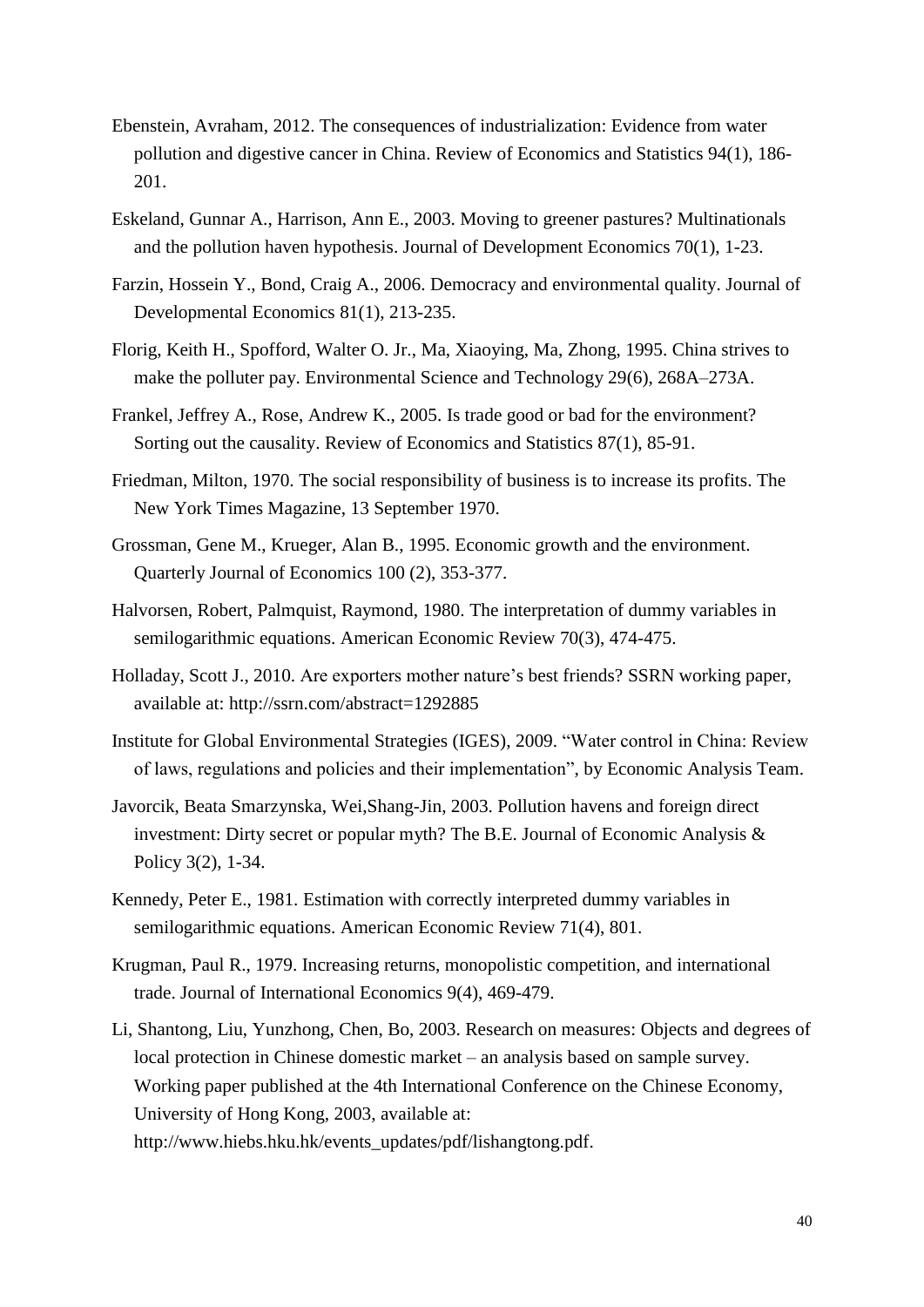Ebenstein, Avraham, 2012. The consequences of industrialization: Evidence from water pollution and digestive cancer in China. Review of Economics and Statistics 94(1), 186-201.

Eskeland, Gunnar A., Harrison, Ann E., 2003. Moving to greener pastures? Multinationals and the pollution haven hypothesis. Journal of Development Economics 70(1), 1-23.

Farzin, Hossein Y., Bond, Craig A., 2006. Democracy and environmental quality. Journal of Developmental Economics 81(1), 213-235.

Florig, Keith H., Spofford, Walter O. Jr., Ma, Xiaoying, Ma, Zhong, 1995. China strives to make the polluter pay. Environmental Science and Technology 29(6), 268A–273A.

Frankel, Jeffrey A., Rose, Andrew K., 2005. Is trade good or bad for the environment? Sorting out the causality. Review of Economics and Statistics 87(1), 85-91.

Friedman, Milton, 1970. The social responsibility of business is to increase its profits. The New York Times Magazine, 13 September 1970.

Grossman, Gene M., Krueger, Alan B., 1995. Economic growth and the environment. Quarterly Journal of Economics 100 (2), 353-377.

Halvorsen, Robert, Palmquist, Raymond, 1980. The interpretation of dummy variables in semilogarithmic equations. American Economic Review 70(3), 474-475.

Holladay, Scott J., 2010. Are exporters mother nature's best friends? SSRN working paper, available at: http://ssrn.com/abstract=1292885

Institute for Global Environmental Strategies (IGES), 2009. "Water control in China: Review of laws, regulations and policies and their implementation", by Economic Analysis Team.

Javorcik, Beata Smarzynska, Wei,Shang-Jin, 2003. Pollution havens and foreign direct investment: Dirty secret or popular myth? The B.E. Journal of Economic Analysis & Policy 3(2), 1-34.

Kennedy, Peter E., 1981. Estimation with correctly interpreted dummy variables in semilogarithmic equations. American Economic Review 71(4), 801.

Krugman, Paul R., 1979. Increasing returns, monopolistic competition, and international trade. Journal of International Economics 9(4), 469-479.

Li, Shantong, Liu, Yunzhong, Chen, Bo, 2003. Research on measures: Objects and degrees of local protection in Chinese domestic market – an analysis based on sample survey. Working paper published at the 4th International Conference on the Chinese Economy, University of Hong Kong, 2003, available at: http://www.hiebs.hku.hk/events_updates/pdf/lishangtong.pdf.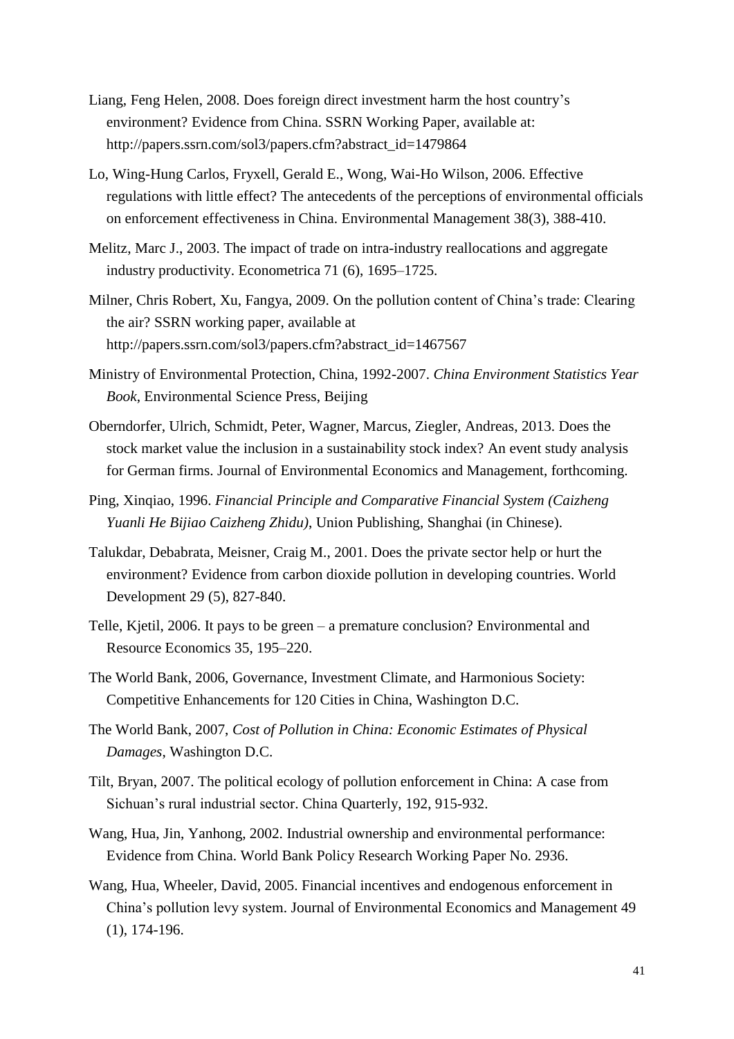Liang, Feng Helen, 2008. Does foreign direct investment harm the host country's environment? Evidence from China. SSRN Working Paper, available at: http://papers.ssrn.com/sol3/papers.cfm?abstract_id=1479864

Lo, Wing-Hung Carlos, Fryxell, Gerald E., Wong, Wai-Ho Wilson, 2006. Effective regulations with little effect? The antecedents of the perceptions of environmental officials on enforcement effectiveness in China. Environmental Management 38(3), 388-410.

Melitz, Marc J., 2003. The impact of trade on intra-industry reallocations and aggregate industry productivity. Econometrica 71 (6), 1695–1725.

Milner, Chris Robert, Xu, Fangya, 2009. On the pollution content of China's trade: Clearing the air? SSRN working paper, available at http://papers.ssrn.com/sol3/papers.cfm?abstract_id=1467567

Ministry of Environmental Protection, China, 1992-2007. *China Environment Statistics Year Book*, Environmental Science Press, Beijing

Oberndorfer, Ulrich, Schmidt, Peter, Wagner, Marcus, Ziegler, Andreas, 2013. Does the stock market value the inclusion in a sustainability stock index? An event study analysis for German firms. Journal of Environmental Economics and Management, forthcoming.

Ping, Xinqiao, 1996. *Financial Principle and Comparative Financial System (Caizheng Yuanli He Bijiao Caizheng Zhidu)*, Union Publishing, Shanghai (in Chinese).

Talukdar, Debabrata, Meisner, Craig M., 2001. Does the private sector help or hurt the environment? Evidence from carbon dioxide pollution in developing countries. World Development 29 (5), 827-840.

Telle, Kjetil, 2006. It pays to be green – a premature conclusion? Environmental and Resource Economics 35, 195–220.

The World Bank, 2006, Governance, Investment Climate, and Harmonious Society: Competitive Enhancements for 120 Cities in China, Washington D.C.

The World Bank, 2007, *Cost of Pollution in China: Economic Estimates of Physical Damages*, Washington D.C.

Tilt, Bryan, 2007. The political ecology of pollution enforcement in China: A case from Sichuan's rural industrial sector. China Quarterly, 192, 915-932.

Wang, Hua, Jin, Yanhong, 2002. Industrial ownership and environmental performance: Evidence from China. World Bank Policy Research Working Paper No. 2936.

Wang, Hua, Wheeler, David, 2005. Financial incentives and endogenous enforcement in China's pollution levy system. Journal of Environmental Economics and Management 49 (1), 174-196.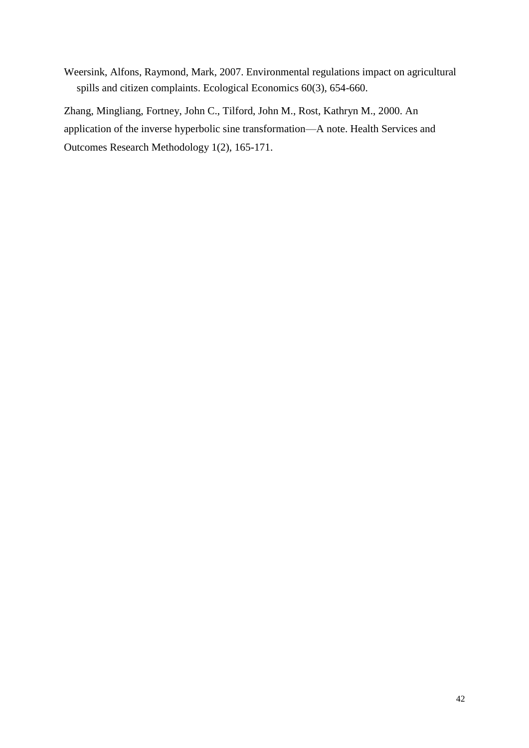Weersink, Alfons, Raymond, Mark, 2007. Environmental regulations impact on agricultural spills and citizen complaints. Ecological Economics 60(3), 654-660.

Zhang, Mingliang, Fortney, John C., Tilford, John M., Rost, Kathryn M., 2000. An application of the inverse hyperbolic sine transformation—A note. Health Services and Outcomes Research Methodology 1(2), 165-171.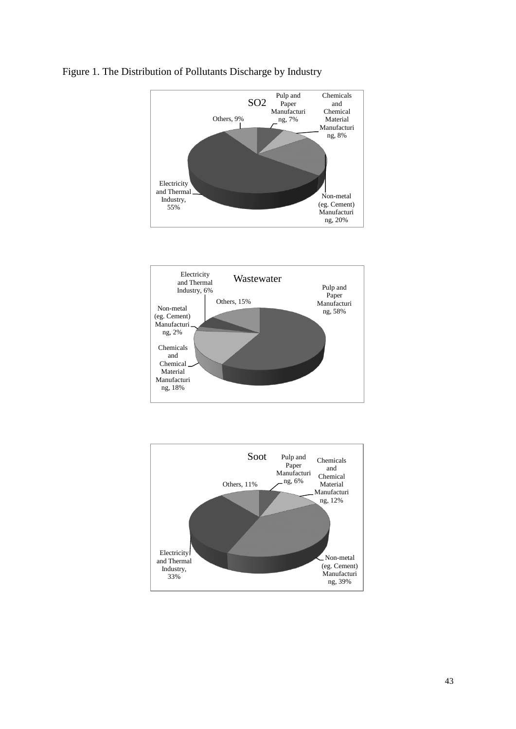Figure 1. The Distribution of Pollutants Discharge by Industry

**SO2**

- Pulp and Paper Manufacturing, 7%
- Chemicals and Chemical Material Manufacturing, 8%
- Non-metal (eg. Cement) Manufacturing, 20%
- Electricity and Thermal Industry, 55%
- Others, 9%

**Wastewater**

- Pulp and Paper Manufacturing, 58%
- Chemicals and Chemical Material Manufacturing, 18%
- Non-metal (eg. Cement) Manufacturing, 2%
- Electricity and Thermal Industry, 6%
- Others, 15%

**Soot**

- Pulp and Paper Manufacturing, 6%
- Chemicals and Chemical Material Manufacturing, 12%
- Non-metal (eg. Cement) Manufacturing, 39%
- Electricity and Thermal Industry, 33%
- Others, 11%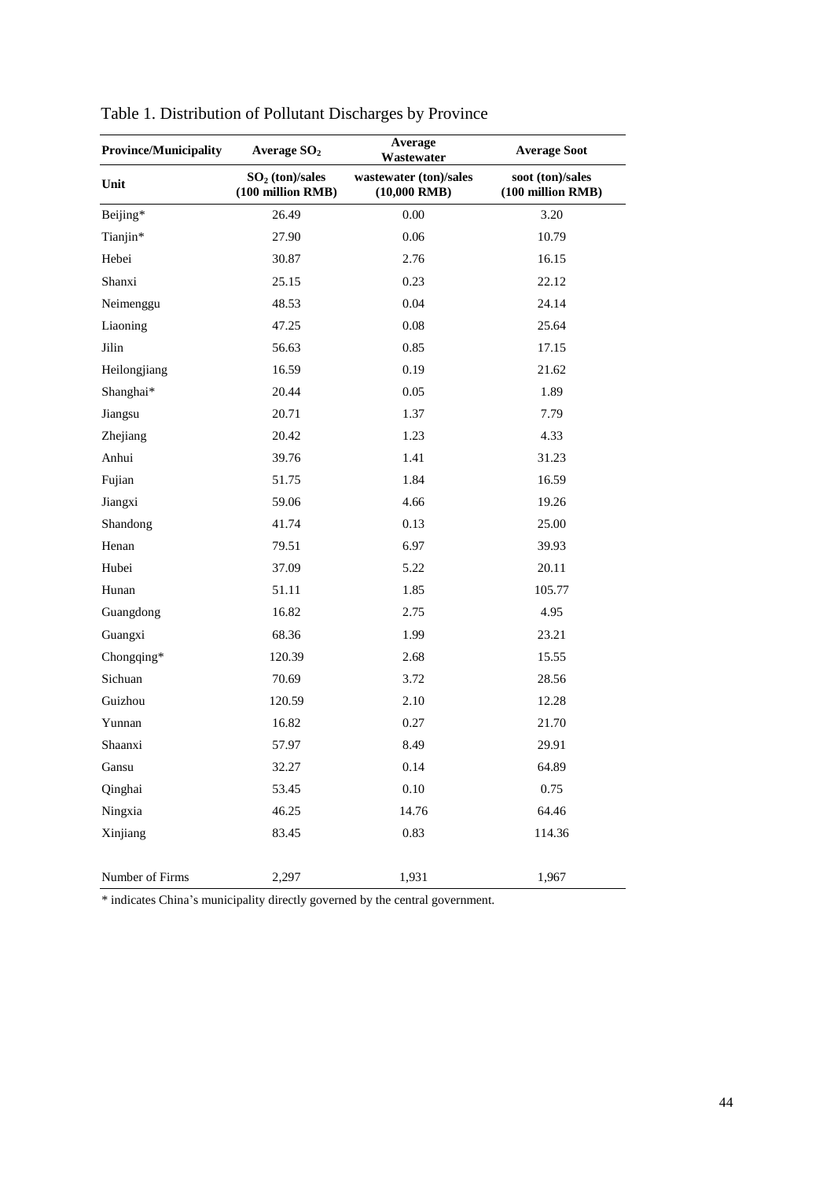Table 1. Distribution of Pollutant Discharges by Province

| Province/Municipality | Average $SO_2$ | Average Wastewater | Average Soot |
|---|---|---|---|
| Unit | $SO_2$ (ton)/sales (100 million RMB) | wastewater (ton)/sales (10,000 RMB) | soot (ton)/sales (100 million RMB) |
| Beijing* | 26.49 | 0.00 | 3.20 |
| Tianjin* | 27.90 | 0.06 | 10.79 |
| Hebei | 30.87 | 2.76 | 16.15 |
| Shanxi | 25.15 | 0.23 | 22.12 |
| Neimenggu | 48.53 | 0.04 | 24.14 |
| Liaoning | 47.25 | 0.08 | 25.64 |
| Jilin | 56.63 | 0.85 | 17.15 |
| Heilongjiang | 16.59 | 0.19 | 21.62 |
| Shanghai* | 20.44 | 0.05 | 1.89 |
| Jiangsu | 20.71 | 1.37 | 7.79 |
| Zhejiang | 20.42 | 1.23 | 4.33 |
| Anhui | 39.76 | 1.41 | 31.23 |
| Fujian | 51.75 | 1.84 | 16.59 |
| Jiangxi | 59.06 | 4.66 | 19.26 |
| Shandong | 41.74 | 0.13 | 25.00 |
| Henan | 79.51 | 6.97 | 39.93 |
| Hubei | 37.09 | 5.22 | 20.11 |
| Hunan | 51.11 | 1.85 | 105.77 |
| Guangdong | 16.82 | 2.75 | 4.95 |
| Guangxi | 68.36 | 1.99 | 23.21 |
| Chongqing* | 120.39 | 2.68 | 15.55 |
| Sichuan | 70.69 | 3.72 | 28.56 |
| Guizhou | 120.59 | 2.10 | 12.28 |
| Yunnan | 16.82 | 0.27 | 21.70 |
| Shaanxi | 57.97 | 8.49 | 29.91 |
| Gansu | 32.27 | 0.14 | 64.89 |
| Qinghai | 53.45 | 0.10 | 0.75 |
| Ningxia | 46.25 | 14.76 | 64.46 |
| Xinjiang | 83.45 | 0.83 | 114.36 |
| Number of Firms | 2,297 | 1,931 | 1,967 |

* indicates China's municipality directly governed by the central government.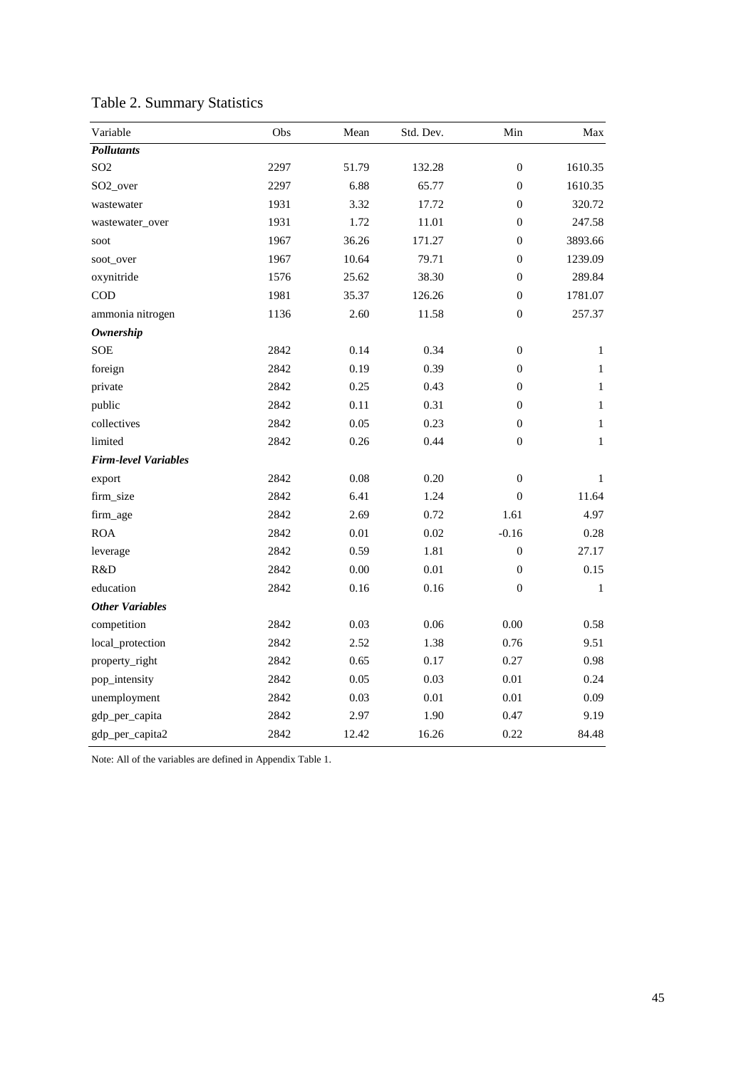Table 2. Summary Statistics

| Variable | Obs | Mean | Std. Dev. | Min | Max |
|---|---|---|---|---|---|
| ***Pollutants*** | | | | | |
| SO2 | 2297 | 51.79 | 132.28 | 0 | 1610.35 |
| SO2_over | 2297 | 6.88 | 65.77 | 0 | 1610.35 |
| wastewater | 1931 | 3.32 | 17.72 | 0 | 320.72 |
| wastewater_over | 1931 | 1.72 | 11.01 | 0 | 247.58 |
| soot | 1967 | 36.26 | 171.27 | 0 | 3893.66 |
| soot_over | 1967 | 10.64 | 79.71 | 0 | 1239.09 |
| oxynitride | 1576 | 25.62 | 38.30 | 0 | 289.84 |
| COD | 1981 | 35.37 | 126.26 | 0 | 1781.07 |
| ammonia nitrogen | 1136 | 2.60 | 11.58 | 0 | 257.37 |
| ***Ownership*** | | | | | |
| SOE | 2842 | 0.14 | 0.34 | 0 | 1 |
| foreign | 2842 | 0.19 | 0.39 | 0 | 1 |
| private | 2842 | 0.25 | 0.43 | 0 | 1 |
| public | 2842 | 0.11 | 0.31 | 0 | 1 |
| collectives | 2842 | 0.05 | 0.23 | 0 | 1 |
| limited | 2842 | 0.26 | 0.44 | 0 | 1 |
| ***Firm-level Variables*** | | | | | |
| export | 2842 | 0.08 | 0.20 | 0 | 1 |
| firm_size | 2842 | 6.41 | 1.24 | 0 | 11.64 |
| firm_age | 2842 | 2.69 | 0.72 | 1.61 | 4.97 |
| ROA | 2842 | 0.01 | 0.02 | -0.16 | 0.28 |
| leverage | 2842 | 0.59 | 1.81 | 0 | 27.17 |
| R&D | 2842 | 0.00 | 0.01 | 0 | 0.15 |
| education | 2842 | 0.16 | 0.16 | 0 | 1 |
| ***Other Variables*** | | | | | |
| competition | 2842 | 0.03 | 0.06 | 0.00 | 0.58 |
| local_protection | 2842 | 2.52 | 1.38 | 0.76 | 9.51 |
| property_right | 2842 | 0.65 | 0.17 | 0.27 | 0.98 |
| pop_intensity | 2842 | 0.05 | 0.03 | 0.01 | 0.24 |
| unemployment | 2842 | 0.03 | 0.01 | 0.01 | 0.09 |
| gdp_per_capita | 2842 | 2.97 | 1.90 | 0.47 | 9.19 |
| gdp_per_capita2 | 2842 | 12.42 | 16.26 | 0.22 | 84.48 |

Note: All of the variables are defined in Appendix Table 1.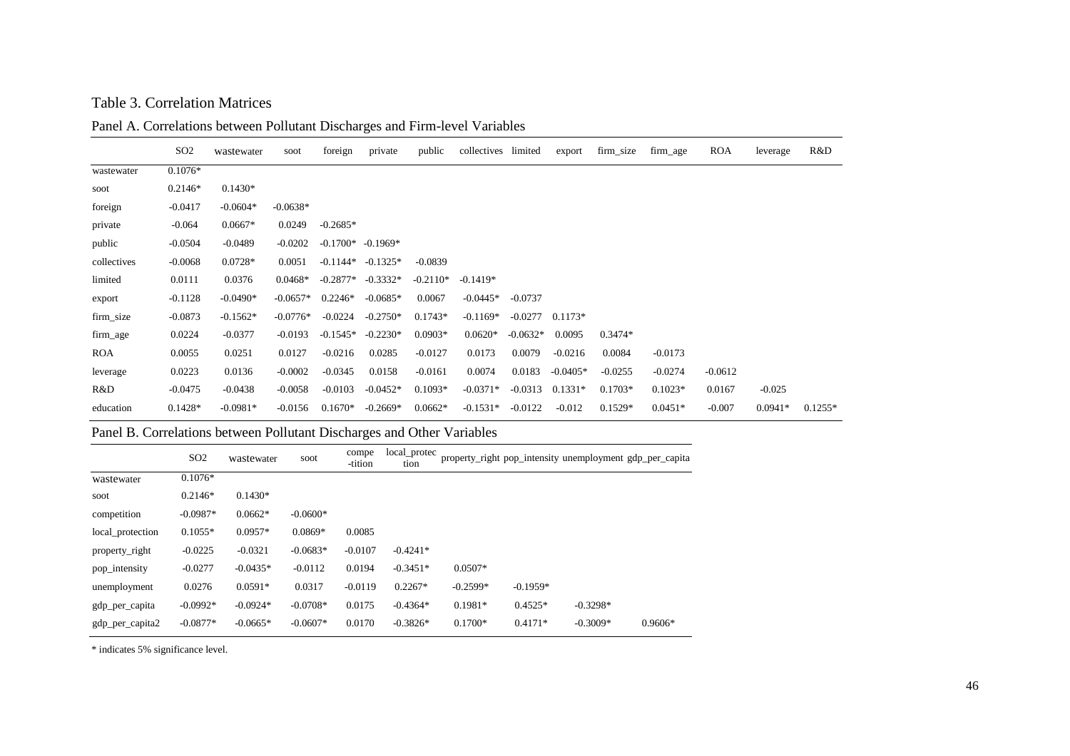Table 3. Correlation Matrices

Panel A. Correlations between Pollutant Discharges and Firm-level Variables

| | SO2 | wastewater | soot | foreign | private | public | collectives | limited | export | firm_size | firm_age | ROA | leverage | R&D |
|---|---|---|---|---|---|---|---|---|---|---|---|---|---|---|
| wastewater | 0.1076* | | | | | | | | | | | | | |
| soot | 0.2146* | 0.1430* | | | | | | | | | | | | |
| foreign | -0.0417 | -0.0604* | -0.0638* | | | | | | | | | | | |
| private | -0.064 | 0.0667* | 0.0249 | -0.2685* | | | | | | | | | | |
| public | -0.0504 | -0.0489 | -0.0202 | -0.1700* | -0.1969* | | | | | | | | | |
| collectives | -0.0068 | 0.0728* | 0.0051 | -0.1144* | -0.1325* | -0.0839 | | | | | | | | |
| limited | 0.0111 | 0.0376 | 0.0468* | -0.2877* | -0.3332* | -0.2110* | -0.1419* | | | | | | | |
| export | -0.1128 | -0.0490* | -0.0657* | 0.2246* | -0.0685* | 0.0067 | -0.0445* | -0.0737 | | | | | | |
| firm_size | -0.0873 | -0.1562* | -0.0776* | -0.0224 | -0.2750* | 0.1743* | -0.1169* | -0.0277 | 0.1173* | | | | | |
| firm_age | 0.0224 | -0.0377 | -0.0193 | -0.1545* | -0.2230* | 0.0903* | 0.0620* | -0.0632* | 0.0095 | 0.3474* | | | | |
| ROA | 0.0055 | 0.0251 | 0.0127 | -0.0216 | 0.0285 | -0.0127 | 0.0173 | 0.0079 | -0.0216 | 0.0084 | -0.0173 | | | |
| leverage | 0.0223 | 0.0136 | -0.0002 | -0.0345 | 0.0158 | -0.0161 | 0.0074 | 0.0183 | -0.0405* | -0.0255 | -0.0274 | -0.0612 | | |
| R&D | -0.0475 | -0.0438 | -0.0058 | -0.0103 | -0.0452* | 0.1093* | -0.0371* | -0.0313 | 0.1331* | 0.1703* | 0.1023* | 0.0167 | -0.025 | |
| education | 0.1428* | -0.0981* | -0.0156 | 0.1670* | -0.2669* | 0.0662* | -0.1531* | -0.0122 | -0.012 | 0.1529* | 0.0451* | -0.007 | 0.0941* | 0.1255* |

Panel B. Correlations between Pollutant Discharges and Other Variables

| | SO2 | wastewater | soot | compe-tition | local_protection | property_right | pop_intensity | unemployment | gdp_per_capita |
|---|---|---|---|---|---|---|---|---|---|
| wastewater | 0.1076* | | | | | | | | |
| soot | 0.2146* | 0.1430* | | | | | | | |
| competition | -0.0987* | 0.0662* | -0.0600* | | | | | | |
| local_protection | 0.1055* | 0.0957* | 0.0869* | 0.0085 | | | | | |
| property_right | -0.0225 | -0.0321 | -0.0683* | -0.0107 | -0.4241* | | | | |
| pop_intensity | -0.0277 | -0.0435* | -0.0112 | 0.0194 | -0.3451* | 0.0507* | | | |
| unemployment | 0.0276 | 0.0591* | 0.0317 | -0.0119 | 0.2267* | -0.2599* | -0.1959* | | |
| gdp_per_capita | -0.0992* | -0.0924* | -0.0708* | 0.0175 | -0.4364* | 0.1981* | 0.4525* | -0.3298* | |
| gdp_per_capita2 | -0.0877* | -0.0665* | -0.0607* | 0.0170 | -0.3826* | 0.1700* | 0.4171* | -0.3009* | 0.9606* |

\* indicates 5% significance level.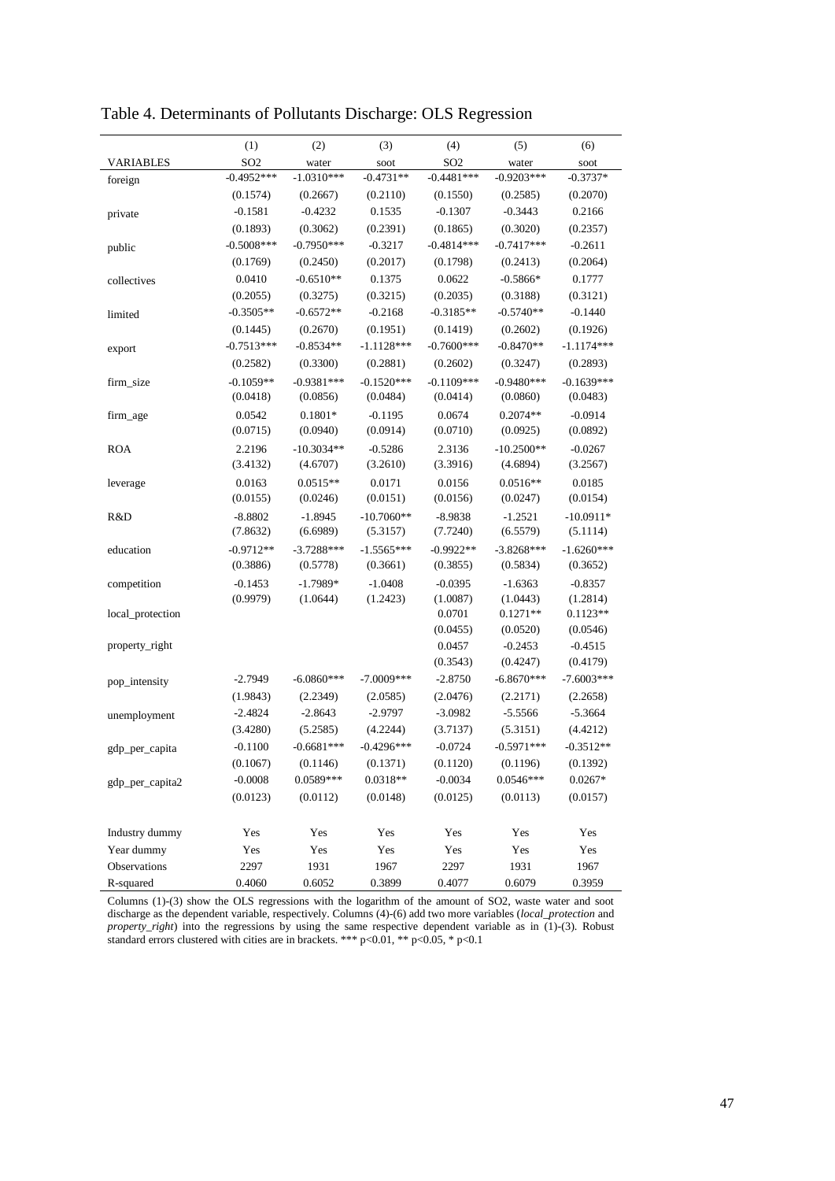# Table 4. Determinants of Pollutants Discharge: OLS Regression

| | (1) | (2) | (3) | (4) | (5) | (6) |
|---|---|---|---|---|---|---|
| VARIABLES | SO2 | water | soot | SO2 | water | soot |
| foreign | -0.4952*** | -1.0310*** | -0.4731** | -0.4481*** | -0.9203*** | -0.3737* |
| | (0.1574) | (0.2667) | (0.2110) | (0.1550) | (0.2585) | (0.2070) |
| private | -0.1581 | -0.4232 | 0.1535 | -0.1307 | -0.3443 | 0.2166 |
| | (0.1893) | (0.3062) | (0.2391) | (0.1865) | (0.3020) | (0.2357) |
| public | -0.5008*** | -0.7950*** | -0.3217 | -0.4814*** | -0.7417*** | -0.2611 |
| | (0.1769) | (0.2450) | (0.2017) | (0.1798) | (0.2413) | (0.2064) |
| collectives | 0.0410 | -0.6510** | 0.1375 | 0.0622 | -0.5866* | 0.1777 |
| | (0.2055) | (0.3275) | (0.3215) | (0.2035) | (0.3188) | (0.3121) |
| limited | -0.3505** | -0.6572** | -0.2168 | -0.3185** | -0.5740** | -0.1440 |
| | (0.1445) | (0.2670) | (0.1951) | (0.1419) | (0.2602) | (0.1926) |
| export | -0.7513*** | -0.8534** | -1.1128*** | -0.7600*** | -0.8470** | -1.1174*** |
| | (0.2582) | (0.3300) | (0.2881) | (0.2602) | (0.3247) | (0.2893) |
| firm_size | -0.1059** | -0.9381*** | -0.1520*** | -0.1109*** | -0.9480*** | -0.1639*** |
| | (0.0418) | (0.0856) | (0.0484) | (0.0414) | (0.0860) | (0.0483) |
| firm_age | 0.0542 | 0.1801* | -0.1195 | 0.0674 | 0.2074** | -0.0914 |
| | (0.0715) | (0.0940) | (0.0914) | (0.0710) | (0.0925) | (0.0892) |
| ROA | 2.2196 | -10.3034** | -0.5286 | 2.3136 | -10.2500** | -0.0267 |
| | (3.4132) | (4.6707) | (3.2610) | (3.3916) | (4.6894) | (3.2567) |
| leverage | 0.0163 | 0.0515** | 0.0171 | 0.0156 | 0.0516** | 0.0185 |
| | (0.0155) | (0.0246) | (0.0151) | (0.0156) | (0.0247) | (0.0154) |
| R&D | -8.8802 | -1.8945 | -10.7060** | -8.9838 | -1.2521 | -10.0911* |
| | (7.8632) | (6.6989) | (5.3157) | (7.7240) | (6.5579) | (5.1114) |
| education | -0.9712** | -3.7288*** | -1.5565*** | -0.9922** | -3.8268*** | -1.6260*** |
| | (0.3886) | (0.5778) | (0.3661) | (0.3855) | (0.5834) | (0.3652) |
| competition | -0.1453 | -1.7989* | -1.0408 | -0.0395 | -1.6363 | -0.8357 |
| | (0.9979) | (1.0644) | (1.2423) | (1.0087) | (1.0443) | (1.2814) |
| local_protection | | | | 0.0701 | 0.1271** | 0.1123** |
| | | | | (0.0455) | (0.0520) | (0.0546) |
| property_right | | | | 0.0457 | -0.2453 | -0.4515 |
| | | | | (0.3543) | (0.4247) | (0.4179) |
| pop_intensity | -2.7949 | -6.0860*** | -7.0009*** | -2.8750 | -6.8670*** | -7.6003*** |
| | (1.9843) | (2.2349) | (2.0585) | (2.0476) | (2.2171) | (2.2658) |
| unemployment | -2.4824 | -2.8643 | -2.9797 | -3.0982 | -5.5566 | -5.3664 |
| | (3.4280) | (5.2585) | (4.2244) | (3.7137) | (5.3151) | (4.4212) |
| gdp_per_capita | -0.1100 | -0.6681*** | -0.4296*** | -0.0724 | -0.5971*** | -0.3512** |
| | (0.1067) | (0.1146) | (0.1371) | (0.1120) | (0.1196) | (0.1392) |
| gdp_per_capita2 | -0.0008 | 0.0589*** | 0.0318** | -0.0034 | 0.0546*** | 0.0267* |
| | (0.0123) | (0.0112) | (0.0148) | (0.0125) | (0.0113) | (0.0157) |
| Industry dummy | Yes | Yes | Yes | Yes | Yes | Yes |
| Year dummy | Yes | Yes | Yes | Yes | Yes | Yes |
| Observations | 2297 | 1931 | 1967 | 2297 | 1931 | 1967 |
| R-squared | 0.4060 | 0.6052 | 0.3899 | 0.4077 | 0.6079 | 0.3959 |

Columns (1)-(3) show the OLS regressions with the logarithm of the amount of SO2, waste water and soot discharge as the dependent variable, respectively. Columns (4)-(6) add two more variables (*local_protection* and *property_right*) into the regressions by using the same respective dependent variable as in (1)-(3). Robust standard errors clustered with cities are in brackets. *** p<0.01, ** p<0.05, * p<0.1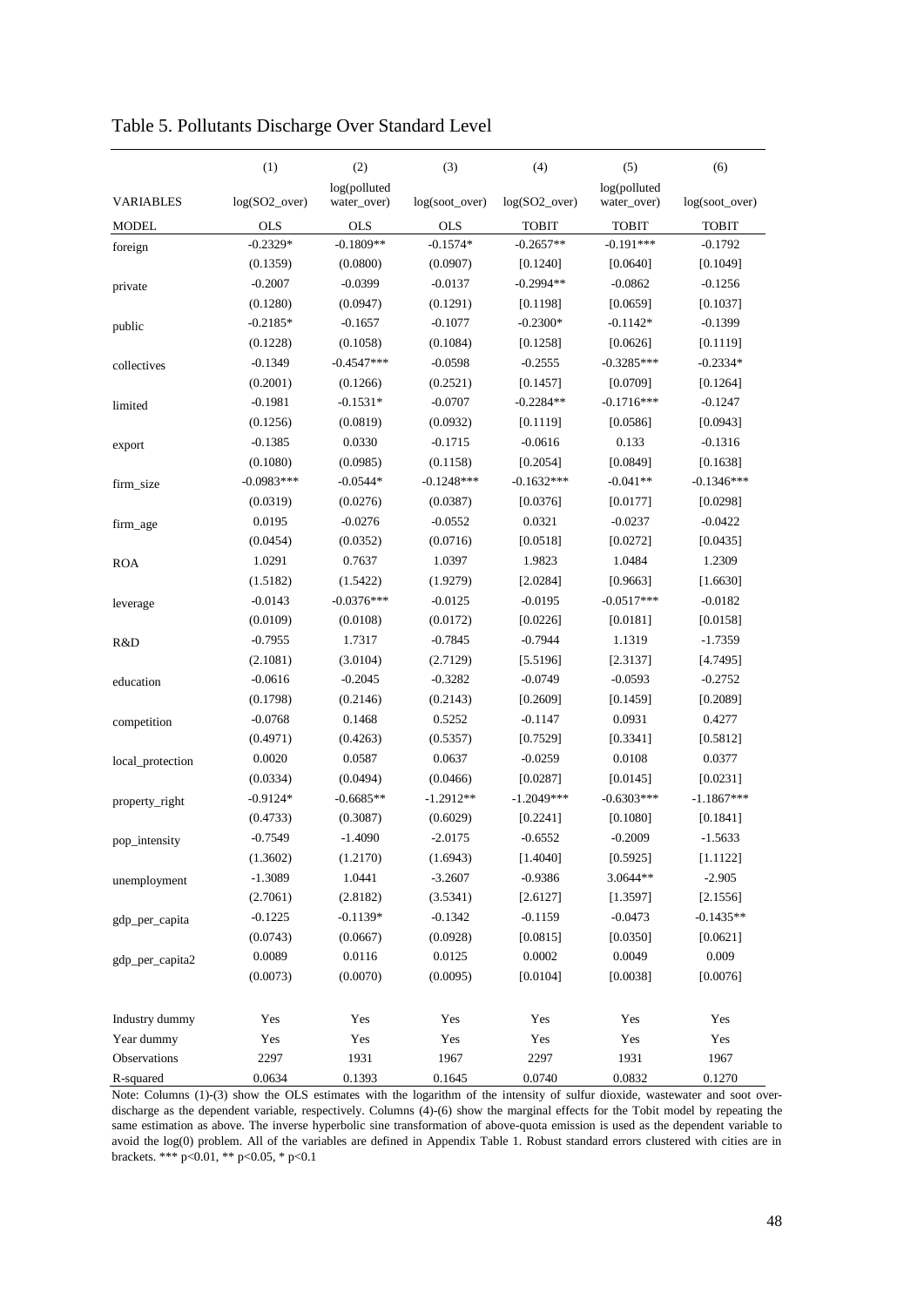# Table 5. Pollutants Discharge Over Standard Level

| | (1) | (2) | (3) | (4) | (5) | (6) |
|---|---|---|---|---|---|---|
| VARIABLES | log(SO2_over) | log(polluted water_over) | log(soot_over) | log(SO2_over) | log(polluted water_over) | log(soot_over) |
| MODEL | OLS | OLS | OLS | TOBIT | TOBIT | TOBIT |
| foreign | -0.2329* | -0.1809** | -0.1574* | -0.2657** | -0.191*** | -0.1792 |
| | (0.1359) | (0.0800) | (0.0907) | [0.1240] | [0.0640] | [0.1049] |
| private | -0.2007 | -0.0399 | -0.0137 | -0.2994** | -0.0862 | -0.1256 |
| | (0.1280) | (0.0947) | (0.1291) | [0.1198] | [0.0659] | [0.1037] |
| public | -0.2185* | -0.1657 | -0.1077 | -0.2300* | -0.1142* | -0.1399 |
| | (0.1228) | (0.1058) | (0.1084) | [0.1258] | [0.0626] | [0.1119] |
| collectives | -0.1349 | -0.4547*** | -0.0598 | -0.2555 | -0.3285*** | -0.2334* |
| | (0.2001) | (0.1266) | (0.2521) | [0.1457] | [0.0709] | [0.1264] |
| limited | -0.1981 | -0.1531* | -0.0707 | -0.2284** | -0.1716*** | -0.1247 |
| | (0.1256) | (0.0819) | (0.0932) | [0.1119] | [0.0586] | [0.0943] |
| export | -0.1385 | 0.0330 | -0.1715 | -0.0616 | 0.133 | -0.1316 |
| | (0.1080) | (0.0985) | (0.1158) | [0.2054] | [0.0849] | [0.1638] |
| firm_size | -0.0983*** | -0.0544* | -0.1248*** | -0.1632*** | -0.041** | -0.1346*** |
| | (0.0319) | (0.0276) | (0.0387) | [0.0376] | [0.0177] | [0.0298] |
| firm_age | 0.0195 | -0.0276 | -0.0552 | 0.0321 | -0.0237 | -0.0422 |
| | (0.0454) | (0.0352) | (0.0716) | [0.0518] | [0.0272] | [0.0435] |
| ROA | 1.0291 | 0.7637 | 1.0397 | 1.9823 | 1.0484 | 1.2309 |
| | (1.5182) | (1.5422) | (1.9279) | [2.0284] | [0.9663] | [1.6630] |
| leverage | -0.0143 | -0.0376*** | -0.0125 | -0.0195 | -0.0517*** | -0.0182 |
| | (0.0109) | (0.0108) | (0.0172) | [0.0226] | [0.0181] | [0.0158] |
| R&D | -0.7955 | 1.7317 | -0.7845 | -0.7944 | 1.1319 | -1.7359 |
| | (2.1081) | (3.0104) | (2.7129) | [5.5196] | [2.3137] | [4.7495] |
| education | -0.0616 | -0.2045 | -0.3282 | -0.0749 | -0.0593 | -0.2752 |
| | (0.1798) | (0.2146) | (0.2143) | [0.2609] | [0.1459] | [0.2089] |
| competition | -0.0768 | 0.1468 | 0.5252 | -0.1147 | 0.0931 | 0.4277 |
| | (0.4971) | (0.4263) | (0.5357) | [0.7529] | [0.3341] | [0.5812] |
| local_protection | 0.0020 | 0.0587 | 0.0637 | -0.0259 | 0.0108 | 0.0377 |
| | (0.0334) | (0.0494) | (0.0466) | [0.0287] | [0.0145] | [0.0231] |
| property_right | -0.9124* | -0.6685** | -1.2912** | -1.2049*** | -0.6303*** | -1.1867*** |
| | (0.4733) | (0.3087) | (0.6029) | [0.2241] | [0.1080] | [0.1841] |
| pop_intensity | -0.7549 | -1.4090 | -2.0175 | -0.6552 | -0.2009 | -1.5633 |
| | (1.3602) | (1.2170) | (1.6943) | [1.4040] | [0.5925] | [1.1122] |
| unemployment | -1.3089 | 1.0441 | -3.2607 | -0.9386 | 3.0644** | -2.905 |
| | (2.7061) | (2.8182) | (3.5341) | [2.6127] | [1.3597] | [2.1556] |
| gdp_per_capita | -0.1225 | -0.1139* | -0.1342 | -0.1159 | -0.0473 | -0.1435** |
| | (0.0743) | (0.0667) | (0.0928) | [0.0815] | [0.0350] | [0.0621] |
| gdp_per_capita2 | 0.0089 | 0.0116 | 0.0125 | 0.0002 | 0.0049 | 0.009 |
| | (0.0073) | (0.0070) | (0.0095) | [0.0104] | [0.0038] | [0.0076] |
| Industry dummy | Yes | Yes | Yes | Yes | Yes | Yes |
| Year dummy | Yes | Yes | Yes | Yes | Yes | Yes |
| Observations | 2297 | 1931 | 1967 | 2297 | 1931 | 1967 |
| R-squared | 0.0634 | 0.1393 | 0.1645 | 0.0740 | 0.0832 | 0.1270 |

Note: Columns (1)-(3) show the OLS estimates with the logarithm of the intensity of sulfur dioxide, wastewater and soot over-discharge as the dependent variable, respectively. Columns (4)-(6) show the marginal effects for the Tobit model by repeating the same estimation as above. The inverse hyperbolic sine transformation of above-quota emission is used as the dependent variable to avoid the log(0) problem. All of the variables are defined in Appendix Table 1. Robust standard errors clustered with cities are in brackets. *** p<0.01, ** p<0.05, * p<0.1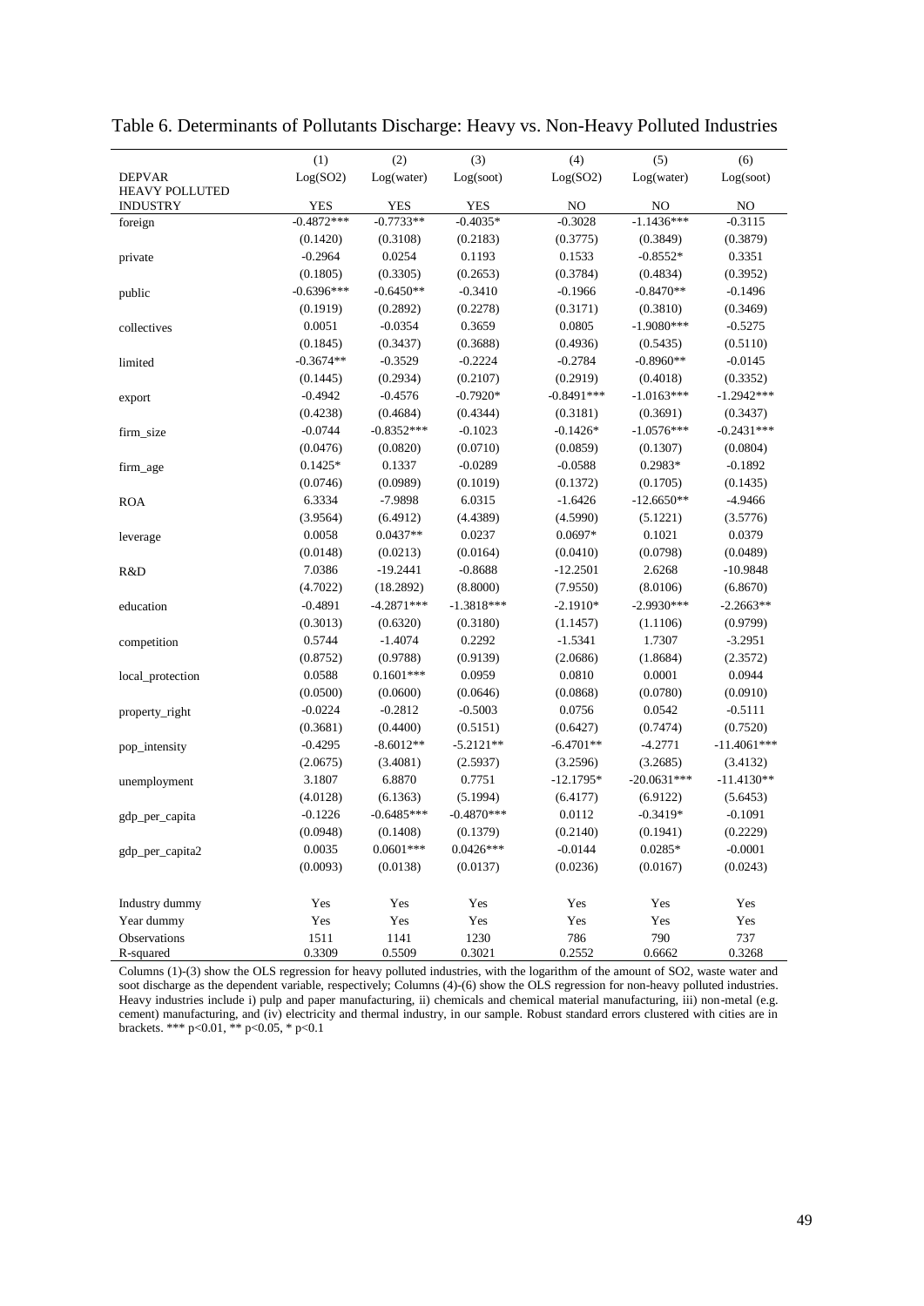Table 6. Determinants of Pollutants Discharge: Heavy vs. Non-Heavy Polluted Industries

| | (1) | (2) | (3) | (4) | (5) | (6) |
|---|---|---|---|---|---|---|
| DEPVAR | Log(SO2) | Log(water) | Log(soot) | Log(SO2) | Log(water) | Log(soot) |
| HEAVY POLLUTED INDUSTRY | YES | YES | YES | NO | NO | NO |
| foreign | -0.4872*** | -0.7733** | -0.4035* | -0.3028 | -1.1436*** | -0.3115 |
| | (0.1420) | (0.3108) | (0.2183) | (0.3775) | (0.3849) | (0.3879) |
| private | -0.2964 | 0.0254 | 0.1193 | 0.1533 | -0.8552* | 0.3351 |
| | (0.1805) | (0.3305) | (0.2653) | (0.3784) | (0.4834) | (0.3952) |
| public | -0.6396*** | -0.6450** | -0.3410 | -0.1966 | -0.8470** | -0.1496 |
| | (0.1919) | (0.2892) | (0.2278) | (0.3171) | (0.3810) | (0.3469) |
| collectives | 0.0051 | -0.0354 | 0.3659 | 0.0805 | -1.9080*** | -0.5275 |
| | (0.1845) | (0.3437) | (0.3688) | (0.4936) | (0.5435) | (0.5110) |
| limited | -0.3674** | -0.3529 | -0.2224 | -0.2784 | -0.8960** | -0.0145 |
| | (0.1445) | (0.2934) | (0.2107) | (0.2919) | (0.4018) | (0.3352) |
| export | -0.4942 | -0.4576 | -0.7920* | -0.8491*** | -1.0163*** | -1.2942*** |
| | (0.4238) | (0.4684) | (0.4344) | (0.3181) | (0.3691) | (0.3437) |
| firm_size | -0.0744 | -0.8352*** | -0.1023 | -0.1426* | -1.0576*** | -0.2431*** |
| | (0.0476) | (0.0820) | (0.0710) | (0.0859) | (0.1307) | (0.0804) |
| firm_age | 0.1425* | 0.1337 | -0.0289 | -0.0588 | 0.2983* | -0.1892 |
| | (0.0746) | (0.0989) | (0.1019) | (0.1372) | (0.1705) | (0.1435) |
| ROA | 6.3334 | -7.9898 | 6.0315 | -1.6426 | -12.6650** | -4.9466 |
| | (3.9564) | (6.4912) | (4.4389) | (4.5990) | (5.1221) | (3.5776) |
| leverage | 0.0058 | 0.0437** | 0.0237 | 0.0697* | 0.1021 | 0.0379 |
| | (0.0148) | (0.0213) | (0.0164) | (0.0410) | (0.0798) | (0.0489) |
| R&D | 7.0386 | -19.2441 | -0.8688 | -12.2501 | 2.6268 | -10.9848 |
| | (4.7022) | (18.2892) | (8.8000) | (7.9550) | (8.0106) | (6.8670) |
| education | -0.4891 | -4.2871*** | -1.3818*** | -2.1910* | -2.9930*** | -2.2663** |
| | (0.3013) | (0.6320) | (0.3180) | (1.1457) | (1.1106) | (0.9799) |
| competition | 0.5744 | -1.4074 | 0.2292 | -1.5341 | 1.7307 | -3.2951 |
| | (0.8752) | (0.9788) | (0.9139) | (2.0686) | (1.8684) | (2.3572) |
| local_protection | 0.0588 | 0.1601*** | 0.0959 | 0.0810 | 0.0001 | 0.0944 |
| | (0.0500) | (0.0600) | (0.0646) | (0.0868) | (0.0780) | (0.0910) |
| property_right | -0.0224 | -0.2812 | -0.5003 | 0.0756 | 0.0542 | -0.5111 |
| | (0.3681) | (0.4400) | (0.5151) | (0.6427) | (0.7474) | (0.7520) |
| pop_intensity | -0.4295 | -8.6012** | -5.2121** | -6.4701** | -4.2771 | -11.4061*** |
| | (2.0675) | (3.4081) | (2.5937) | (3.2596) | (3.2685) | (3.4132) |
| unemployment | 3.1807 | 6.8870 | 0.7751 | -12.1795* | -20.0631*** | -11.4130** |
| | (4.0128) | (6.1363) | (5.1994) | (6.4177) | (6.9122) | (5.6453) |
| gdp_per_capita | -0.1226 | -0.6485*** | -0.4870*** | 0.0112 | -0.3419* | -0.1091 |
| | (0.0948) | (0.1408) | (0.1379) | (0.2140) | (0.1941) | (0.2229) |
| gdp_per_capita2 | 0.0035 | 0.0601*** | 0.0426*** | -0.0144 | 0.0285* | -0.0001 |
| | (0.0093) | (0.0138) | (0.0137) | (0.0236) | (0.0167) | (0.0243) |
| Industry dummy | Yes | Yes | Yes | Yes | Yes | Yes |
| Year dummy | Yes | Yes | Yes | Yes | Yes | Yes |
| Observations | 1511 | 1141 | 1230 | 786 | 790 | 737 |
| R-squared | 0.3309 | 0.5509 | 0.3021 | 0.2552 | 0.6662 | 0.3268 |

Columns (1)-(3) show the OLS regression for heavy polluted industries, with the logarithm of the amount of SO2, waste water and soot discharge as the dependent variable, respectively; Columns (4)-(6) show the OLS regression for non-heavy polluted industries. Heavy industries include i) pulp and paper manufacturing, ii) chemicals and chemical material manufacturing, iii) non-metal (e.g. cement) manufacturing, and (iv) electricity and thermal industry, in our sample. Robust standard errors clustered with cities are in brackets. *** $p<0.01$, ** $p<0.05$, * $p<0.1$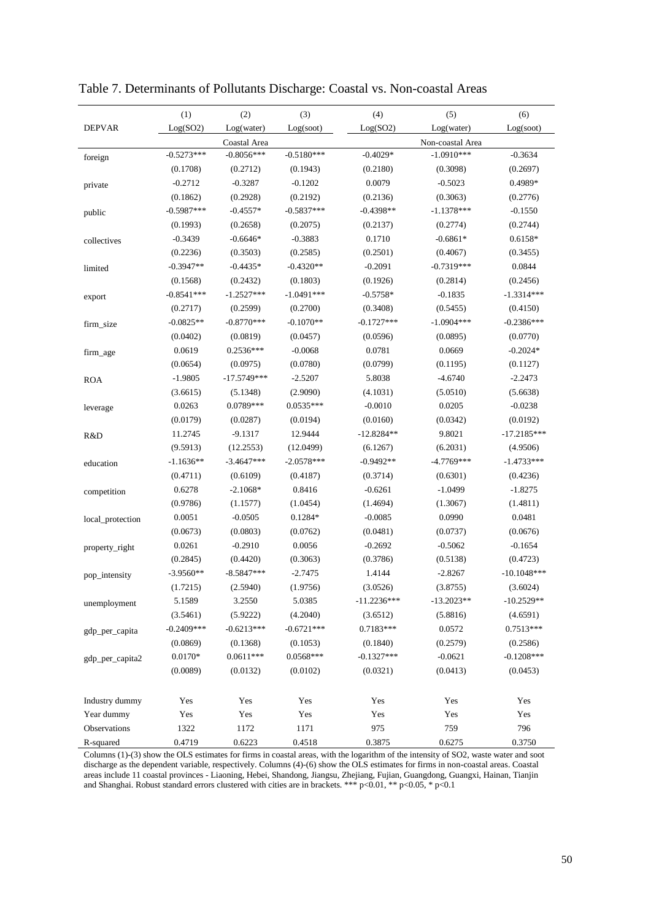Table 7. Determinants of Pollutants Discharge: Coastal vs. Non-coastal Areas

| | (1) | (2) | (3) | (4) | (5) | (6) |
|---|---|---|---|---|---|---|
| DEPVAR | Log(SO2) | Log(water) | Log(soot) | Log(SO2) | Log(water) | Log(soot) |
| | | Coastal Area | | | Non-coastal Area | |
| foreign | -0.5273*** | -0.8056*** | -0.5180*** | -0.4029* | -1.0910*** | -0.3634 |
| | (0.1708) | (0.2712) | (0.1943) | (0.2180) | (0.3098) | (0.2697) |
| private | -0.2712 | -0.3287 | -0.1202 | 0.0079 | -0.5023 | 0.4989* |
| | (0.1862) | (0.2928) | (0.2192) | (0.2136) | (0.3063) | (0.2776) |
| public | -0.5987*** | -0.4557* | -0.5837*** | -0.4398** | -1.1378*** | -0.1550 |
| | (0.1993) | (0.2658) | (0.2075) | (0.2137) | (0.2774) | (0.2744) |
| collectives | -0.3439 | -0.6646* | -0.3883 | 0.1710 | -0.6861* | 0.6158* |
| | (0.2236) | (0.3503) | (0.2585) | (0.2501) | (0.4067) | (0.3455) |
| limited | -0.3947** | -0.4435* | -0.4320** | -0.2091 | -0.7319*** | 0.0844 |
| | (0.1568) | (0.2432) | (0.1803) | (0.1926) | (0.2814) | (0.2456) |
| export | -0.8541*** | -1.2527*** | -1.0491*** | -0.5758* | -0.1835 | -1.3314*** |
| | (0.2717) | (0.2599) | (0.2700) | (0.3408) | (0.5455) | (0.4150) |
| firm_size | -0.0825** | -0.8770*** | -0.1070** | -0.1727*** | -1.0904*** | -0.2386*** |
| | (0.0402) | (0.0819) | (0.0457) | (0.0596) | (0.0895) | (0.0770) |
| firm_age | 0.0619 | 0.2536*** | -0.0068 | 0.0781 | 0.0669 | -0.2024* |
| | (0.0654) | (0.0975) | (0.0780) | (0.0799) | (0.1195) | (0.1127) |
| ROA | -1.9805 | -17.5749*** | -2.5207 | 5.8038 | -4.6740 | -2.2473 |
| | (3.6615) | (5.1348) | (2.9090) | (4.1031) | (5.0510) | (5.6638) |
| leverage | 0.0263 | 0.0789*** | 0.0535*** | -0.0010 | 0.0205 | -0.0238 |
| | (0.0179) | (0.0287) | (0.0194) | (0.0160) | (0.0342) | (0.0192) |
| R&D | 11.2745 | -9.1317 | 12.9444 | -12.8284** | 9.8021 | -17.2185*** |
| | (9.5913) | (12.2553) | (12.0499) | (6.1267) | (6.2031) | (4.9506) |
| education | -1.1636** | -3.4647*** | -2.0578*** | -0.9492** | -4.7769*** | -1.4733*** |
| | (0.4711) | (0.6109) | (0.4187) | (0.3714) | (0.6301) | (0.4236) |
| competition | 0.6278 | -2.1068* | 0.8416 | -0.6261 | -1.0499 | -1.8275 |
| | (0.9786) | (1.1577) | (1.0454) | (1.4694) | (1.3067) | (1.4811) |
| local_protection | 0.0051 | -0.0505 | 0.1284* | -0.0085 | 0.0990 | 0.0481 |
| | (0.0673) | (0.0803) | (0.0762) | (0.0481) | (0.0737) | (0.0676) |
| property_right | 0.0261 | -0.2910 | 0.0056 | -0.2692 | -0.5062 | -0.1654 |
| | (0.2845) | (0.4420) | (0.3063) | (0.3786) | (0.5138) | (0.4723) |
| pop_intensity | -3.9560** | -8.5847*** | -2.7475 | 1.4144 | -2.8267 | -10.1048*** |
| | (1.7215) | (2.5940) | (1.9756) | (3.0526) | (3.8755) | (3.6024) |
| unemployment | 5.1589 | 3.2550 | 5.0385 | -11.2236*** | -13.2023** | -10.2529** |
| | (3.5461) | (5.9222) | (4.2040) | (3.6512) | (5.8816) | (4.6591) |
| gdp_per_capita | -0.2409*** | -0.6213*** | -0.6721*** | 0.7183*** | 0.0572 | 0.7513*** |
| | (0.0869) | (0.1368) | (0.1053) | (0.1840) | (0.2579) | (0.2586) |
| gdp_per_capita2 | 0.0170* | 0.0611*** | 0.0568*** | -0.1327*** | -0.0621 | -0.1208*** |
| | (0.0089) | (0.0132) | (0.0102) | (0.0321) | (0.0413) | (0.0453) |
| Industry dummy | Yes | Yes | Yes | Yes | Yes | Yes |
| Year dummy | Yes | Yes | Yes | Yes | Yes | Yes |
| Observations | 1322 | 1172 | 1171 | 975 | 759 | 796 |
| R-squared | 0.4719 | 0.6223 | 0.4518 | 0.3875 | 0.6275 | 0.3750 |

Columns (1)-(3) show the OLS estimates for firms in coastal areas, with the logarithm of the intensity of SO2, waste water and soot discharge as the dependent variable, respectively. Columns (4)-(6) show the OLS estimates for firms in non-coastal areas. Coastal areas include 11 coastal provinces - Liaoning, Hebei, Shandong, Jiangsu, Zhejiang, Fujian, Guangdong, Guangxi, Hainan, Tianjin and Shanghai. Robust standard errors clustered with cities are in brackets. *** p<0.01, ** p<0.05, * p<0.1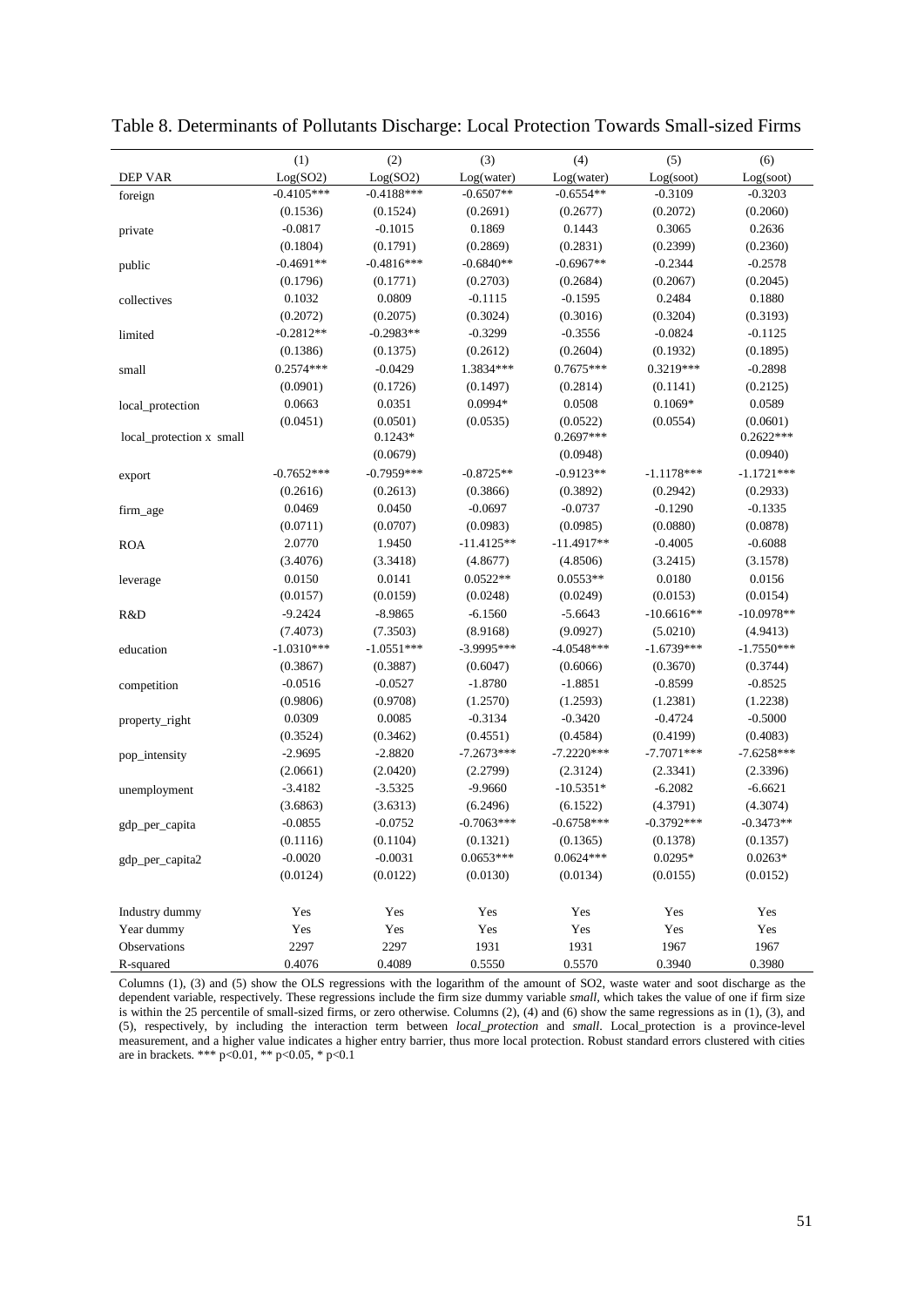Table 8. Determinants of Pollutants Discharge: Local Protection Towards Small-sized Firms

| | (1) | (2) | (3) | (4) | (5) | (6) |
|---|---|---|---|---|---|---|
| DEP VAR | Log(SO2) | Log(SO2) | Log(water) | Log(water) | Log(soot) | Log(soot) |
| foreign | -0.4105*** | -0.4188*** | -0.6507** | -0.6554** | -0.3109 | -0.3203 |
| | (0.1536) | (0.1524) | (0.2691) | (0.2677) | (0.2072) | (0.2060) |
| private | -0.0817 | -0.1015 | 0.1869 | 0.1443 | 0.3065 | 0.2636 |
| | (0.1804) | (0.1791) | (0.2869) | (0.2831) | (0.2399) | (0.2360) |
| public | -0.4691** | -0.4816*** | -0.6840** | -0.6967** | -0.2344 | -0.2578 |
| | (0.1796) | (0.1771) | (0.2703) | (0.2684) | (0.2067) | (0.2045) |
| collectives | 0.1032 | 0.0809 | -0.1115 | -0.1595 | 0.2484 | 0.1880 |
| | (0.2072) | (0.2075) | (0.3024) | (0.3016) | (0.3204) | (0.3193) |
| limited | -0.2812** | -0.2983** | -0.3299 | -0.3556 | -0.0824 | -0.1125 |
| | (0.1386) | (0.1375) | (0.2612) | (0.2604) | (0.1932) | (0.1895) |
| small | 0.2574*** | -0.0429 | 1.3834*** | 0.7675*** | 0.3219*** | -0.2898 |
| | (0.0901) | (0.1726) | (0.1497) | (0.2814) | (0.1141) | (0.2125) |
| local_protection | 0.0663 | 0.0351 | 0.0994* | 0.0508 | 0.1069* | 0.0589 |
| | (0.0451) | (0.0501) | (0.0535) | (0.0522) | (0.0554) | (0.0601) |
| local_protection x small | | 0.1243* | | 0.2697*** | | 0.2622*** |
| | | (0.0679) | | (0.0948) | | (0.0940) |
| export | -0.7652*** | -0.7959*** | -0.8725** | -0.9123** | -1.1178*** | -1.1721*** |
| | (0.2616) | (0.2613) | (0.3866) | (0.3892) | (0.2942) | (0.2933) |
| firm_age | 0.0469 | 0.0450 | -0.0697 | -0.0737 | -0.1290 | -0.1335 |
| | (0.0711) | (0.0707) | (0.0983) | (0.0985) | (0.0880) | (0.0878) |
| ROA | 2.0770 | 1.9450 | -11.4125** | -11.4917** | -0.4005 | -0.6088 |
| | (3.4076) | (3.3418) | (4.8677) | (4.8506) | (3.2415) | (3.1578) |
| leverage | 0.0150 | 0.0141 | 0.0522** | 0.0553** | 0.0180 | 0.0156 |
| | (0.0157) | (0.0159) | (0.0248) | (0.0249) | (0.0153) | (0.0154) |
| R&D | -9.2424 | -8.9865 | -6.1560 | -5.6643 | -10.6616** | -10.0978** |
| | (7.4073) | (7.3503) | (8.9168) | (9.0927) | (5.0210) | (4.9413) |
| education | -1.0310*** | -1.0551*** | -3.9995*** | -4.0548*** | -1.6739*** | -1.7550*** |
| | (0.3867) | (0.3887) | (0.6047) | (0.6066) | (0.3670) | (0.3744) |
| competition | -0.0516 | -0.0527 | -1.8780 | -1.8851 | -0.8599 | -0.8525 |
| | (0.9806) | (0.9708) | (1.2570) | (1.2593) | (1.2381) | (1.2238) |
| property_right | 0.0309 | 0.0085 | -0.3134 | -0.3420 | -0.4724 | -0.5000 |
| | (0.3524) | (0.3462) | (0.4551) | (0.4584) | (0.4199) | (0.4083) |
| pop_intensity | -2.9695 | -2.8820 | -7.2673*** | -7.2220*** | -7.7071*** | -7.6258*** |
| | (2.0661) | (2.0420) | (2.2799) | (2.3124) | (2.3341) | (2.3396) |
| unemployment | -3.4182 | -3.5325 | -9.9660 | -10.5351* | -6.2082 | -6.6621 |
| | (3.6863) | (3.6313) | (6.2496) | (6.1522) | (4.3791) | (4.3074) |
| gdp_per_capita | -0.0855 | -0.0752 | -0.7063*** | -0.6758*** | -0.3792*** | -0.3473** |
| | (0.1116) | (0.1104) | (0.1321) | (0.1365) | (0.1378) | (0.1357) |
| gdp_per_capita2 | -0.0020 | -0.0031 | 0.0653*** | 0.0624*** | 0.0295* | 0.0263* |
| | (0.0124) | (0.0122) | (0.0130) | (0.0134) | (0.0155) | (0.0152) |
| Industry dummy | Yes | Yes | Yes | Yes | Yes | Yes |
| Year dummy | Yes | Yes | Yes | Yes | Yes | Yes |
| Observations | 2297 | 2297 | 1931 | 1931 | 1967 | 1967 |
| R-squared | 0.4076 | 0.4089 | 0.5550 | 0.5570 | 0.3940 | 0.3980 |

Columns (1), (3) and (5) show the OLS regressions with the logarithm of the amount of SO2, waste water and soot discharge as the dependent variable, respectively. These regressions include the firm size dummy variable *small*, which takes the value of one if firm size is within the 25 percentile of small-sized firms, or zero otherwise. Columns (2), (4) and (6) show the same regressions as in (1), (3), and (5), respectively, by including the interaction term between *local_protection* and *small*. Local_protection is a province-level measurement, and a higher value indicates a higher entry barrier, thus more local protection. Robust standard errors clustered with cities are in brackets. *** p<0.01, ** p<0.05, * p<0.1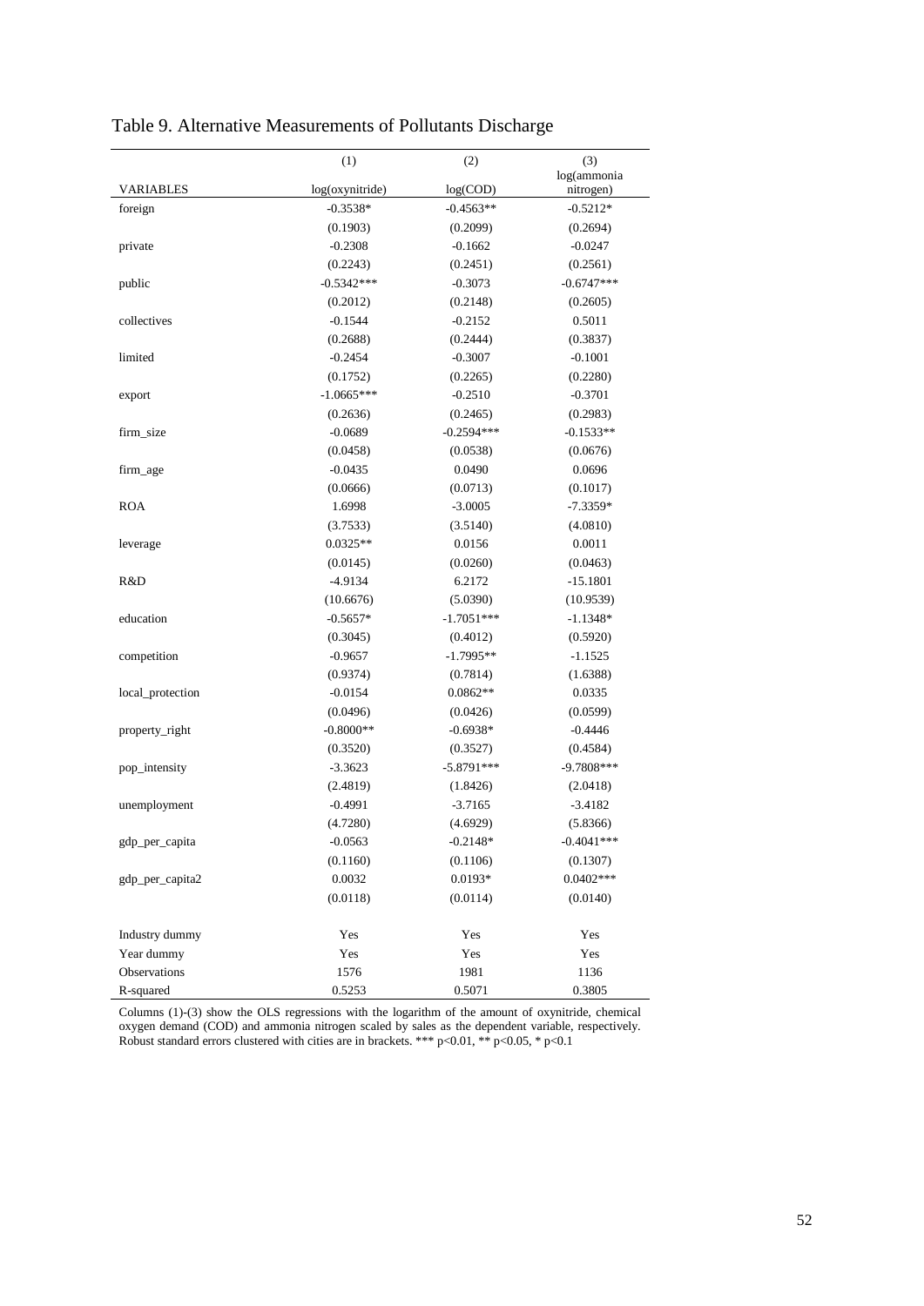Table 9. Alternative Measurements of Pollutants Discharge

| | (1) | (2) | (3) |
|---|---|---|---|
| VARIABLES | log(oxynitride) | log(COD) | log(ammonia nitrogen) |
| foreign | -0.3538* | -0.4563** | -0.5212* |
| | (0.1903) | (0.2099) | (0.2694) |
| private | -0.2308 | -0.1662 | -0.0247 |
| | (0.2243) | (0.2451) | (0.2561) |
| public | -0.5342*** | -0.3073 | -0.6747*** |
| | (0.2012) | (0.2148) | (0.2605) |
| collectives | -0.1544 | -0.2152 | 0.5011 |
| | (0.2688) | (0.2444) | (0.3837) |
| limited | -0.2454 | -0.3007 | -0.1001 |
| | (0.1752) | (0.2265) | (0.2280) |
| export | -1.0665*** | -0.2510 | -0.3701 |
| | (0.2636) | (0.2465) | (0.2983) |
| firm_size | -0.0689 | -0.2594*** | -0.1533** |
| | (0.0458) | (0.0538) | (0.0676) |
| firm_age | -0.0435 | 0.0490 | 0.0696 |
| | (0.0666) | (0.0713) | (0.1017) |
| ROA | 1.6998 | -3.0005 | -7.3359* |
| | (3.7533) | (3.5140) | (4.0810) |
| leverage | 0.0325** | 0.0156 | 0.0011 |
| | (0.0145) | (0.0260) | (0.0463) |
| R&D | -4.9134 | 6.2172 | -15.1801 |
| | (10.6676) | (5.0390) | (10.9539) |
| education | -0.5657* | -1.7051*** | -1.1348* |
| | (0.3045) | (0.4012) | (0.5920) |
| competition | -0.9657 | -1.7995** | -1.1525 |
| | (0.9374) | (0.7814) | (1.6388) |
| local_protection | -0.0154 | 0.0862** | 0.0335 |
| | (0.0496) | (0.0426) | (0.0599) |
| property_right | -0.8000** | -0.6938* | -0.4446 |
| | (0.3520) | (0.3527) | (0.4584) |
| pop_intensity | -3.3623 | -5.8791*** | -9.7808*** |
| | (2.4819) | (1.8426) | (2.0418) |
| unemployment | -0.4991 | -3.7165 | -3.4182 |
| | (4.7280) | (4.6929) | (5.8366) |
| gdp_per_capita | -0.0563 | -0.2148* | -0.4041*** |
| | (0.1160) | (0.1106) | (0.1307) |
| gdp_per_capita2 | 0.0032 | 0.0193* | 0.0402*** |
| | (0.0118) | (0.0114) | (0.0140) |
| Industry dummy | Yes | Yes | Yes |
| Year dummy | Yes | Yes | Yes |
| Observations | 1576 | 1981 | 1136 |
| R-squared | 0.5253 | 0.5071 | 0.3805 |

Columns (1)-(3) show the OLS regressions with the logarithm of the amount of oxynitride, chemical oxygen demand (COD) and ammonia nitrogen scaled by sales as the dependent variable, respectively. Robust standard errors clustered with cities are in brackets. *** $p<0.01$, ** $p<0.05$, * $p<0.1$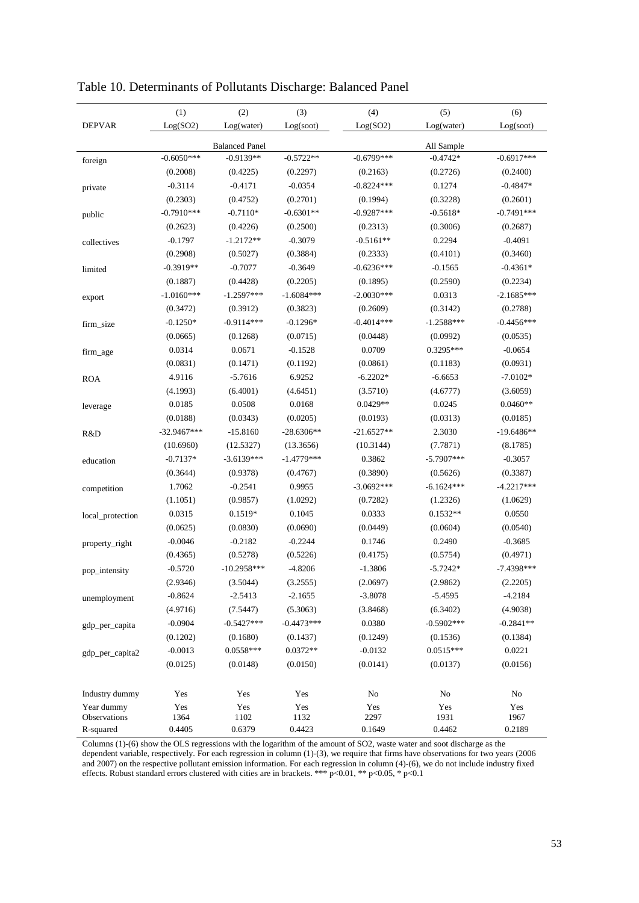Table 10. Determinants of Pollutants Discharge: Balanced Panel

| | (1) | (2) | (3) | (4) | (5) | (6) |
|---|---|---|---|---|---|---|
| DEPVAR | Log(SO2) | Log(water) | Log(soot) | Log(SO2) | Log(water) | Log(soot) |
| | | Balanced Panel | | | All Sample | |
| foreign | -0.6050*** | -0.9139** | -0.5722** | -0.6799*** | -0.4742* | -0.6917*** |
| | (0.2008) | (0.4225) | (0.2297) | (0.2163) | (0.2726) | (0.2400) |
| private | -0.3114 | -0.4171 | -0.0354 | -0.8224*** | 0.1274 | -0.4847* |
| | (0.2303) | (0.4752) | (0.2701) | (0.1994) | (0.3228) | (0.2601) |
| public | -0.7910*** | -0.7110* | -0.6301** | -0.9287*** | -0.5618* | -0.7491*** |
| | (0.2623) | (0.4226) | (0.2500) | (0.2313) | (0.3006) | (0.2687) |
| collectives | -0.1797 | -1.2172** | -0.3079 | -0.5161** | 0.2294 | -0.4091 |
| | (0.2908) | (0.5027) | (0.3884) | (0.2333) | (0.4101) | (0.3460) |
| limited | -0.3919** | -0.7077 | -0.3649 | -0.6236*** | -0.1565 | -0.4361* |
| | (0.1887) | (0.4428) | (0.2205) | (0.1895) | (0.2590) | (0.2234) |
| export | -1.0160*** | -1.2597*** | -1.6084*** | -2.0030*** | 0.0313 | -2.1685*** |
| | (0.3472) | (0.3912) | (0.3823) | (0.2609) | (0.3142) | (0.2788) |
| firm_size | -0.1250* | -0.9114*** | -0.1296* | -0.4014*** | -1.2588*** | -0.4456*** |
| | (0.0665) | (0.1268) | (0.0715) | (0.0448) | (0.0992) | (0.0535) |
| firm_age | 0.0314 | 0.0671 | -0.1528 | 0.0709 | 0.3295*** | -0.0654 |
| | (0.0831) | (0.1471) | (0.1192) | (0.0861) | (0.1183) | (0.0931) |
| ROA | 4.9116 | -5.7616 | 6.9252 | -6.2202* | -6.6653 | -7.0102* |
| | (4.1993) | (6.4001) | (4.6451) | (3.5710) | (4.6777) | (3.6059) |
| leverage | 0.0185 | 0.0508 | 0.0168 | 0.0429** | 0.0245 | 0.0460** |
| | (0.0188) | (0.0343) | (0.0205) | (0.0193) | (0.0313) | (0.0185) |
| R&D | -32.9467*** | -15.8160 | -28.6306** | -21.6527** | 2.3030 | -19.6486** |
| | (10.6960) | (12.5327) | (13.3656) | (10.3144) | (7.7871) | (8.1785) |
| education | -0.7137* | -3.6139*** | -1.4779*** | 0.3862 | -5.7907*** | -0.3057 |
| | (0.3644) | (0.9378) | (0.4767) | (0.3890) | (0.5626) | (0.3387) |
| competition | 1.7062 | -0.2541 | 0.9955 | -3.0692*** | -6.1624*** | -4.2217*** |
| | (1.1051) | (0.9857) | (1.0292) | (0.7282) | (1.2326) | (1.0629) |
| local_protection | 0.0315 | 0.1519* | 0.1045 | 0.0333 | 0.1532** | 0.0550 |
| | (0.0625) | (0.0830) | (0.0690) | (0.0449) | (0.0604) | (0.0540) |
| property_right | -0.0046 | -0.2182 | -0.2244 | 0.1746 | 0.2490 | -0.3685 |
| | (0.4365) | (0.5278) | (0.5226) | (0.4175) | (0.5754) | (0.4971) |
| pop_intensity | -0.5720 | -10.2958*** | -4.8206 | -1.3806 | -5.7242* | -7.4398*** |
| | (2.9346) | (3.5044) | (3.2555) | (2.0697) | (2.9862) | (2.2205) |
| unemployment | -0.8624 | -2.5413 | -2.1655 | -3.8078 | -5.4595 | -4.2184 |
| | (4.9716) | (7.5447) | (5.3063) | (3.8468) | (6.3402) | (4.9038) |
| gdp_per_capita | -0.0904 | -0.5427*** | -0.4473*** | 0.0380 | -0.5902*** | -0.2841** |
| | (0.1202) | (0.1680) | (0.1437) | (0.1249) | (0.1536) | (0.1384) |
| gdp_per_capita2 | -0.0013 | 0.0558*** | 0.0372** | -0.0132 | 0.0515*** | 0.0221 |
| | (0.0125) | (0.0148) | (0.0150) | (0.0141) | (0.0137) | (0.0156) |
| Industry dummy | Yes | Yes | Yes | No | No | No |
| Year dummy | Yes | Yes | Yes | Yes | Yes | Yes |
| Observations | 1364 | 1102 | 1132 | 2297 | 1931 | 1967 |
| R-squared | 0.4405 | 0.6379 | 0.4423 | 0.1649 | 0.4462 | 0.2189 |

Columns (1)-(6) show the OLS regressions with the logarithm of the amount of SO2, waste water and soot discharge as the dependent variable, respectively. For each regression in column (1)-(3), we require that firms have observations for two years (2006 and 2007) on the respective pollutant emission information. For each regression in column (4)-(6), we do not include industry fixed effects. Robust standard errors clustered with cities are in brackets. *** p<0.01, ** p<0.05, * p<0.1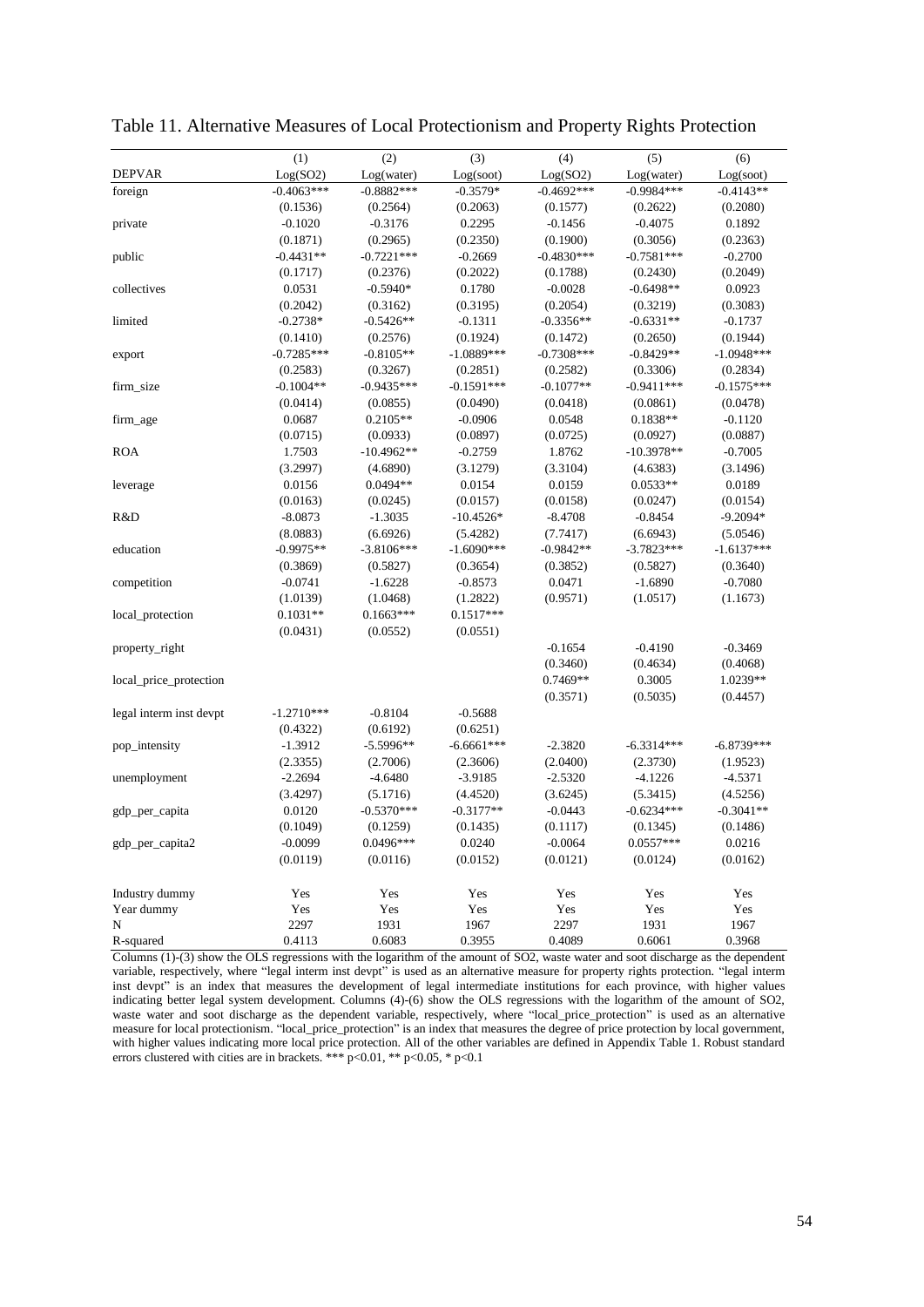# Table 11. Alternative Measures of Local Protectionism and Property Rights Protection

| | (1) | (2) | (3) | (4) | (5) | (6) |
|---|---|---|---|---|---|---|
| DEPVAR | Log(SO2) | Log(water) | Log(soot) | Log(SO2) | Log(water) | Log(soot) |
| foreign | -0.4063*** | -0.8882*** | -0.3579* | -0.4692*** | -0.9984*** | -0.4143** |
| | (0.1536) | (0.2564) | (0.2063) | (0.1577) | (0.2622) | (0.2080) |
| private | -0.1020 | -0.3176 | 0.2295 | -0.1456 | -0.4075 | 0.1892 |
| | (0.1871) | (0.2965) | (0.2350) | (0.1900) | (0.3056) | (0.2363) |
| public | -0.4431** | -0.7221*** | -0.2669 | -0.4830*** | -0.7581*** | -0.2700 |
| | (0.1717) | (0.2376) | (0.2022) | (0.1788) | (0.2430) | (0.2049) |
| collectives | 0.0531 | -0.5940* | 0.1780 | -0.0028 | -0.6498** | 0.0923 |
| | (0.2042) | (0.3162) | (0.3195) | (0.2054) | (0.3219) | (0.3083) |
| limited | -0.2738* | -0.5426** | -0.1311 | -0.3356** | -0.6331** | -0.1737 |
| | (0.1410) | (0.2576) | (0.1924) | (0.1472) | (0.2650) | (0.1944) |
| export | -0.7285*** | -0.8105** | -1.0889*** | -0.7308*** | -0.8429** | -1.0948*** |
| | (0.2583) | (0.3267) | (0.2851) | (0.2582) | (0.3306) | (0.2834) |
| firm_size | -0.1004** | -0.9435*** | -0.1591*** | -0.1077** | -0.9411*** | -0.1575*** |
| | (0.0414) | (0.0855) | (0.0490) | (0.0418) | (0.0861) | (0.0478) |
| firm_age | 0.0687 | 0.2105** | -0.0906 | 0.0548 | 0.1838** | -0.1120 |
| | (0.0715) | (0.0933) | (0.0897) | (0.0725) | (0.0927) | (0.0887) |
| ROA | 1.7503 | -10.4962** | -0.2759 | 1.8762 | -10.3978** | -0.7005 |
| | (3.2997) | (4.6890) | (3.1279) | (3.3104) | (4.6383) | (3.1496) |
| leverage | 0.0156 | 0.0494** | 0.0154 | 0.0159 | 0.0533** | 0.0189 |
| | (0.0163) | (0.0245) | (0.0157) | (0.0158) | (0.0247) | (0.0154) |
| R&D | -8.0873 | -1.3035 | -10.4526* | -8.4708 | -0.8454 | -9.2094* |
| | (8.0883) | (6.6926) | (5.4282) | (7.7417) | (6.6943) | (5.0546) |
| education | -0.9975** | -3.8106*** | -1.6090*** | -0.9842** | -3.7823*** | -1.6137*** |
| | (0.3869) | (0.5827) | (0.3654) | (0.3852) | (0.5827) | (0.3640) |
| competition | -0.0741 | -1.6228 | -0.8573 | 0.0471 | -1.6890 | -0.7080 |
| | (1.0139) | (1.0468) | (1.2822) | (0.9571) | (1.0517) | (1.1673) |
| local_protection | 0.1031** | 0.1663*** | 0.1517*** | | | |
| | (0.0431) | (0.0552) | (0.0551) | | | |
| property_right | | | | -0.1654 | -0.4190 | -0.3469 |
| | | | | (0.3460) | (0.4634) | (0.4068) |
| local_price_protection | | | | 0.7469** | 0.3005 | 1.0239** |
| | | | | (0.3571) | (0.5035) | (0.4457) |
| legal interm inst devpt | -1.2710*** | -0.8104 | -0.5688 | | | |
| | (0.4322) | (0.6192) | (0.6251) | | | |
| pop_intensity | -1.3912 | -5.5996** | -6.6661*** | -2.3820 | -6.3314*** | -6.8739*** |
| | (2.3355) | (2.7006) | (2.3606) | (2.0400) | (2.3730) | (1.9523) |
| unemployment | -2.2694 | -4.6480 | -3.9185 | -2.5320 | -4.1226 | -4.5371 |
| | (3.4297) | (5.1716) | (4.4520) | (3.6245) | (5.3415) | (4.5256) |
| gdp_per_capita | 0.0120 | -0.5370*** | -0.3177** | -0.0443 | -0.6234*** | -0.3041** |
| | (0.1049) | (0.1259) | (0.1435) | (0.1117) | (0.1345) | (0.1486) |
| gdp_per_capita2 | -0.0099 | 0.0496*** | 0.0240 | -0.0064 | 0.0557*** | 0.0216 |
| | (0.0119) | (0.0116) | (0.0152) | (0.0121) | (0.0124) | (0.0162) |
| Industry dummy | Yes | Yes | Yes | Yes | Yes | Yes |
| Year dummy | Yes | Yes | Yes | Yes | Yes | Yes |
| N | 2297 | 1931 | 1967 | 2297 | 1931 | 1967 |
| R-squared | 0.4113 | 0.6083 | 0.3955 | 0.4089 | 0.6061 | 0.3968 |

Columns (1)-(3) show the OLS regressions with the logarithm of the amount of SO2, waste water and soot discharge as the dependent variable, respectively, where "legal interm inst devpt" is used as an alternative measure for property rights protection. "legal interm inst devpt" is an index that measures the development of legal intermediate institutions for each province, with higher values indicating better legal system development. Columns (4)-(6) show the OLS regressions with the logarithm of the amount of SO2, waste water and soot discharge as the dependent variable, respectively, where "local_price_protection" is used as an alternative measure for local protectionism. "local_price_protection" is an index that measures the degree of price protection by local government, with higher values indicating more local price protection. All of the other variables are defined in Appendix Table 1. Robust standard errors clustered with cities are in brackets. *** p<0.01, ** p<0.05, * p<0.1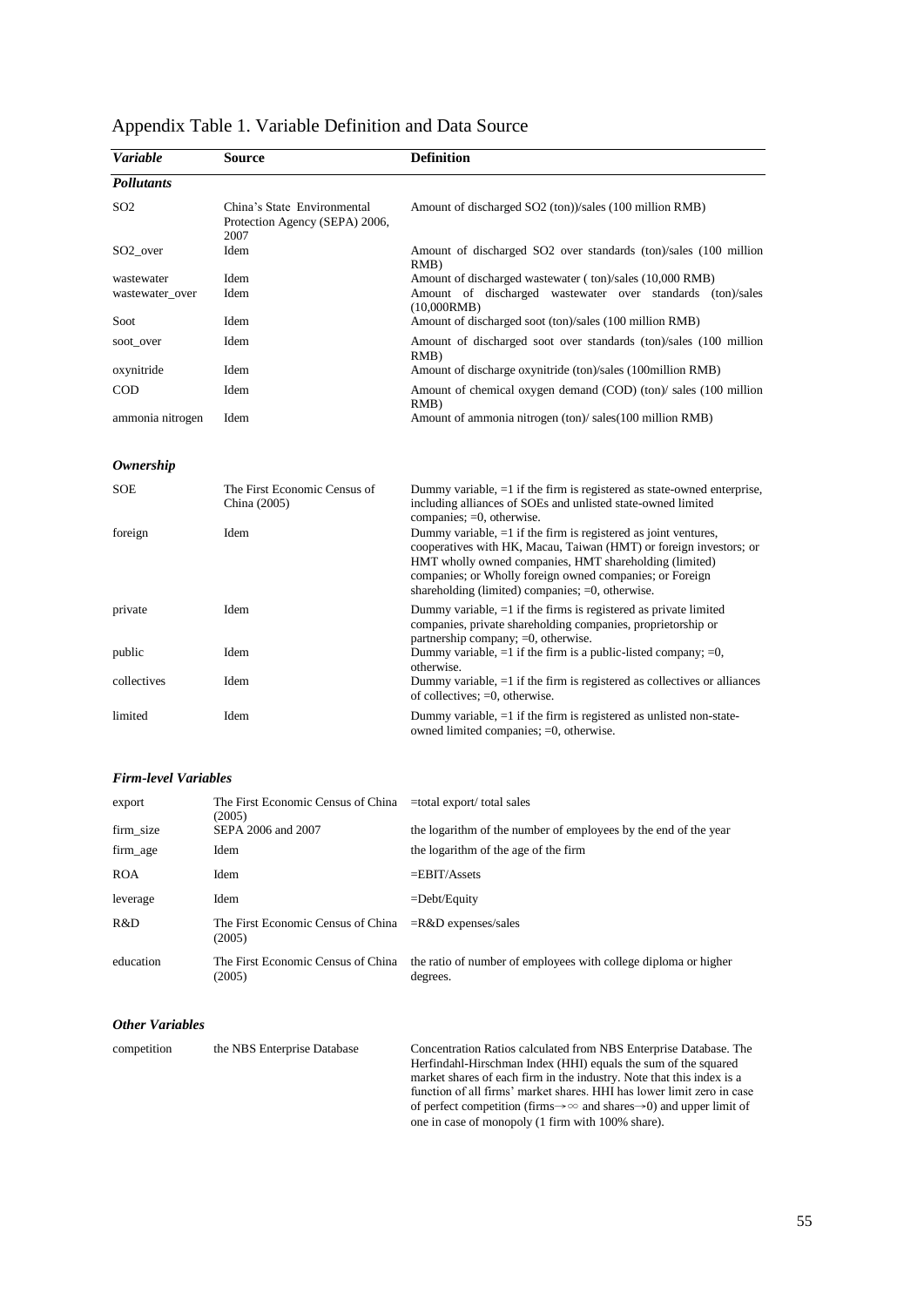# Appendix Table 1. Variable Definition and Data Source

| *Variable* | Source | Definition |
|---|---|---|
| ***Pollutants*** | | |
| SO2 | China's State Environmental Protection Agency (SEPA) 2006, 2007 | Amount of discharged SO2 (ton))/sales (100 million RMB) |
| SO2_over | Idem | Amount of discharged SO2 over standards (ton)/sales (100 million RMB) |
| wastewater | Idem | Amount of discharged wastewater ( ton)/sales (10,000 RMB) |
| wastewater_over | Idem | Amount of discharged wastewater over standards (ton)/sales (10,000RMB) |
| Soot | Idem | Amount of discharged soot (ton)/sales (100 million RMB) |
| soot_over | Idem | Amount of discharged soot over standards (ton)/sales (100 million RMB) |
| oxynitride | Idem | Amount of discharge oxynitride (ton)/sales (100million RMB) |
| COD | Idem | Amount of chemical oxygen demand (COD) (ton)/ sales (100 million RMB) |
| ammonia nitrogen | Idem | Amount of ammonia nitrogen (ton)/ sales(100 million RMB) |
| ***Ownership*** | | |
| SOE | The First Economic Census of China (2005) | Dummy variable, =1 if the firm is registered as state-owned enterprise, including alliances of SOEs and unlisted state-owned limited companies; =0, otherwise. |
| foreign | Idem | Dummy variable, =1 if the firm is registered as joint ventures, cooperatives with HK, Macau, Taiwan (HMT) or foreign investors; or HMT wholly owned companies, HMT shareholding (limited) companies; or Wholly foreign owned companies; or Foreign shareholding (limited) companies; =0, otherwise. |
| private | Idem | Dummy variable, =1 if the firms is registered as private limited companies, private shareholding companies, proprietorship or partnership company; =0, otherwise. |
| public | Idem | Dummy variable, =1 if the firm is a public-listed company; =0, otherwise. |
| collectives | Idem | Dummy variable, =1 if the firm is registered as collectives or alliances of collectives; =0, otherwise. |
| limited | Idem | Dummy variable, =1 if the firm is registered as unlisted non-state-owned limited companies; =0, otherwise. |
| ***Firm-level Variables*** | | |
| export | The First Economic Census of China (2005) | =total export/ total sales |
| firm_size | SEPA 2006 and 2007 | the logarithm of the number of employees by the end of the year |
| firm_age | Idem | the logarithm of the age of the firm |
| ROA | Idem | =EBIT/Assets |
| leverage | Idem | =Debt/Equity |
| R&D | The First Economic Census of China (2005) | =R&D expenses/sales |
| education | The First Economic Census of China (2005) | the ratio of number of employees with college diploma or higher degrees. |
| ***Other Variables*** | | |
| competition | the NBS Enterprise Database | Concentration Ratios calculated from NBS Enterprise Database. The Herfindahl-Hirschman Index (HHI) equals the sum of the squared market shares of each firm in the industry. Note that this index is a function of all firms' market shares. HHI has lower limit zero in case of perfect competition (firms$\rightarrow\infty$ and shares$\rightarrow$0) and upper limit of one in case of monopoly (1 firm with 100% share). |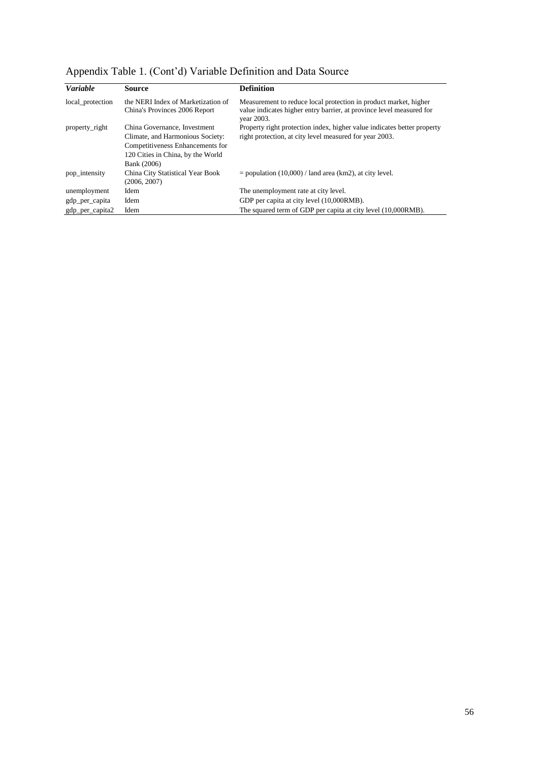Appendix Table 1. (Cont'd) Variable Definition and Data Source

| *Variable* | **Source** | **Definition** |
|---|---|---|
| local_protection | the NERI Index of Marketization of China's Provinces 2006 Report | Measurement to reduce local protection in product market, higher value indicates higher entry barrier, at province level measured for year 2003. |
| property_right | China Governance, Investment Climate, and Harmonious Society: Competitiveness Enhancements for 120 Cities in China, by the World Bank (2006) | Property right protection index, higher value indicates better property right protection, at city level measured for year 2003. |
| pop_intensity | China City Statistical Year Book (2006, 2007) | = population (10,000) / land area (km2), at city level. |
| unemployment | Idem | The unemployment rate at city level. |
| gdp_per_capita | Idem | GDP per capita at city level (10,000RMB). |
| gdp_per_capita2 | Idem | The squared term of GDP per capita at city level (10,000RMB). |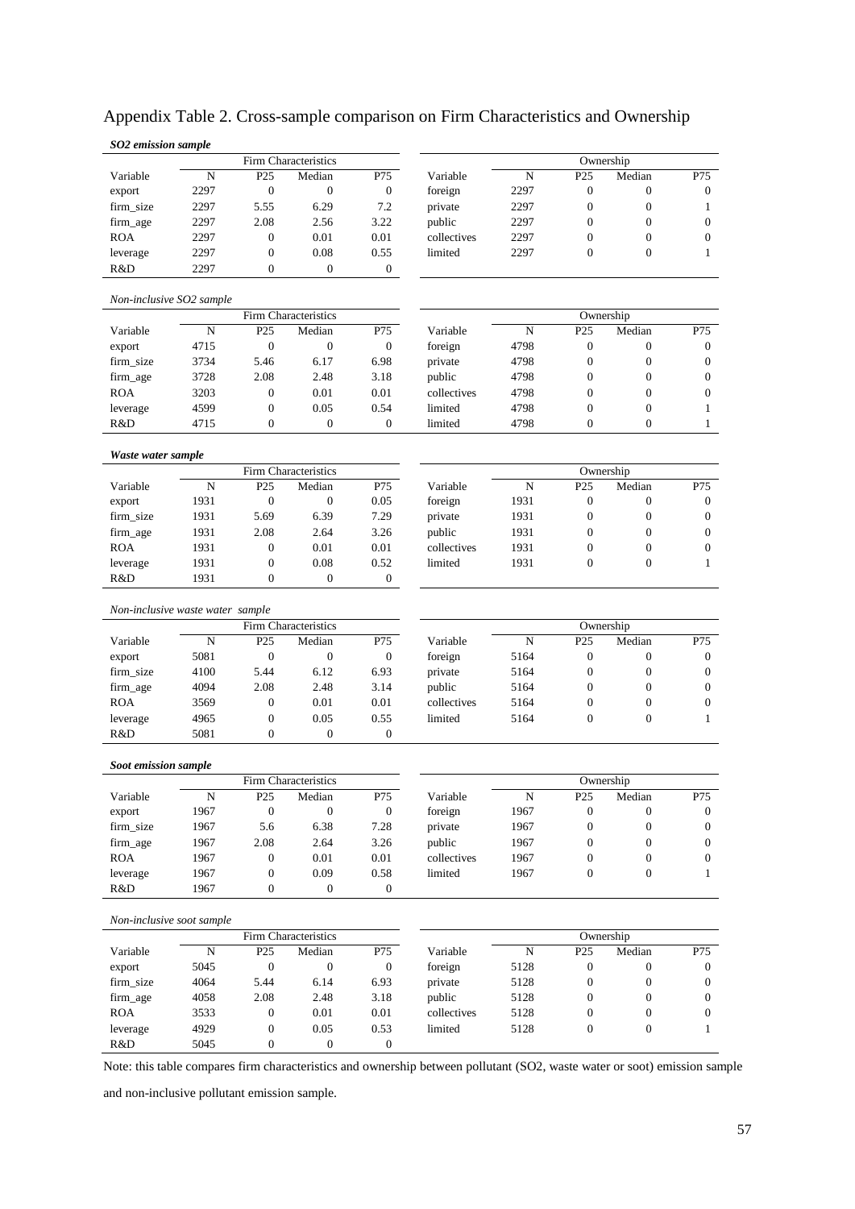# Appendix Table 2. Cross-sample comparison on Firm Characteristics and Ownership

***SO2 emission sample***

| Firm Characteristics | | | | | Ownership | | | | |
|---|---|---|---|---|---|---|---|---|---|
| Variable | N | P25 | Median | P75 | Variable | N | P25 | Median | P75 |
| export | 2297 | 0 | 0 | 0 | foreign | 2297 | 0 | 0 | 0 |
| firm_size | 2297 | 5.55 | 6.29 | 7.2 | private | 2297 | 0 | 0 | 1 |
| firm_age | 2297 | 2.08 | 2.56 | 3.22 | public | 2297 | 0 | 0 | 0 |
| ROA | 2297 | 0 | 0.01 | 0.01 | collectives | 2297 | 0 | 0 | 0 |
| leverage | 2297 | 0 | 0.08 | 0.55 | limited | 2297 | 0 | 0 | 1 |
| R&D | 2297 | 0 | 0 | 0 | | | | | |

*Non-inclusive SO2 sample*

| Firm Characteristics | | | | | Ownership | | | | |
|---|---|---|---|---|---|---|---|---|---|
| Variable | N | P25 | Median | P75 | Variable | N | P25 | Median | P75 |
| export | 4715 | 0 | 0 | 0 | foreign | 4798 | 0 | 0 | 0 |
| firm_size | 3734 | 5.46 | 6.17 | 6.98 | private | 4798 | 0 | 0 | 0 |
| firm_age | 3728 | 2.08 | 2.48 | 3.18 | public | 4798 | 0 | 0 | 0 |
| ROA | 3203 | 0 | 0.01 | 0.01 | collectives | 4798 | 0 | 0 | 0 |
| leverage | 4599 | 0 | 0.05 | 0.54 | limited | 4798 | 0 | 0 | 1 |
| R&D | 4715 | 0 | 0 | 0 | limited | 4798 | 0 | 0 | 1 |

***Waste water sample***

| Firm Characteristics | | | | | Ownership | | | | |
|---|---|---|---|---|---|---|---|---|---|
| Variable | N | P25 | Median | P75 | Variable | N | P25 | Median | P75 |
| export | 1931 | 0 | 0 | 0.05 | foreign | 1931 | 0 | 0 | 0 |
| firm_size | 1931 | 5.69 | 6.39 | 7.29 | private | 1931 | 0 | 0 | 0 |
| firm_age | 1931 | 2.08 | 2.64 | 3.26 | public | 1931 | 0 | 0 | 0 |
| ROA | 1931 | 0 | 0.01 | 0.01 | collectives | 1931 | 0 | 0 | 0 |
| leverage | 1931 | 0 | 0.08 | 0.52 | limited | 1931 | 0 | 0 | 1 |
| R&D | 1931 | 0 | 0 | 0 | | | | | |

*Non-inclusive waste water sample*

| Firm Characteristics | | | | | Ownership | | | | |
|---|---|---|---|---|---|---|---|---|---|
| Variable | N | P25 | Median | P75 | Variable | N | P25 | Median | P75 |
| export | 5081 | 0 | 0 | 0 | foreign | 5164 | 0 | 0 | 0 |
| firm_size | 4100 | 5.44 | 6.12 | 6.93 | private | 5164 | 0 | 0 | 0 |
| firm_age | 4094 | 2.08 | 2.48 | 3.14 | public | 5164 | 0 | 0 | 0 |
| ROA | 3569 | 0 | 0.01 | 0.01 | collectives | 5164 | 0 | 0 | 0 |
| leverage | 4965 | 0 | 0.05 | 0.55 | limited | 5164 | 0 | 0 | 1 |
| R&D | 5081 | 0 | 0 | 0 | | | | | |

***Soot emission sample***

| Firm Characteristics | | | | | Ownership | | | | |
|---|---|---|---|---|---|---|---|---|---|
| Variable | N | P25 | Median | P75 | Variable | N | P25 | Median | P75 |
| export | 1967 | 0 | 0 | 0 | foreign | 1967 | 0 | 0 | 0 |
| firm_size | 1967 | 5.6 | 6.38 | 7.28 | private | 1967 | 0 | 0 | 0 |
| firm_age | 1967 | 2.08 | 2.64 | 3.26 | public | 1967 | 0 | 0 | 0 |
| ROA | 1967 | 0 | 0.01 | 0.01 | collectives | 1967 | 0 | 0 | 0 |
| leverage | 1967 | 0 | 0.09 | 0.58 | limited | 1967 | 0 | 0 | 1 |
| R&D | 1967 | 0 | 0 | 0 | | | | | |

*Non-inclusive soot sample*

| Firm Characteristics | | | | | Ownership | | | | |
|---|---|---|---|---|---|---|---|---|---|
| Variable | N | P25 | Median | P75 | Variable | N | P25 | Median | P75 |
| export | 5045 | 0 | 0 | 0 | foreign | 5128 | 0 | 0 | 0 |
| firm_size | 4064 | 5.44 | 6.14 | 6.93 | private | 5128 | 0 | 0 | 0 |
| firm_age | 4058 | 2.08 | 2.48 | 3.18 | public | 5128 | 0 | 0 | 0 |
| ROA | 3533 | 0 | 0.01 | 0.01 | collectives | 5128 | 0 | 0 | 0 |
| leverage | 4929 | 0 | 0.05 | 0.53 | limited | 5128 | 0 | 0 | 1 |
| R&D | 5045 | 0 | 0 | 0 | | | | | |

Note: this table compares firm characteristics and ownership between pollutant (SO2, waste water or soot) emission sample and non-inclusive pollutant emission sample.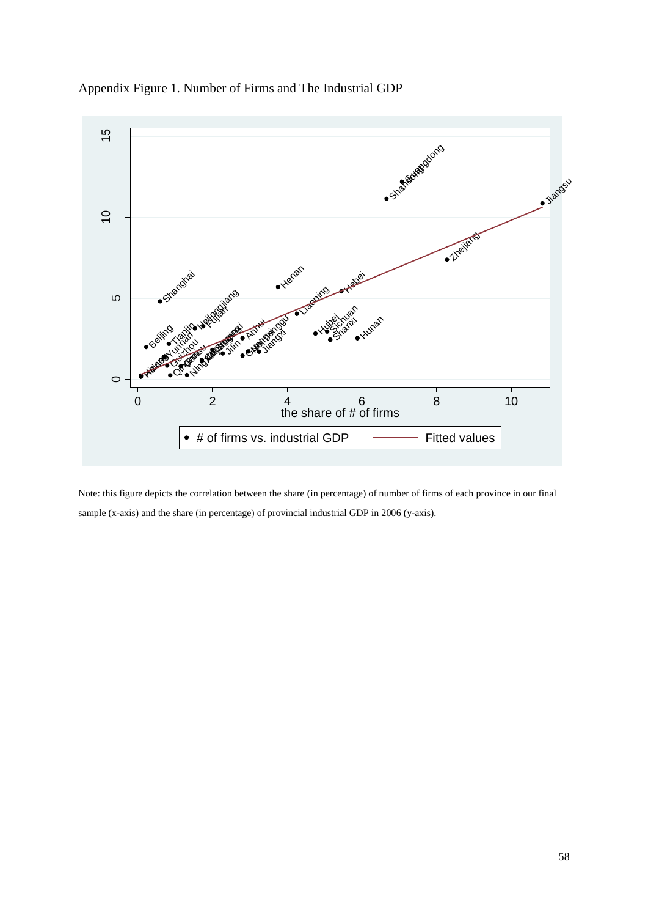Appendix Figure 1. Number of Firms and The Industrial GDP

Note: this figure depicts the correlation between the share (in percentage) of number of firms of each province in our final sample (x-axis) and the share (in percentage) of provincial industrial GDP in 2006 (y-axis).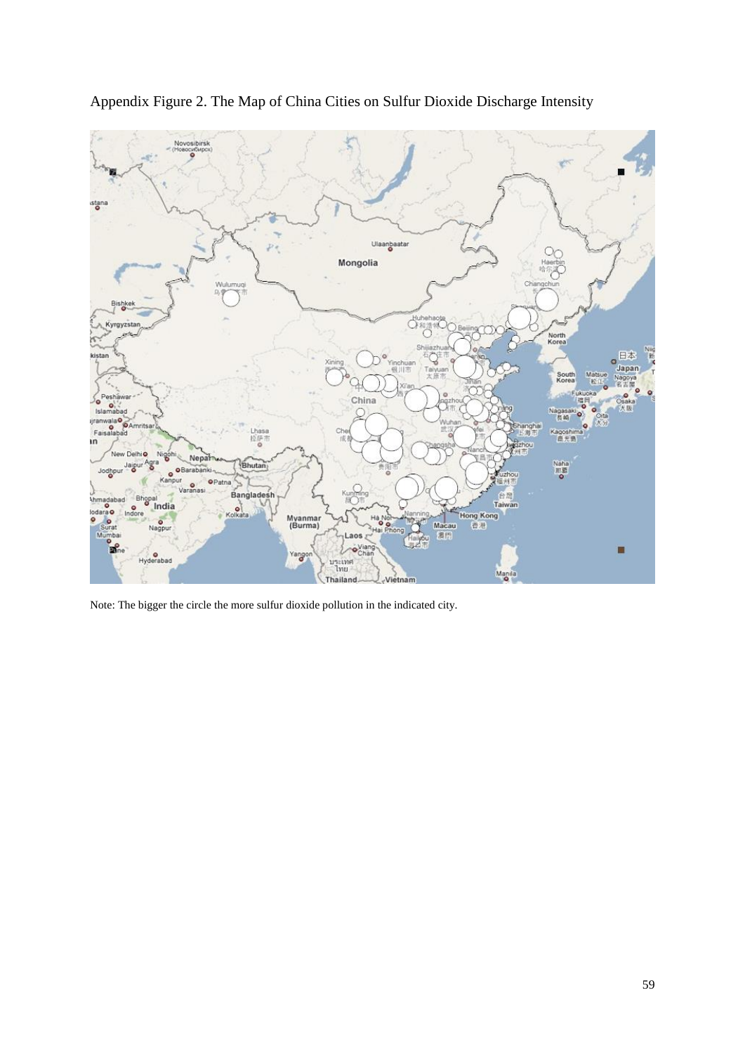Appendix Figure 2. The Map of China Cities on Sulfur Dioxide Discharge Intensity

Note: The bigger the circle the more sulfur dioxide pollution in the indicated city.